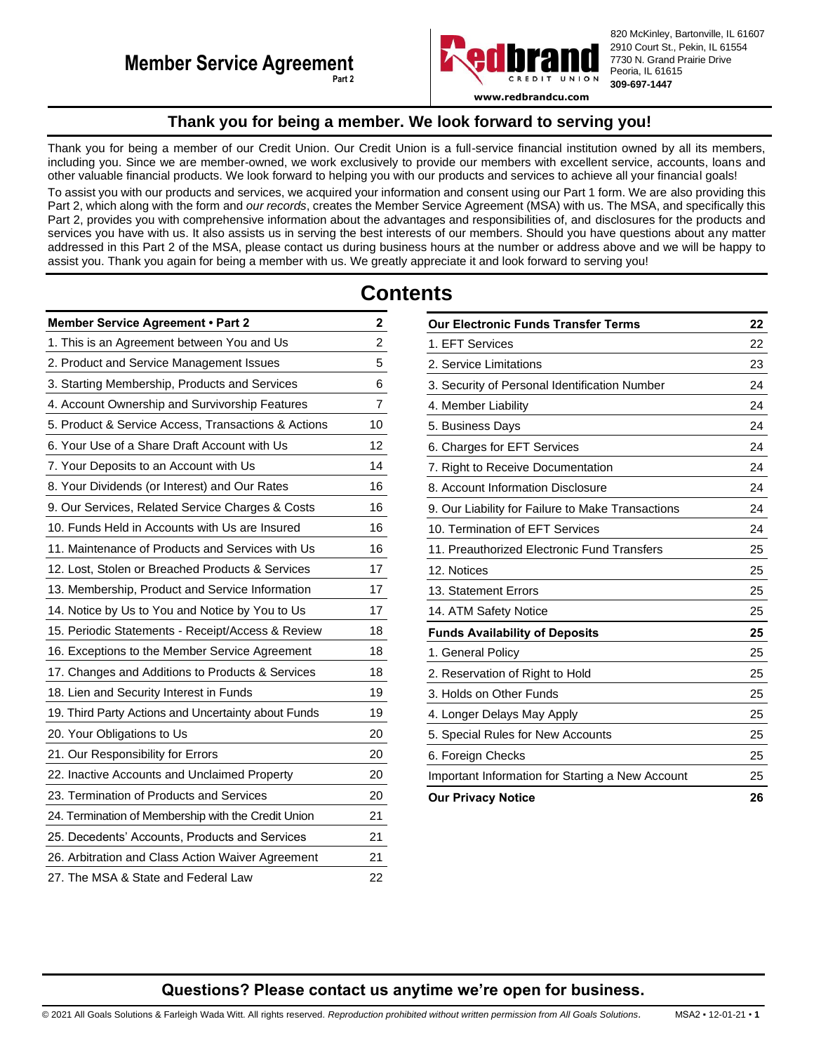# Member Service Agreement

**Part 2**

**Redbrand CREDIT UNION**

820 McKinley, Bartonville, IL 61607
2910 Court St., Pekin, IL 61554
7730 N. Grand Prairie Drive
Peoria, IL 61615
**309-697-1447**

**www.redbrandcu.com**

## Thank you for being a member. We look forward to serving you!

Thank you for being a member of our Credit Union. Our Credit Union is a full-service financial institution owned by all its members, including you. Since we are member-owned, we work exclusively to provide our members with excellent service, accounts, loans and other valuable financial products. We look forward to helping you with our products and services to achieve all your financial goals!

To assist you with our products and services, we acquired your information and consent using our Part 1 form. We are also providing this Part 2, which along with the form and *our records*, creates the Member Service Agreement (MSA) with us. The MSA, and specifically this Part 2, provides you with comprehensive information about the advantages and responsibilities of, and disclosures for the products and services you have with us. It also assists us in serving the best interests of our members. Should you have questions about any matter addressed in this Part 2 of the MSA, please contact us during business hours at the number or address above and we will be happy to assist you. Thank you again for being a member with us. We greatly appreciate it and look forward to serving you!

# Contents

| **Member Service Agreement • Part 2** | **2** |
|---|---|
| 1. This is an Agreement between You and Us | 2 |
| 2. Product and Service Management Issues | 5 |
| 3. Starting Membership, Products and Services | 6 |
| 4. Account Ownership and Survivorship Features | 7 |
| 5. Product & Service Access, Transactions & Actions | 10 |
| 6. Your Use of a Share Draft Account with Us | 12 |
| 7. Your Deposits to an Account with Us | 14 |
| 8. Your Dividends (or Interest) and Our Rates | 16 |
| 9. Our Services, Related Service Charges & Costs | 16 |
| 10. Funds Held in Accounts with Us are Insured | 16 |
| 11. Maintenance of Products and Services with Us | 16 |
| 12. Lost, Stolen or Breached Products & Services | 17 |
| 13. Membership, Product and Service Information | 17 |
| 14. Notice by Us to You and Notice by You to Us | 17 |
| 15. Periodic Statements - Receipt/Access & Review | 18 |
| 16. Exceptions to the Member Service Agreement | 18 |
| 17. Changes and Additions to Products & Services | 18 |
| 18. Lien and Security Interest in Funds | 19 |
| 19. Third Party Actions and Uncertainty about Funds | 19 |
| 20. Your Obligations to Us | 20 |
| 21. Our Responsibility for Errors | 20 |
| 22. Inactive Accounts and Unclaimed Property | 20 |
| 23. Termination of Products and Services | 20 |
| 24. Termination of Membership with the Credit Union | 21 |
| 25. Decedents' Accounts, Products and Services | 21 |
| 26. Arbitration and Class Action Waiver Agreement | 21 |
| 27. The MSA & State and Federal Law | 22 |

| **Our Electronic Funds Transfer Terms** | **22** |
|---|---|
| 1. EFT Services | 22 |
| 2. Service Limitations | 23 |
| 3. Security of Personal Identification Number | 24 |
| 4. Member Liability | 24 |
| 5. Business Days | 24 |
| 6. Charges for EFT Services | 24 |
| 7. Right to Receive Documentation | 24 |
| 8. Account Information Disclosure | 24 |
| 9. Our Liability for Failure to Make Transactions | 24 |
| 10. Termination of EFT Services | 24 |
| 11. Preauthorized Electronic Fund Transfers | 25 |
| 12. Notices | 25 |
| 13. Statement Errors | 25 |
| 14. ATM Safety Notice | 25 |
| **Funds Availability of Deposits** | **25** |
| 1. General Policy | 25 |
| 2. Reservation of Right to Hold | 25 |
| 3. Holds on Other Funds | 25 |
| 4. Longer Delays May Apply | 25 |
| 5. Special Rules for New Accounts | 25 |
| 6. Foreign Checks | 25 |
| Important Information for Starting a New Account | 25 |
| **Our Privacy Notice** | **26** |

## Questions? Please contact us anytime we're open for business.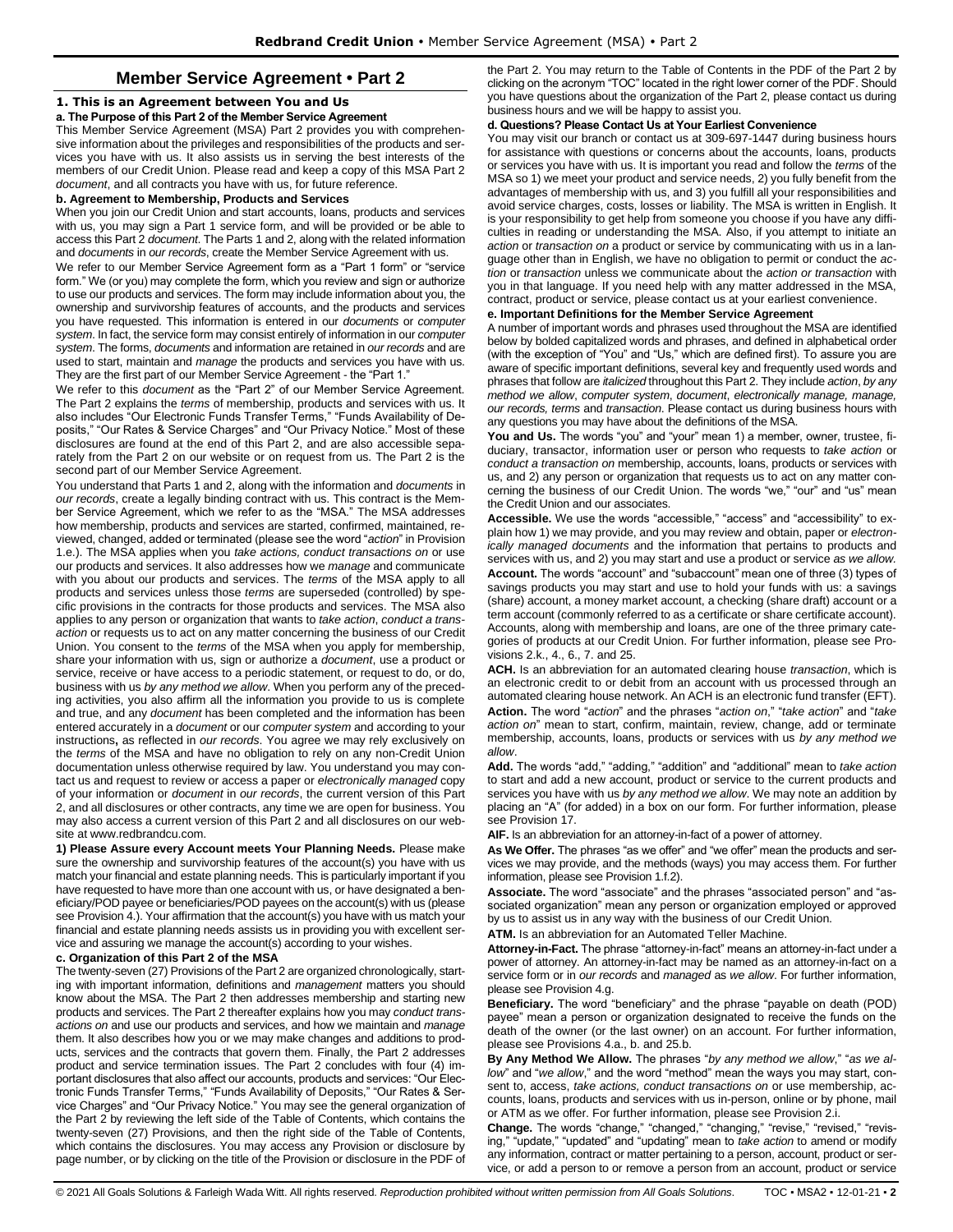# Member Service Agreement • Part 2

## 1. This is an Agreement between You and Us

### a. The Purpose of this Part 2 of the Member Service Agreement

This Member Service Agreement (MSA) Part 2 provides you with comprehensive information about the privileges and responsibilities of the products and services you have with us. It also assists us in serving the best interests of the members of our Credit Union. Please read and keep a copy of this MSA Part 2 *document*, and all contracts you have with us, for future reference.

### b. Agreement to Membership, Products and Services

When you join our Credit Union and start accounts, loans, products and services with us, you may sign a Part 1 service form, and will be provided or be able to access this Part 2 *document*. The Parts 1 and 2, along with the related information and *documents* in *our records*, create the Member Service Agreement with us.

We refer to our Member Service Agreement form as a "Part 1 form" or "service form." We (or you) may complete the form, which you review and sign or authorize to use our products and services. The form may include information about you, the ownership and survivorship features of accounts, and the products and services you have requested. This information is entered in our *documents* or *computer system*. In fact, the service form may consist entirely of information in our *computer system*. The forms, *documents* and information are retained in *our records* and are used to start, maintain and *manage* the products and services you have with us. They are the first part of our Member Service Agreement - the "Part 1."

We refer to this *document* as the "Part 2" of our Member Service Agreement. The Part 2 explains the *terms* of membership, products and services with us. It also includes "Our Electronic Funds Transfer Terms," "Funds Availability of Deposits," "Our Rates & Service Charges" and "Our Privacy Notice." Most of these disclosures are found at the end of this Part 2, and are also accessible separately from the Part 2 on our website or on request from us. The Part 2 is the second part of our Member Service Agreement.

You understand that Parts 1 and 2, along with the information and *documents* in *our records*, create a legally binding contract with us. This contract is the Member Service Agreement, which we refer to as the "MSA." The MSA addresses how membership, products and services are started, confirmed, maintained, reviewed, changed, added or terminated (please see the word "*action*" in Provision 1.e.). The MSA applies when you *take actions, conduct transactions on* or use our products and services. It also addresses how we *manage* and communicate with you about our products and services. The *terms* of the MSA apply to all products and services unless those *terms* are superseded (controlled) by specific provisions in the contracts for those products and services. The MSA also applies to any person or organization that wants to *take action*, *conduct a transaction* or requests us to act on any matter concerning the business of our Credit Union. You consent to the *terms* of the MSA when you apply for membership, share your information with us, sign or authorize a *document*, use a product or service, receive or have access to a periodic statement, or request to do, or do, business with us *by any method we allow*. When you perform any of the preceding activities, you also affirm all the information you provide to us is complete and true, and any *document* has been completed and the information has been entered accurately in a *document* or our *computer system* and according to your instructions**,** as reflected in *our records*. You agree we may rely exclusively on the *terms* of the MSA and have no obligation to rely on any non-Credit Union documentation unless otherwise required by law. You understand you may contact us and request to review or access a paper or *electronically managed* copy of your information or *document* in *our records*, the current version of this Part 2, and all disclosures or other contracts, any time we are open for business. You may also access a current version of this Part 2 and all disclosures on our website at www.redbrandcu.com.

**1) Please Assure every Account meets Your Planning Needs.** Please make sure the ownership and survivorship features of the account(s) you have with us match your financial and estate planning needs. This is particularly important if you have requested to have more than one account with us, or have designated a beneficiary/POD payee or beneficiaries/POD payees on the account(s) with us (please see Provision 4.). Your affirmation that the account(s) you have with us match your financial and estate planning needs assists us in providing you with excellent service and assuring we manage the account(s) according to your wishes.

### c. Organization of this Part 2 of the MSA

The twenty-seven (27) Provisions of the Part 2 are organized chronologically, starting with important information, definitions and *management* matters you should know about the MSA. The Part 2 then addresses membership and starting new products and services. The Part 2 thereafter explains how you may *conduct transactions on* and use our products and services, and how we maintain and *manage* them. It also describes how you or we may make changes and additions to products, services and the contracts that govern them. Finally, the Part 2 addresses product and service termination issues. The Part 2 concludes with four (4) important disclosures that also affect our accounts, products and services: "Our Electronic Funds Transfer Terms," "Funds Availability of Deposits," "Our Rates & Service Charges" and "Our Privacy Notice." You may see the general organization of the Part 2 by reviewing the left side of the Table of Contents, which contains the twenty-seven (27) Provisions, and then the right side of the Table of Contents, which contains the disclosures. You may access any Provision or disclosure by page number, or by clicking on the title of the Provision or disclosure in the PDF of the Part 2. You may return to the Table of Contents in the PDF of the Part 2 by clicking on the acronym "TOC" located in the right lower corner of the PDF. Should you have questions about the organization of the Part 2, please contact us during business hours and we will be happy to assist you.

### d. Questions? Please Contact Us at Your Earliest Convenience

You may visit our branch or contact us at 309-697-1447 during business hours for assistance with questions or concerns about the accounts, loans, products or services you have with us. It is important you read and follow the *terms* of the MSA so 1) we meet your product and service needs, 2) you fully benefit from the advantages of membership with us, and 3) you fulfill all your responsibilities and avoid service charges, costs, losses or liability. The MSA is written in English. It is your responsibility to get help from someone you choose if you have any difficulties in reading or understanding the MSA. Also, if you attempt to initiate an *action* or *transaction on* a product or service by communicating with us in a language other than in English, we have no obligation to permit or conduct the *action* or *transaction* unless we communicate about the *action or transaction* with you in that language. If you need help with any matter addressed in the MSA, contract, product or service, please contact us at your earliest convenience.

### e. Important Definitions for the Member Service Agreement

A number of important words and phrases used throughout the MSA are identified below by bolded capitalized words and phrases, and defined in alphabetical order (with the exception of "You" and "Us," which are defined first). To assure you are aware of specific important definitions, several key and frequently used words and phrases that follow are *italicized* throughout this Part 2. They include *action*, *by any method we allow*, *computer system*, *document*, *electronically manage, manage, our records, terms* and *transaction*. Please contact us during business hours with any questions you may have about the definitions of the MSA.

**You and Us.** The words "you" and "your" mean 1) a member, owner, trustee, fiduciary, transactor, information user or person who requests to *take action* or *conduct a transaction on* membership, accounts, loans, products or services with us, and 2) any person or organization that requests us to act on any matter concerning the business of our Credit Union. The words "we," "our" and "us" mean the Credit Union and our associates.

**Accessible.** We use the words "accessible," "access" and "accessibility" to explain how 1) we may provide, and you may review and obtain, paper or *electronically managed documents* and the information that pertains to products and services with us, and 2) you may start and use a product or service *as we allow*.

**Account.** The words "account" and "subaccount" mean one of three (3) types of savings products you may start and use to hold your funds with us: a savings (share) account, a money market account, a checking (share draft) account or a term account (commonly referred to as a certificate or share certificate account). Accounts, along with membership and loans, are one of the three primary categories of products at our Credit Union. For further information, please see Provisions 2.k., 4., 6., 7. and 25.

**ACH.** Is an abbreviation for an automated clearing house *transaction*, which is an electronic credit to or debit from an account with us processed through an automated clearing house network. An ACH is an electronic fund transfer (EFT).

**Action.** The word "*action*" and the phrases "*action on*," "*take action*" and "*take action on*" mean to start, confirm, maintain, review, change, add or terminate membership, accounts, loans, products or services with us *by any method we allow*.

**Add.** The words "add," "adding," "addition" and "additional" mean to *take action* to start and add a new account, product or service to the current products and services you have with us *by any method we allow*. We may note an addition by placing an "A" (for added) in a box on our form. For further information, please see Provision 17.

**AIF.** Is an abbreviation for an attorney-in-fact of a power of attorney.

**As We Offer.** The phrases "as we offer" and "we offer" mean the products and services we may provide, and the methods (ways) you may access them. For further information, please see Provision 1.f.2).

**Associate.** The word "associate" and the phrases "associated person" and "associated organization" mean any person or organization employed or approved by us to assist us in any way with the business of our Credit Union.

**ATM.** Is an abbreviation for an Automated Teller Machine.

**Attorney-in-Fact.** The phrase "attorney-in-fact" means an attorney-in-fact under a power of attorney. An attorney-in-fact may be named as an attorney-in-fact on a service form or in *our records* and *managed* as *we allow*. For further information, please see Provision 4.g.

**Beneficiary.** The word "beneficiary" and the phrase "payable on death (POD) payee" mean a person or organization designated to receive the funds on the death of the owner (or the last owner) on an account. For further information, please see Provisions 4.a., b. and 25.b.

**By Any Method We Allow.** The phrases "*by any method we allow*," "*as we allow*" and "*we allow*," and the word "method" mean the ways you may start, consent to, access, *take actions, conduct transactions on* or use membership, accounts, loans, products and services with us in-person, online or by phone, mail or ATM as we offer. For further information, please see Provision 2.i.

**Change.** The words "change," "changed," "changing," "revise," "revised," "revising," "update," "updated" and "updating" mean to *take action* to amend or modify any information, contract or matter pertaining to a person, account, product or service, or add a person to or remove a person from an account, product or service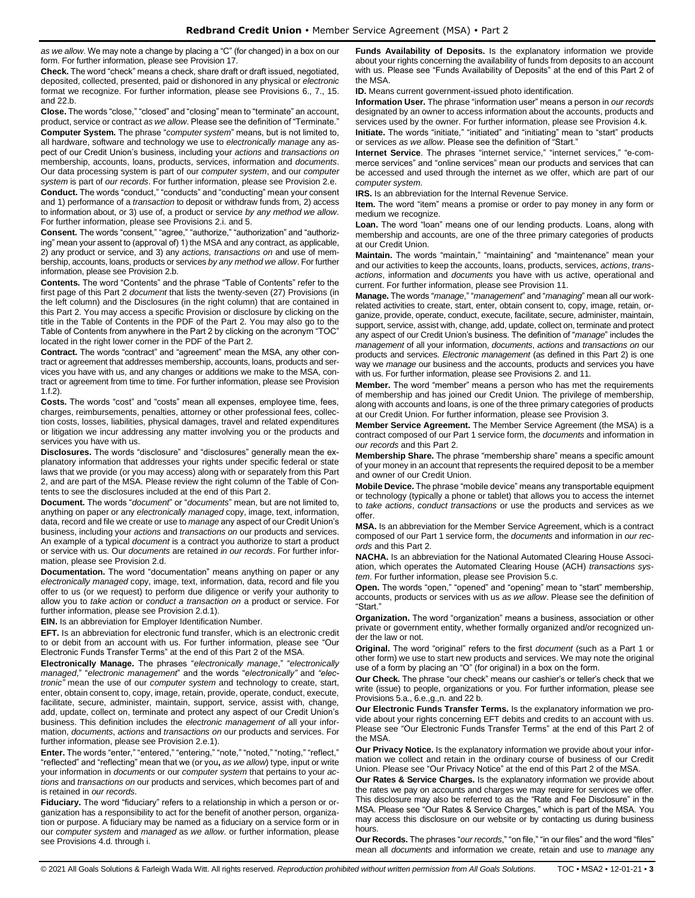*as we allow*. We may note a change by placing a "C" (for changed) in a box on our form. For further information, please see Provision 17.

**Check.** The word "check" means a check, share draft or draft issued, negotiated, deposited, collected, presented, paid or dishonored in any physical or *electronic* format we recognize. For further information, please see Provisions 6., 7., 15. and 22.b.

**Close.** The words "close," "closed" and "closing" mean to "terminate" an account, product, service or contract *as we allow*. Please see the definition of "Terminate."

**Computer System.** The phrase "*computer system*" means, but is not limited to, all hardware, software and technology we use to *electronically manage* any aspect of our Credit Union's business, including your *actions* and *transactions on* membership, accounts, loans, products, services, information and *documents*. Our data processing system is part of our *computer system*, and our *computer system* is part of *our records*. For further information, please see Provision 2.e.

**Conduct.** The words "conduct," "conducts" and "conducting" mean your consent and 1) performance of a *transaction* to deposit or withdraw funds from, 2) access to information about, or 3) use of, a product or service *by any method we allow*. For further information, please see Provisions 2.i. and 5.

**Consent.** The words "consent," "agree," "authorize," "authorization" and "authorizing" mean your assent to (approval of) 1) the MSA and any contract, as applicable, 2) any product or service, and 3) any *actions, transactions on* and use of membership, accounts, loans, products or services *by any method we allow*. For further information, please see Provision 2.b.

**Contents.** The word "Contents" and the phrase "Table of Contents" refer to the first page of this Part 2 *document* that lists the twenty-seven (27) Provisions (in the left column) and the Disclosures (in the right column) that are contained in this Part 2. You may access a specific Provision or disclosure by clicking on the title in the Table of Contents in the PDF of the Part 2. You may also go to the Table of Contents from anywhere in the Part 2 by clicking on the acronym "TOC" located in the right lower corner in the PDF of the Part 2.

**Contract.** The words "contract" and "agreement" mean the MSA, any other contract or agreement that addresses membership, accounts, loans, products and services you have with us, and any changes or additions we make to the MSA, contract or agreement from time to time. For further information, please see Provision 1.f.2).

**Costs.** The words "cost" and "costs" mean all expenses, employee time, fees, charges, reimbursements, penalties, attorney or other professional fees, collection costs, losses, liabilities, physical damages, travel and related expenditures or litigation we incur addressing any matter involving you or the products and services you have with us.

**Disclosures.** The words "disclosure" and "disclosures" generally mean the explanatory information that addresses your rights under specific federal or state laws that we provide (or you may access) along with or separately from this Part 2, and are part of the MSA. Please review the right column of the Table of Contents to see the disclosures included at the end of this Part 2.

**Document.** The words "*document*" or "*documents*" mean, but are not limited to, anything on paper or any *electronically managed* copy, image, text, information, data, record and file we create or use to *manage* any aspect of our Credit Union's business, including your *actions* and *transactions on* our products and services. An example of a typical *document* is a contract you authorize to start a product or service with us. Our *documents* are retained *in our records*. For further information, please see Provision 2.d.

**Documentation.** The word "documentation" means anything on paper or any *electronically managed* copy, image, text, information, data, record and file you offer to us (or we request) to perform due diligence or verify your authority to allow you to *take action* or *conduct a transaction on* a product or service. For further information, please see Provision 2.d.1).

**EIN.** Is an abbreviation for Employer Identification Number.

**EFT.** Is an abbreviation for electronic fund transfer, which is an electronic credit to or debit from an account with us. For further information, please see "Our Electronic Funds Transfer Terms" at the end of this Part 2 of the MSA.

**Electronically Manage.** The phrases "*electronically manage*," "*electronically managed*," "*electronic management*" and the words "*electronically*" and "*electronic*" mean the use of our *computer system* and technology to create, start, enter, obtain consent to, copy, image, retain, provide, operate, conduct, execute, facilitate, secure, administer, maintain, support, service, assist with, change, add, update, collect on, terminate and protect any aspect of our Credit Union's business. This definition includes the *electronic management of* all your information, *documents*, *actions* and *transactions on* our products and services. For further information, please see Provision 2.e.1).

**Enter.** The words "enter," "entered," "entering," "note," "noted," "noting," "reflect," "reflected" and "reflecting" mean that we (or you**,** *as we allow*) type, input or write your information in *documents* or our *computer system* that pertains to your *actions* and *transactions on* our products and services, which becomes part of and is retained in *our records*.

**Fiduciary.** The word "fiduciary" refers to a relationship in which a person or organization has a responsibility to act for the benefit of another person, organization or purpose. A fiduciary may be named as a fiduciary on a service form or in our *computer system* and *managed* as *we allow*. or further information, please see Provisions 4.d. through i.

**Funds Availability of Deposits.** Is the explanatory information we provide about your rights concerning the availability of funds from deposits to an account with us. Please see "Funds Availability of Deposits" at the end of this Part 2 of the MSA.

**ID.** Means current government-issued photo identification.

**Information User.** The phrase "information user" means a person in *our records* designated by an owner to access information about the accounts, products and services used by the owner. For further information, please see Provision 4.k.

**Initiate.** The words "initiate," "initiated" and "initiating" mean to "start" products or services *as we allow*. Please see the definition of "Start."

**Internet Service**. The phrases "internet service," "internet services," "e-commerce services" and "online services" mean our products and services that can be accessed and used through the internet as we offer, which are part of our *computer system*.

**IRS.** Is an abbreviation for the Internal Revenue Service.

**Item.** The word "item" means a promise or order to pay money in any form or medium we recognize.

**Loan.** The word "loan" means one of our lending products. Loans, along with membership and accounts, are one of the three primary categories of products at our Credit Union.

**Maintain.** The words "maintain," "maintaining" and "maintenance" mean your and our activities to keep the accounts, loans, products, services, *actions*, *transactions*, information and *documents* you have with us active, operational and current. For further information, please see Provision 11.

**Manage.** The words "*manage*," "*management*" and "*managing*" mean all our work-related activities to create, start, enter, obtain consent to, copy, image, retain, organize, provide, operate, conduct, execute, facilitate, secure, administer, maintain, support, service, assist with, change, add, update, collect on, terminate and protect any aspect of our Credit Union's business. The definition of "*manage*" includes the *management* of all your information, *documents*, *actions* and *transactions on* our products and services. *Electronic management* (as defined in this Part 2) is one way we *manage* our business and the accounts, products and services you have with us. For further information, please see Provisions 2. and 11.

**Member.** The word "member" means a person who has met the requirements of membership and has joined our Credit Union. The privilege of membership, along with accounts and loans, is one of the three primary categories of products at our Credit Union. For further information, please see Provision 3.

**Member Service Agreement.** The Member Service Agreement (the MSA) is a contract composed of our Part 1 service form, the *documents* and information in *our records* and this Part 2.

**Membership Share.** The phrase "membership share" means a specific amount of your money in an account that represents the required deposit to be a member and owner of our Credit Union.

**Mobile Device.** The phrase "mobile device" means any transportable equipment or technology (typically a phone or tablet) that allows you to access the internet to *take actions*, *conduct transactions* or use the products and services as we offer.

**MSA.** Is an abbreviation for the Member Service Agreement, which is a contract composed of our Part 1 service form, the *documents* and information in *our records* and this Part 2.

**NACHA.** Is an abbreviation for the National Automated Clearing House Association, which operates the Automated Clearing House (ACH) *transactions system*. For further information, please see Provision 5.c.

**Open.** The words "open," "opened" and "opening" mean to "start" membership, accounts, products or services with us *as we allow*. Please see the definition of "Start."

**Organization.** The word "organization" means a business, association or other private or government entity, whether formally organized and/or recognized under the law or not.

**Original.** The word "original" refers to the first *document* (such as a Part 1 or other form) we use to start new products and services. We may note the original use of a form by placing an "O" (for original) in a box on the form.

**Our Check.** The phrase "our check" means our cashier's or teller's check that we write (issue) to people, organizations or you. For further information, please see Provisions 5.a., 6.e.,g.,n. and 22 b.

**Our Electronic Funds Transfer Terms.** Is the explanatory information we provide about your rights concerning EFT debits and credits to an account with us. Please see "Our Electronic Funds Transfer Terms" at the end of this Part 2 of the MSA.

**Our Privacy Notice.** Is the explanatory information we provide about your information we collect and retain in the ordinary course of business of our Credit Union. Please see "Our Privacy Notice" at the end of this Part 2 of the MSA.

**Our Rates & Service Charges.** Is the explanatory information we provide about the rates we pay on accounts and charges we may require for services we offer. This disclosure may also be referred to as the "Rate and Fee Disclosure" in the MSA. Please see "Our Rates & Service Charges," which is part of the MSA. You may access this disclosure on our website or by contacting us during business hours.

**Our Records.** The phrases "*our records*," "on file," "in our files" and the word "files" mean all *documents* and information we create, retain and use to *manage* any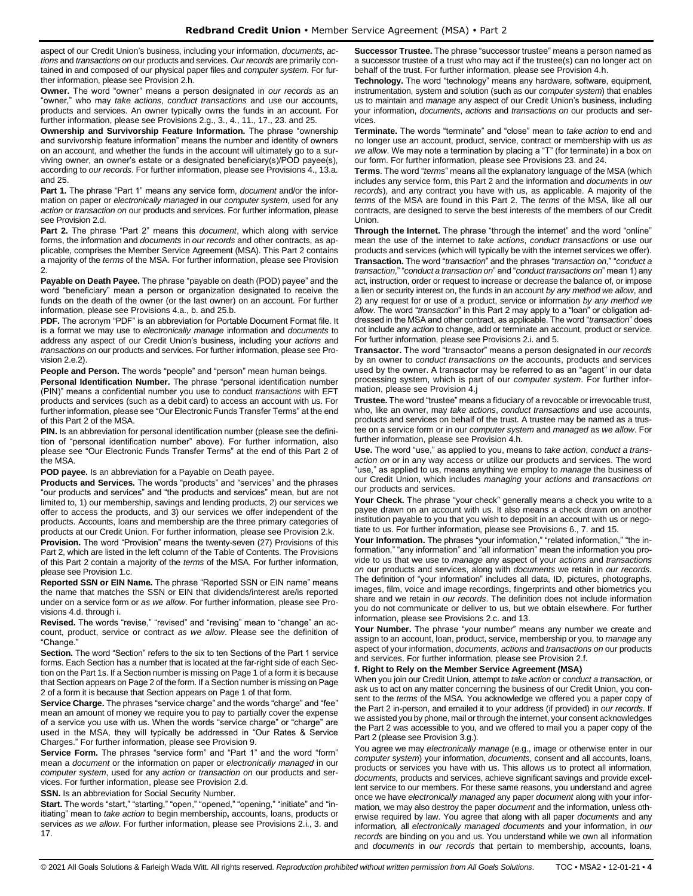aspect of our Credit Union's business, including your information, *documents*, *actions* and *transactions on* our products and services. *Our records* are primarily contained in and composed of our physical paper files and *computer system*. For further information, please see Provision 2.h.

**Owner.** The word "owner" means a person designated in *our records* as an "owner," who may *take actions*, *conduct transactions* and use our accounts, products and services. An owner typically owns the funds in an account. For further information, please see Provisions 2.g., 3., 4., 11., 17., 23. and 25.

**Ownership and Survivorship Feature Information.** The phrase "ownership and survivorship feature information" means the number and identity of owners on an account, and whether the funds in the account will ultimately go to a surviving owner, an owner's estate or a designated beneficiary(s)/POD payee(s), according to *our records*. For further information, please see Provisions 4., 13.a. and 25.

**Part 1.** The phrase "Part 1" means any service form, *document* and/or the information on paper or *electronically managed* in our *computer system*, used for any *action* or *transaction on* our products and services. For further information, please see Provision 2.d.

**Part 2.** The phrase "Part 2" means this *document*, which along with service forms, the information and *documents* in *our records* and other contracts, as applicable, comprises the Member Service Agreement (MSA). This Part 2 contains a majority of the *terms* of the MSA. For further information, please see Provision 2.

**Payable on Death Payee.** The phrase "payable on death (POD) payee" and the word "beneficiary" mean a person or organization designated to receive the funds on the death of the owner (or the last owner) on an account. For further information, please see Provisions 4.a., b. and 25.b.

**PDF.** The acronym "PDF" is an abbreviation for Portable Document Format file. It is a format we may use to *electronically manage* information and *documents* to address any aspect of our Credit Union's business, including your *actions* and *transactions on* our products and services. For further information, please see Provision 2.e.2).

**People and Person.** The words "people" and "person" mean human beings.

**Personal Identification Number.** The phrase "personal identification number (PIN)" means a confidential number you use to conduct *transactions* with EFT products and services (such as a debit card) to access an account with us. For further information, please see "Our Electronic Funds Transfer Terms" at the end of this Part 2 of the MSA.

**PIN.** Is an abbreviation for personal identification number (please see the definition of "personal identification number" above). For further information, also please see "Our Electronic Funds Transfer Terms" at the end of this Part 2 of the MSA.

**POD payee.** Is an abbreviation for a Payable on Death payee.

**Products and Services.** The words "products" and "services" and the phrases "our products and services" and "the products and services" mean, but are not limited to, 1) our membership, savings and lending products, 2) our services we offer to access the products, and 3) our services we offer independent of the products. Accounts, loans and membership are the three primary categories of products at our Credit Union. For further information, please see Provision 2.k.

**Provision.** The word "Provision" means the twenty-seven (27) Provisions of this Part 2, which are listed in the left column of the Table of Contents. The Provisions of this Part 2 contain a majority of the *terms* of the MSA. For further information, please see Provision 1.c.

**Reported SSN or EIN Name.** The phrase "Reported SSN or EIN name" means the name that matches the SSN or EIN that dividends/interest are/is reported under on a service form or *as we allow*. For further information, please see Provisions 4.d. through i.

**Revised.** The words "revise," "revised" and "revising" mean to "change" an account, product, service or contract *as we allow*. Please see the definition of "Change."

**Section.** The word "Section" refers to the six to ten Sections of the Part 1 service forms. Each Section has a number that is located at the far-right side of each Section on the Part 1s. If a Section number is missing on Page 1 of a form it is because that Section appears on Page 2 of the form. If a Section number is missing on Page 2 of a form it is because that Section appears on Page 1 of that form.

**Service Charge.** The phrases "service charge" and the words "charge" and "fee" mean an amount of money we require you to pay to partially cover the expense of a service you use with us. When the words "service charge" or "charge" are used in the MSA, they will typically be addressed in "Our Rates & Service Charges." For further information, please see Provision 9.

**Service Form.** The phrases "service form" and "Part 1" and the word "form" mean a *document* or the information on paper or *electronically managed* in our *computer system*, used for any *action* or *transaction on* our products and services. For further information, please see Provision 2.d.

**SSN.** Is an abbreviation for Social Security Number.

**Start.** The words "start," "starting," "open," "opened," "opening," "initiate" and "initiating" mean to *take action* to begin membership**,** accounts, loans, products or services *as we allow*. For further information, please see Provisions 2.i., 3. and 17.

**Successor Trustee.** The phrase "successor trustee" means a person named as a successor trustee of a trust who may act if the trustee(s) can no longer act on behalf of the trust. For further information, please see Provision 4.h.

**Technology.** The word "technology" means any hardware, software, equipment, instrumentation, system and solution (such as our *computer system*) that enables us to maintain and *manage* any aspect of our Credit Union's business, including your information, *documents*, *actions* and *transactions on* our products and services.

**Terminate.** The words "terminate" and "close" mean to *take action* to end and no longer use an account, product, service, contract or membership with us *as we allow*. We may note a termination by placing a "T" (for terminate) in a box on our form. For further information, please see Provisions 23. and 24.

**Terms**. The word "*terms*" means all the explanatory language of the MSA (which includes any service form, this Part 2 and the information and *documents* in *our records*), and any contract you have with us, as applicable. A majority of the *terms* of the MSA are found in this Part 2. The *terms* of the MSA, like all our contracts, are designed to serve the best interests of the members of our Credit Union.

**Through the Internet.** The phrase "through the internet" and the word "online" mean the use of the internet to *take actions*, *conduct transactions* or use our products and services (which will typically be with the internet services we offer).

**Transaction.** The word "*transaction*" and the phrases "*transaction on*," "*conduct a transaction*," "*conduct a transaction on*" and "*conduct transactions on*" mean 1) any act, instruction, order or request to increase or decrease the balance of, or impose a lien or security interest on, the funds in an account *by any method we allow*, and 2) any request for or use of a product, service or information *by any method we allow*. The word "*transaction*" in this Part 2 may apply to a "loan" or obligation addressed in the MSA and other contract, as applicable. The word "*transaction*" does not include any *action* to change, add or terminate an account, product or service. For further information, please see Provisions 2.i. and 5.

**Transactor.** The word "transactor" means a person designated in *our records* by an owner to *conduct transactions on* the accounts, products and services used by the owner. A transactor may be referred to as an "agent" in our data processing system, which is part of our *computer system*. For further information, please see Provision 4.j

**Trustee.** The word "trustee" means a fiduciary of a revocable or irrevocable trust, who, like an owner, may *take actions*, *conduct transactions* and use accounts, products and services on behalf of the trust. A trustee may be named as a trustee on a service form or in our *computer system* and *managed* as *we allow*. For further information, please see Provision 4.h.

**Use.** The word "use," as applied to you, means to *take action*, *conduct a transaction on* or in any way access or utilize our products and services. The word "use," as applied to us, means anything we employ to *manage* the business of our Credit Union, which includes *managing* your *actions* and *transactions on* our products and services.

**Your Check.** The phrase "your check" generally means a check you write to a payee drawn on an account with us. It also means a check drawn on another institution payable to you that you wish to deposit in an account with us or negotiate to us. For further information, please see Provisions 6., 7. and 15.

**Your Information.** The phrases "your information," "related information," "the information," "any information" and "all information" mean the information you provide to us that we use to *manage* any aspect of your *actions* and *transactions on* our products and services, along with *documents* we retain in *our records*. The definition of "your information" includes all data, ID, pictures, photographs, images, film, voice and image recordings, fingerprints and other biometrics you share and we retain in *our records*. The definition does not include information you do not communicate or deliver to us, but we obtain elsewhere. For further information, please see Provisions 2.c. and 13.

**Your Number.** The phrase "your number" means any number we create and assign to an account, loan, product, service, membership or you, to *manage* any aspect of your information, *documents*, *actions* and *transactions on* our products and services. For further information, please see Provision 2.f.

**f. Right to Rely on the Member Service Agreement (MSA)**

When you join our Credit Union, attempt to *take action* or *conduct a transaction,* or ask us to act on any matter concerning the business of our Credit Union, you consent to the *terms* of the MSA. You acknowledge we offered you a paper copy of the Part 2 in-person, and emailed it to your address (if provided) in *our records*. If we assisted you by phone, mail or through the internet, your consent acknowledges the Part 2 was accessible to you, and we offered to mail you a paper copy of the Part 2 (please see Provision 3.g.).

You agree we may *electronically manage* (e.g., image or otherwise enter in our *computer system*) your information, *documents*, consent and all accounts, loans, products or services you have with us. This allows us to protect all information, *documents,* products and services, achieve significant savings and provide excellent service to our members. For these reasons, you understand and agree once we have *electronically managed* any paper *document* along with your information*,* we may also destroy the paper *document* and the information, unless otherwise required by law. You agree that along with all paper *documents* and any information*,* all *electronically managed documents* and your information, in *our records* are binding on you and us. You understand while we own all information and *documents* in *our records* that pertain to membership, accounts, loans,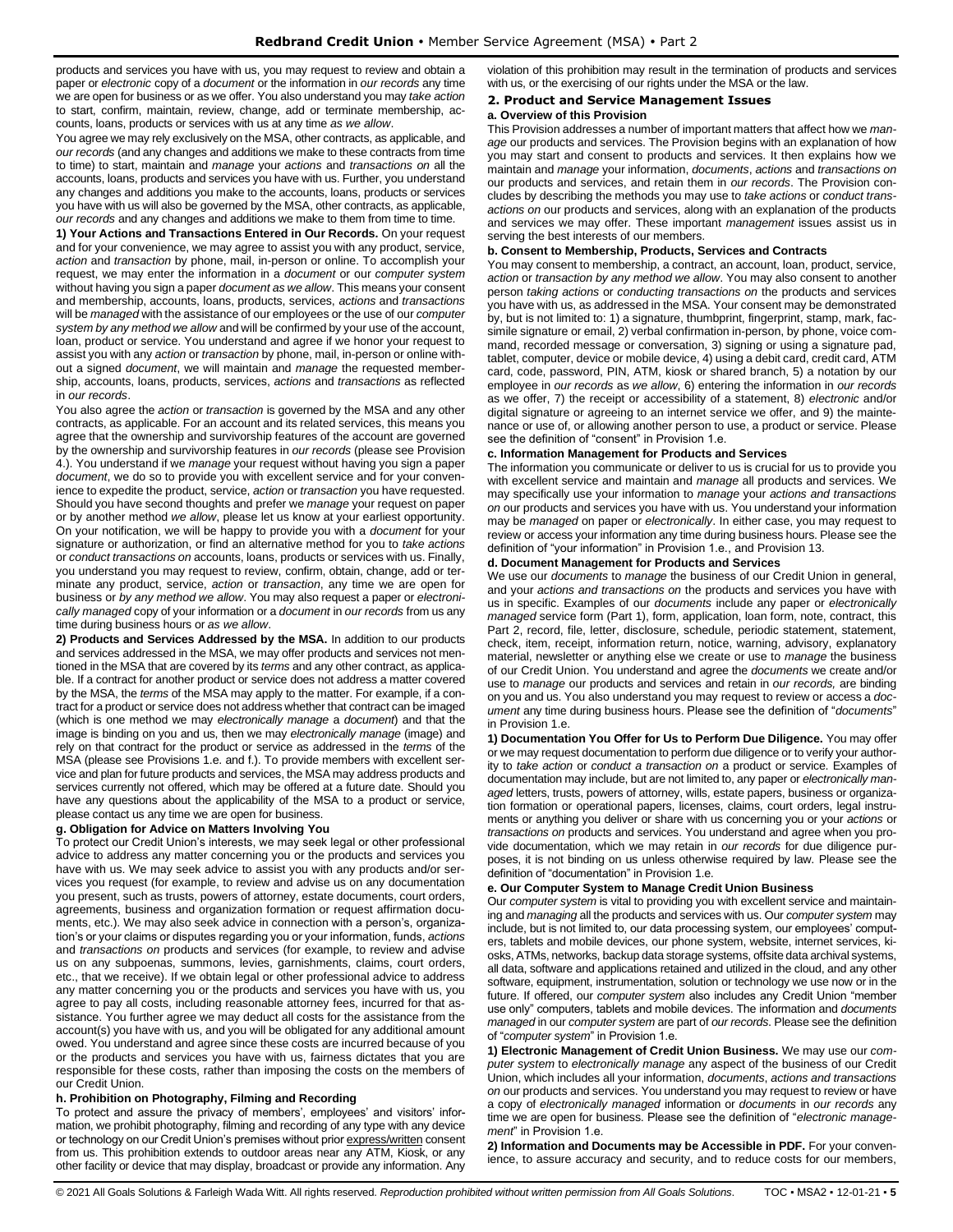products and services you have with us, you may request to review and obtain a paper or *electronic* copy of a *document* or the information in *our records* any time we are open for business or as we offer. You also understand you may *take action* to start, confirm, maintain, review, change, add or terminate membership, accounts, loans, products or services with us at any time *as we allow*.

You agree we may rely exclusively on the MSA, other contracts, as applicable, and *our records* (and any changes and additions we make to these contracts from time to time) to start, maintain and *manage* your *actions* and *transactions on* all the accounts, loans, products and services you have with us. Further, you understand any changes and additions you make to the accounts, loans, products or services you have with us will also be governed by the MSA, other contracts, as applicable, *our records* and any changes and additions we make to them from time to time.

**1) Your Actions and Transactions Entered in Our Records.** On your request and for your convenience, we may agree to assist you with any product, service, *action* and *transaction* by phone, mail, in-person or online. To accomplish your request, we may enter the information in a *document* or our *computer system* without having you sign a paper *document as we allow*. This means your consent and membership, accounts, loans, products, services, *actions* and *transactions* will be *managed* with the assistance of our employees or the use of our *computer system by any method we allow* and will be confirmed by your use of the account, loan, product or service. You understand and agree if we honor your request to assist you with any *action* or *transaction* by phone, mail, in-person or online without a signed *document*, we will maintain and *manage* the requested membership, accounts, loans, products, services, *actions* and *transactions* as reflected in *our records*.

You also agree the *action* or *transaction* is governed by the MSA and any other contracts, as applicable. For an account and its related services, this means you agree that the ownership and survivorship features of the account are governed by the ownership and survivorship features in *our records* (please see Provision 4.). You understand if we *manage* your request without having you sign a paper *document*, we do so to provide you with excellent service and for your convenience to expedite the product, service, *action* or *transaction* you have requested. Should you have second thoughts and prefer we *manage* your request on paper or by another method *we allow*, please let us know at your earliest opportunity. On your notification, we will be happy to provide you with a *document* for your signature or authorization, or find an alternative method for you to *take actions* or *conduct transactions on* accounts, loans, products or services with us. Finally, you understand you may request to review, confirm, obtain, change, add or terminate any product, service, *action* or *transaction*, any time we are open for business or *by any method we allow*. You may also request a paper or *electronically managed* copy of your information or a *document* in *our records* from us any time during business hours or *as we allow*.

**2) Products and Services Addressed by the MSA.** In addition to our products and services addressed in the MSA, we may offer products and services not mentioned in the MSA that are covered by its *terms* and any other contract, as applicable. If a contract for another product or service does not address a matter covered by the MSA, the *terms* of the MSA may apply to the matter. For example, if a contract for a product or service does not address whether that contract can be imaged (which is one method we may *electronically manage* a *document*) and that the image is binding on you and us, then we may *electronically manage* (image) and rely on that contract for the product or service as addressed in the *terms* of the MSA (please see Provisions 1.e. and f.). To provide members with excellent service and plan for future products and services, the MSA may address products and services currently not offered, which may be offered at a future date. Should you have any questions about the applicability of the MSA to a product or service, please contact us any time we are open for business.

**g. Obligation for Advice on Matters Involving You**

To protect our Credit Union's interests, we may seek legal or other professional advice to address any matter concerning you or the products and services you have with us. We may seek advice to assist you with any products and/or services you request (for example, to review and advise us on any documentation you present, such as trusts, powers of attorney, estate documents, court orders, agreements, business and organization formation or request affirmation documents, etc.). We may also seek advice in connection with a person's, organization's or your claims or disputes regarding you or your information, funds, *actions* and *transactions on* products and services (for example, to review and advise us on any subpoenas, summons, levies, garnishments, claims, court orders, etc., that we receive). If we obtain legal or other professional advice to address any matter concerning you or the products and services you have with us, you agree to pay all costs, including reasonable attorney fees, incurred for that assistance. You further agree we may deduct all costs for the assistance from the account(s) you have with us, and you will be obligated for any additional amount owed. You understand and agree since these costs are incurred because of you or the products and services you have with us, fairness dictates that you are responsible for these costs, rather than imposing the costs on the members of our Credit Union.

**h. Prohibition on Photography, Filming and Recording**

To protect and assure the privacy of members', employees' and visitors' information, we prohibit photography, filming and recording of any type with any device or technology on our Credit Union's premises without prior express/written consent from us. This prohibition extends to outdoor areas near any ATM, Kiosk, or any other facility or device that may display, broadcast or provide any information. Any violation of this prohibition may result in the termination of products and services with us, or the exercising of our rights under the MSA or the law.

## 2. Product and Service Management Issues

**a. Overview of this Provision**

This Provision addresses a number of important matters that affect how we *manage* our products and services. The Provision begins with an explanation of how you may start and consent to products and services. It then explains how we maintain and *manage* your information, *documents*, *actions* and *transactions on* our products and services, and retain them in *our records*. The Provision concludes by describing the methods you may use to *take actions* or *conduct transactions on* our products and services, along with an explanation of the products and services we may offer. These important *management* issues assist us in serving the best interests of our members.

**b. Consent to Membership, Products, Services and Contracts**

You may consent to membership, a contract, an account, loan, product, service, *action* or *transaction by any method we allow*. You may also consent to another person *taking actions* or *conducting transactions on* the products and services you have with us, as addressed in the MSA. Your consent may be demonstrated by, but is not limited to: 1) a signature, thumbprint, fingerprint, stamp, mark, facsimile signature or email, 2) verbal confirmation in-person, by phone, voice command, recorded message or conversation, 3) signing or using a signature pad, tablet, computer, device or mobile device, 4) using a debit card, credit card, ATM card, code, password, PIN, ATM, kiosk or shared branch, 5) a notation by our employee in *our records* as *we allow*, 6) entering the information in *our records* as we offer, 7) the receipt or accessibility of a statement, 8) *electronic* and/or digital signature or agreeing to an internet service we offer, and 9) the maintenance or use of, or allowing another person to use, a product or service. Please see the definition of "consent" in Provision 1.e.

**c. Information Management for Products and Services**

The information you communicate or deliver to us is crucial for us to provide you with excellent service and maintain and *manage* all products and services. We may specifically use your information to *manage* your *actions and transactions on* our products and services you have with us. You understand your information may be *managed* on paper or *electronically*. In either case, you may request to review or access your information any time during business hours. Please see the definition of "your information" in Provision 1.e., and Provision 13.

**d. Document Management for Products and Services**

We use our *documents* to *manage* the business of our Credit Union in general, and your *actions and transactions on* the products and services you have with us in specific. Examples of our *documents* include any paper or *electronically managed* service form (Part 1), form, application, loan form, note, contract, this Part 2, record, file, letter, disclosure, schedule, periodic statement, statement, check, item, receipt, information return, notice, warning, advisory, explanatory material, newsletter or anything else we create or use to *manage* the business of our Credit Union. You understand and agree the *documents* we create and/or use to *manage* our products and services and retain in *our records,* are binding on you and us. You also understand you may request to review or access a *document* any time during business hours. Please see the definition of "*documents*" in Provision 1.e.

**1) Documentation You Offer for Us to Perform Due Diligence.** You may offer or we may request documentation to perform due diligence or to verify your authority to *take action* or *conduct a transaction on* a product or service. Examples of documentation may include, but are not limited to, any paper or *electronically managed* letters, trusts, powers of attorney, wills, estate papers, business or organization formation or operational papers, licenses, claims, court orders, legal instruments or anything you deliver or share with us concerning you or your *actions* or *transactions on* products and services. You understand and agree when you provide documentation, which we may retain in *our records* for due diligence purposes, it is not binding on us unless otherwise required by law. Please see the definition of "documentation" in Provision 1.e.

**e. Our Computer System to Manage Credit Union Business**

Our *computer system* is vital to providing you with excellent service and maintaining and *managing* all the products and services with us. Our *computer system* may include, but is not limited to, our data processing system, our employees' computers, tablets and mobile devices, our phone system, website, internet services, kiosks, ATMs, networks, backup data storage systems, offsite data archival systems, all data, software and applications retained and utilized in the cloud, and any other software, equipment, instrumentation, solution or technology we use now or in the future. If offered, our *computer system* also includes any Credit Union "member use only" computers, tablets and mobile devices. The information and *documents managed* in our *computer system* are part of *our records*. Please see the definition of "*computer system*" in Provision 1.e.

**1) Electronic Management of Credit Union Business.** We may use our *computer system* to *electronically manage* any aspect of the business of our Credit Union, which includes all your information, *documents*, *actions and transactions on* our products and services. You understand you may request to review or have a copy of *electronically managed* information or *documents* in *our records* any time we are open for business. Please see the definition of "*electronic management*" in Provision 1.e.

**2) Information and Documents may be Accessible in PDF.** For your convenience, to assure accuracy and security, and to reduce costs for our members,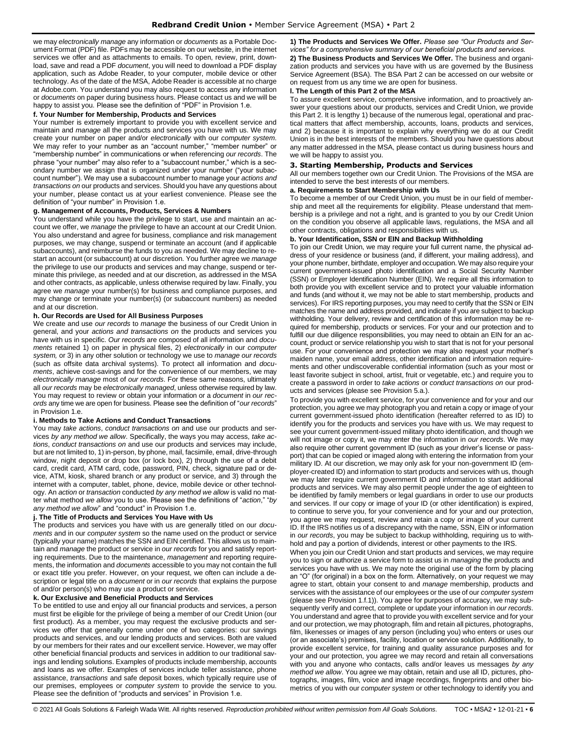we may *electronically manage* any information or *documents* as a Portable Document Format (PDF) file. PDFs may be accessible on our website, in the internet services we offer and as attachments to emails. To open, review, print, download, save and read a PDF *document*, you will need to download a PDF display application, such as Adobe Reader, to your computer, mobile device or other technology. As of the date of the MSA, Adobe Reader is accessible at no charge at Adobe.com. You understand you may also request to access any information or *documents* on paper during business hours. Please contact us and we will be happy to assist you. Please see the definition of "PDF" in Provision 1.e.

#### f. Your Number for Membership, Products and Services

Your number is extremely important to provide you with excellent service and maintain and *manage* all the products and services you have with us. We may create your number on paper and/or *electronically* with our *computer system*. We may refer to your number as an "account number," "member number" or "membership number" in communications or when referencing *our records*. The phrase "your number" may also refer to a "subaccount number," which is a secondary number we assign that is organized under your number ("your subaccount number"). We may use a subaccount number to manage your *actions and transactions on* our products and services. Should you have any questions about your number, please contact us at your earliest convenience. Please see the definition of "your number" in Provision 1.e.

#### g. Management of Accounts, Products, Services & Numbers

You understand while you have the privilege to start, use and maintain an account we offer, we *manage* the privilege to have an account at our Credit Union. You also understand and agree for business, compliance and risk management purposes, we may change, suspend or terminate an account (and if applicable subaccounts), and reimburse the funds to you as needed. We may decline to restart an account (or subaccount) at our discretion. You further agree we *manage* the privilege to use our products and services and may change, suspend or terminate this privilege, as needed and at our discretion, as addressed in the MSA and other contracts, as applicable, unless otherwise required by law. Finally, you agree we *manage* your number(s) for business and compliance purposes, and may change or terminate your number(s) (or subaccount numbers) as needed and at our discretion.

#### h. Our Records are Used for All Business Purposes

We create and use *our records* to *manage* the business of our Credit Union in general, and your *actions and transactions on* the products and services you have with us in specific. *Our records* are composed of all information and *documents* retained 1) on paper in physical files, 2) *electronically* in our *computer system,* or 3) in any other solution or technology we use to *manage our records* (such as offsite data archival systems). To protect all information and *documents*, achieve cost-savings and for the convenience of our members, we may *electronically manage* most of *our records*. For these same reasons, ultimately all *our records* may be *electronically managed*, unless otherwise required by law. You may request to review or obtain your information or a *document* in *our records* any time we are open for business. Please see the definition of "*our records*" in Provision 1.e.

#### i. Methods to Take Actions and Conduct Transactions

You may *take actions*, *conduct transactions on* and use our products and services *by any method we allow*. Specifically, the ways you may access, *take actions*, *conduct transactions on* and use our products and services may include, but are not limited to, 1) in-person, by phone, mail, facsimile, email, drive-through window, night deposit or drop box (or lock box), 2) through the use of a debit card, credit card, ATM card, code, password, PIN, check, signature pad or device, ATM, kiosk, shared branch or any product or service, and 3) through the internet with a computer, tablet, phone, device, mobile device or other technology. An *action* or *transaction* conducted *by any method we allow* is valid no matter what method *we allow* you to use. Please see the definitions of "*action*," "*by any method we allow*" and "conduct" in Provision 1.e.

#### j. The Title of Products and Services You Have with Us

The products and services you have with us are generally titled on our *documents* and in our *computer system* so the name used on the product or service (typically your name) matches the SSN and EIN certified. This allows us to maintain and *manage* the product or service in *our records* for you and satisfy reporting requirements. Due to the maintenance, *management* and reporting requirements, the information and *documents* accessible to you may not contain the full or exact title you prefer. However, on your request, we often can include a description or legal title on a *document* or in *our records* that explains the purpose of and/or person(s) who may use a product or service.

#### k. Our Exclusive and Beneficial Products and Services

To be entitled to use and enjoy all our financial products and services, a person must first be eligible for the privilege of being a member of our Credit Union (our first product). As a member, you may request the exclusive products and services we offer that generally come under one of two categories: our savings products and services, and our lending products and services. Both are valued by our members for their rates and our excellent service. However, we may offer other beneficial financial products and services in addition to our traditional savings and lending solutions. Examples of products include membership, accounts and loans as we offer. Examples of services include teller assistance, phone assistance, *transactions* and safe deposit boxes, which typically require use of our premises, employees or *computer system* to provide the service to you. Please see the definition of "products and services" in Provision 1.e.

**1) The Products and Services We Offer.** *Please see "Our Products and Services" for a comprehensive summary of our beneficial products and services.*

**2) The Business Products and Services We Offer.** The business and organization products and services you have with us are governed by the Business Service Agreement (BSA). The BSA Part 2 can be accessed on our website or on request from us any time we are open for business.

#### l. The Length of this Part 2 of the MSA

To assure excellent service, comprehensive information, and to proactively answer your questions about our products, services and Credit Union, we provide this Part 2. It is lengthy 1) because of the numerous legal, operational and practical matters that affect membership, accounts, loans, products and services, and 2) because it is important to explain why everything we do at our Credit Union is in the best interests of the members. Should you have questions about any matter addressed in the MSA, please contact us during business hours and we will be happy to assist you.

### 3. Starting Membership, Products and Services

All our members together own our Credit Union. The Provisions of the MSA are intended to serve the best interests of our members.

#### a. Requirements to Start Membership with Us

To become a member of our Credit Union, you must be in our field of membership and meet all the requirements for eligibility. Please understand that membership is a privilege and not a right, and is granted to you by our Credit Union on the condition you observe all applicable laws, regulations, the MSA and all other contracts, obligations and responsibilities with us.

#### b. Your Identification, SSN or EIN and Backup Withholding

To join our Credit Union, we may require your full current name, the physical address of your residence or business (and, if different, your mailing address), and your phone number, birthdate, employer and occupation. We may also require your current government-issued photo identification and a Social Security Number (SSN) or Employer Identification Number (EIN). We require all this information to both provide you with excellent service and to protect your valuable information and funds (and without it, we may not be able to start membership, products and services). For IRS reporting purposes, you may need to certify that the SSN or EIN matches the name and address provided, and indicate if you are subject to backup withholding. Your delivery, review and certification of this information may be required for membership, products or services. For your and our protection and to fulfill our due diligence responsibilities, you may need to obtain an EIN for an account, product or service relationship you wish to start that is not for your personal use. For your convenience and protection we may also request your mother's maiden name, your email address, other identification and information requirements and other undiscoverable confidential information (such as your most or least favorite subject in school, artist, fruit or vegetable, etc.) and require you to create a password in order to *take actions* or *conduct transactions on* our products and services (please see Provision 5.a.).

To provide you with excellent service, for your convenience and for your and our protection, you agree we may photograph you and retain a copy or image of your current government-issued photo identification (hereafter referred to as ID) to identify you for the products and services you have with us. We may request to see your current government-issued military photo identification, and though we will not image or copy it, we may enter the information in *our records*. We may also require other current government ID (such as your driver's license or passport) that can be copied or imaged along with entering the information from your military ID. At our discretion, we may only ask for your non-government ID (employer-created ID) and information to start products and services with us, though we may later require current government ID and information to start additional products and services. We may also permit people under the age of eighteen to be identified by family members or legal guardians in order to use our products and services. If our copy or image of your ID (or other identification) is expired, to continue to serve you, for your convenience and for your and our protection, you agree we may request, review and retain a copy or image of your current ID. If the IRS notifies us of a discrepancy with the name, SSN, EIN or information in *our records*, you may be subject to backup withholding, requiring us to withhold and pay a portion of dividends, interest or other payments to the IRS.

When you join our Credit Union and start products and services, we may require you to sign or authorize a service form to assist us in *managing* the products and services you have with us. We may note the original use of the form by placing an "O" (for original) in a box on the form. Alternatively, on your request we may agree to start, obtain your consent to and *manage* membership, products and services with the assistance of our employees or the use of our *computer system* (please see Provision 1.f.1)). You agree for purposes of accuracy, we may subsequently verify and correct, complete or update your information in *our records*. You understand and agree that to provide you with excellent service and for your and our protection, we may photograph, film and retain all pictures, photographs, film, likenesses or images of any person (including you) who enters or uses our (or an associate's) premises, facility, location or service solution. Additionally, to provide excellent service, for training and quality assurance purposes and for your and our protection, you agree we may record and retain all conversations with you and anyone who contacts, calls and/or leaves us messages *by any method we allow*. You agree we may obtain, retain and use all ID, pictures, photographs, images, film, voice and image recordings, fingerprints and other biometrics of you with our *computer system* or other technology to identify you and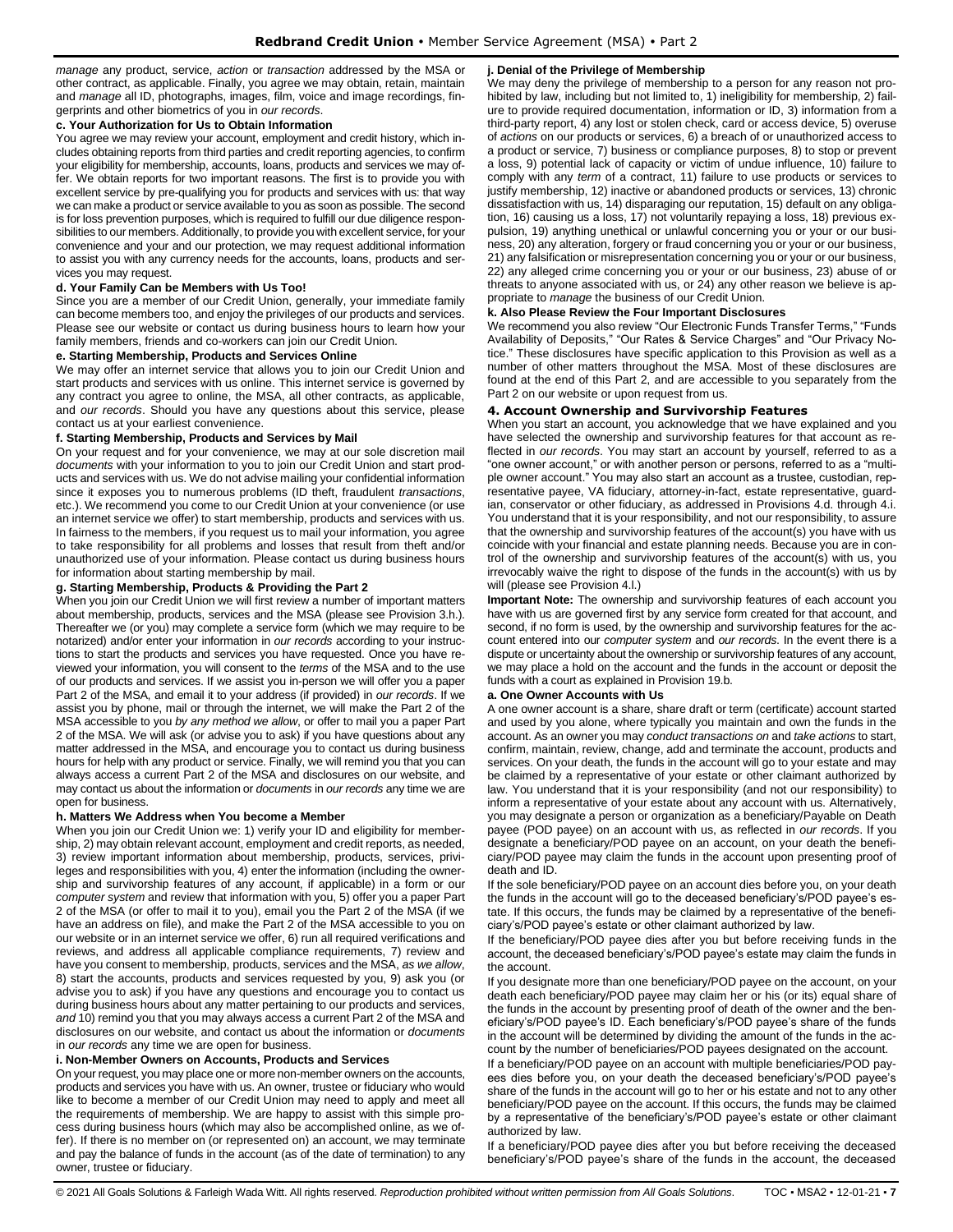*manage* any product, service, *action* or *transaction* addressed by the MSA or other contract, as applicable. Finally, you agree we may obtain, retain, maintain and *manage* all ID, photographs, images, film, voice and image recordings, fingerprints and other biometrics of you in *our records*.

#### c. Your Authorization for Us to Obtain Information

You agree we may review your account, employment and credit history, which includes obtaining reports from third parties and credit reporting agencies, to confirm your eligibility for membership, accounts, loans, products and services we may offer. We obtain reports for two important reasons. The first is to provide you with excellent service by pre-qualifying you for products and services with us: that way we can make a product or service available to you as soon as possible. The second is for loss prevention purposes, which is required to fulfill our due diligence responsibilities to our members. Additionally, to provide you with excellent service, for your convenience and your and our protection, we may request additional information to assist you with any currency needs for the accounts, loans, products and services you may request.

#### d. Your Family Can be Members with Us Too!

Since you are a member of our Credit Union, generally, your immediate family can become members too, and enjoy the privileges of our products and services. Please see our website or contact us during business hours to learn how your family members, friends and co-workers can join our Credit Union.

#### e. Starting Membership, Products and Services Online

We may offer an internet service that allows you to join our Credit Union and start products and services with us online. This internet service is governed by any contract you agree to online, the MSA, all other contracts, as applicable, and *our records*. Should you have any questions about this service, please contact us at your earliest convenience.

#### f. Starting Membership, Products and Services by Mail

On your request and for your convenience, we may at our sole discretion mail *documents* with your information to you to join our Credit Union and start products and services with us. We do not advise mailing your confidential information since it exposes you to numerous problems (ID theft, fraudulent *transactions*, etc.). We recommend you come to our Credit Union at your convenience (or use an internet service we offer) to start membership, products and services with us. In fairness to the members, if you request us to mail your information, you agree to take responsibility for all problems and losses that result from theft and/or unauthorized use of your information. Please contact us during business hours for information about starting membership by mail.

#### g. Starting Membership, Products & Providing the Part 2

When you join our Credit Union we will first review a number of important matters about membership, products, services and the MSA (please see Provision 3.h.). Thereafter we (or you) may complete a service form (which we may require to be notarized) and/or enter your information in *our records* according to your instructions to start the products and services you have requested. Once you have reviewed your information, you will consent to the *terms* of the MSA and to the use of our products and services. If we assist you in-person we will offer you a paper Part 2 of the MSA, and email it to your address (if provided) in *our records*. If we assist you by phone, mail or through the internet, we will make the Part 2 of the MSA accessible to you *by any method we allow*, or offer to mail you a paper Part 2 of the MSA. We will ask (or advise you to ask) if you have questions about any matter addressed in the MSA, and encourage you to contact us during business hours for help with any product or service. Finally, we will remind you that you can always access a current Part 2 of the MSA and disclosures on our website, and may contact us about the information or *documents* in *our records* any time we are open for business.

#### h. Matters We Address when You become a Member

When you join our Credit Union we: 1) verify your ID and eligibility for membership, 2) may obtain relevant account, employment and credit reports, as needed, 3) review important information about membership, products, services, privileges and responsibilities with you, 4) enter the information (including the ownership and survivorship features of any account, if applicable) in a form or our *computer system* and review that information with you, 5) offer you a paper Part 2 of the MSA (or offer to mail it to you), email you the Part 2 of the MSA (if we have an address on file), and make the Part 2 of the MSA accessible to you on our website or in an internet service we offer, 6) run all required verifications and reviews, and address all applicable compliance requirements, 7) review and have you consent to membership, products, services and the MSA, *as we allow*, 8) start the accounts, products and services requested by you, 9) ask you (or advise you to ask) if you have any questions and encourage you to contact us during business hours about any matter pertaining to our products and services, *and* 10) remind you that you may always access a current Part 2 of the MSA and disclosures on our website, and contact us about the information or *documents* in *our records* any time we are open for business.

#### i. Non-Member Owners on Accounts, Products and Services

On your request, you may place one or more non-member owners on the accounts, products and services you have with us. An owner, trustee or fiduciary who would like to become a member of our Credit Union may need to apply and meet all the requirements of membership. We are happy to assist with this simple process during business hours (which may also be accomplished online, as we offer). If there is no member on (or represented on) an account, we may terminate and pay the balance of funds in the account (as of the date of termination) to any owner, trustee or fiduciary.

#### j. Denial of the Privilege of Membership

We may deny the privilege of membership to a person for any reason not prohibited by law, including but not limited to, 1) ineligibility for membership, 2) failure to provide required documentation, information or ID, 3) information from a third-party report, 4) any lost or stolen check, card or access device, 5) overuse of *actions* on our products or services, 6) a breach of or unauthorized access to a product or service, 7) business or compliance purposes, 8) to stop or prevent a loss, 9) potential lack of capacity or victim of undue influence, 10) failure to comply with any *term* of a contract, 11) failure to use products or services to justify membership, 12) inactive or abandoned products or services, 13) chronic dissatisfaction with us, 14) disparaging our reputation, 15) default on any obligation, 16) causing us a loss, 17) not voluntarily repaying a loss, 18) previous expulsion, 19) anything unethical or unlawful concerning you or your or our business, 20) any alteration, forgery or fraud concerning you or your or our business, 21) any falsification or misrepresentation concerning you or your or our business, 22) any alleged crime concerning you or your or our business, 23) abuse of or threats to anyone associated with us, or 24) any other reason we believe is appropriate to *manage* the business of our Credit Union.

#### k. Also Please Review the Four Important Disclosures

We recommend you also review "Our Electronic Funds Transfer Terms," "Funds Availability of Deposits," "Our Rates & Service Charges" and "Our Privacy Notice." These disclosures have specific application to this Provision as well as a number of other matters throughout the MSA. Most of these disclosures are found at the end of this Part 2, and are accessible to you separately from the Part 2 on our website or upon request from us.

### 4. Account Ownership and Survivorship Features

When you start an account, you acknowledge that we have explained and you have selected the ownership and survivorship features for that account as reflected in *our records*. You may start an account by yourself, referred to as a "one owner account," or with another person or persons, referred to as a "multiple owner account." You may also start an account as a trustee, custodian, representative payee, VA fiduciary, attorney-in-fact, estate representative, guardian, conservator or other fiduciary, as addressed in Provisions 4.d. through 4.i. You understand that it is your responsibility, and not our responsibility, to assure that the ownership and survivorship features of the account(s) you have with us coincide with your financial and estate planning needs. Because you are in control of the ownership and survivorship features of the account(s) with us, you irrevocably waive the right to dispose of the funds in the account(s) with us by will (please see Provision 4.l.)

**Important Note:** The ownership and survivorship features of each account you have with us are governed first by any service form created for that account, and second, if no form is used, by the ownership and survivorship features for the account entered into our *computer system* and *our records*. In the event there is a dispute or uncertainty about the ownership or survivorship features of any account, we may place a hold on the account and the funds in the account or deposit the funds with a court as explained in Provision 19.b.

#### a. One Owner Accounts with Us

A one owner account is a share, share draft or term (certificate) account started and used by you alone, where typically you maintain and own the funds in the account. As an owner you may *conduct transactions on* and *take actions* to start, confirm, maintain, review, change, add and terminate the account, products and services. On your death, the funds in the account will go to your estate and may be claimed by a representative of your estate or other claimant authorized by law. You understand that it is your responsibility (and not our responsibility) to inform a representative of your estate about any account with us. Alternatively, you may designate a person or organization as a beneficiary/Payable on Death payee (POD payee) on an account with us, as reflected in *our records*. If you designate a beneficiary/POD payee on an account, on your death the beneficiary/POD payee may claim the funds in the account upon presenting proof of death and ID.

If the sole beneficiary/POD payee on an account dies before you, on your death the funds in the account will go to the deceased beneficiary's/POD payee's estate. If this occurs, the funds may be claimed by a representative of the beneficiary's/POD payee's estate or other claimant authorized by law.

If the beneficiary/POD payee dies after you but before receiving funds in the account, the deceased beneficiary's/POD payee's estate may claim the funds in the account.

If you designate more than one beneficiary/POD payee on the account, on your death each beneficiary/POD payee may claim her or his (or its) equal share of the funds in the account by presenting proof of death of the owner and the beneficiary's/POD payee's ID. Each beneficiary's/POD payee's share of the funds in the account will be determined by dividing the amount of the funds in the account by the number of beneficiaries/POD payees designated on the account.

If a beneficiary/POD payee on an account with multiple beneficiaries/POD payees dies before you, on your death the deceased beneficiary's/POD payee's share of the funds in the account will go to her or his estate and not to any other beneficiary/POD payee on the account. If this occurs, the funds may be claimed by a representative of the beneficiary's/POD payee's estate or other claimant authorized by law.

If a beneficiary/POD payee dies after you but before receiving the deceased beneficiary's/POD payee's share of the funds in the account, the deceased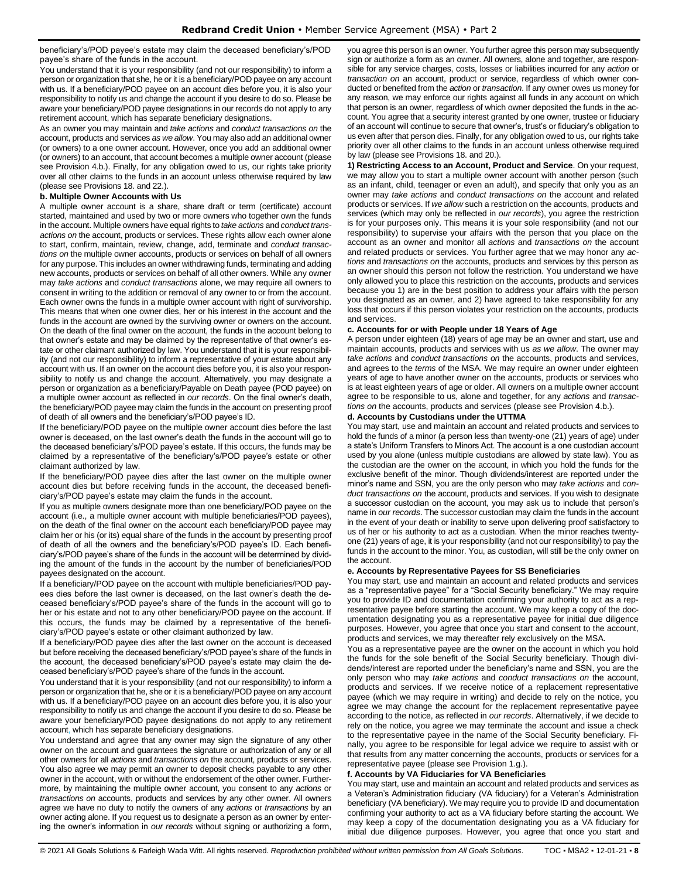beneficiary's/POD payee's estate may claim the deceased beneficiary's/POD payee's share of the funds in the account.

You understand that it is your responsibility (and not our responsibility) to inform a person or organization that she, he or it is a beneficiary/POD payee on any account with us. If a beneficiary/POD payee on an account dies before you, it is also your responsibility to notify us and change the account if you desire to do so. Please be aware your beneficiary/POD payee designations in our records do not apply to any retirement account, which has separate beneficiary designations.

As an owner you may maintain and *take actions* and *conduct transactions on* the account, products and services *as we allow*. You may also add an additional owner (or owners) to a one owner account. However, once you add an additional owner (or owners) to an account, that account becomes a multiple owner account (please see Provision 4.b.). Finally, for any obligation owed to us, our rights take priority over all other claims to the funds in an account unless otherwise required by law (please see Provisions 18. and 22.).

**b. Multiple Owner Accounts with Us**

A multiple owner account is a share, share draft or term (certificate) account started, maintained and used by two or more owners who together own the funds in the account. Multiple owners have equal rights to *take actions* and *conduct transactions on* the account, products or services. These rights allow each owner alone to start, confirm, maintain, review, change, add, terminate and *conduct transactions on* the multiple owner accounts, products or services on behalf of all owners for any purpose. This includes an owner withdrawing funds, terminating and adding new accounts, products or services on behalf of all other owners. While any owner may *take actions* and *conduct transactions* alone, we may require all owners to consent in writing to the addition or removal of any owner to or from the account. Each owner owns the funds in a multiple owner account with right of survivorship. This means that when one owner dies, her or his interest in the account and the funds in the account are owned by the surviving owner or owners on the account. On the death of the final owner on the account, the funds in the account belong to that owner's estate and may be claimed by the representative of that owner's estate or other claimant authorized by law. You understand that it is your responsibility (and not our responsibility) to inform a representative of your estate about any account with us. If an owner on the account dies before you, it is also your responsibility to notify us and change the account. Alternatively, you may designate a person or organization as a beneficiary/Payable on Death payee (POD payee) on a multiple owner account as reflected in *our records*. On the final owner's death, the beneficiary/POD payee may claim the funds in the account on presenting proof of death of all owners and the beneficiary's/POD payee's ID.

If the beneficiary/POD payee on the multiple owner account dies before the last owner is deceased, on the last owner's death the funds in the account will go to the deceased beneficiary's/POD payee's estate. If this occurs, the funds may be claimed by a representative of the beneficiary's/POD payee's estate or other claimant authorized by law.

If the beneficiary/POD payee dies after the last owner on the multiple owner account dies but before receiving funds in the account, the deceased beneficiary's/POD payee's estate may claim the funds in the account.

If you as multiple owners designate more than one beneficiary/POD payee on the account (i.e., a multiple owner account with multiple beneficiaries/POD payees), on the death of the final owner on the account each beneficiary/POD payee may claim her or his (or its) equal share of the funds in the account by presenting proof of death of all the owners and the beneficiary's/POD payee's ID. Each beneficiary's/POD payee's share of the funds in the account will be determined by dividing the amount of the funds in the account by the number of beneficiaries/POD payees designated on the account.

If a beneficiary/POD payee on the account with multiple beneficiaries/POD payees dies before the last owner is deceased, on the last owner's death the deceased beneficiary's/POD payee's share of the funds in the account will go to her or his estate and not to any other beneficiary/POD payee on the account. If this occurs, the funds may be claimed by a representative of the beneficiary's/POD payee's estate or other claimant authorized by law.

If a beneficiary/POD payee dies after the last owner on the account is deceased but before receiving the deceased beneficiary's/POD payee's share of the funds in the account, the deceased beneficiary's/POD payee's estate may claim the deceased beneficiary's/POD payee's share of the funds in the account.

You understand that it is your responsibility (and not our responsibility) to inform a person or organization that he, she or it is a beneficiary/POD payee on any account with us. If a beneficiary/POD payee on an account dies before you, it is also your responsibility to notify us and change the account if you desire to do so. Please be aware your beneficiary/POD payee designations do not apply to any retirement account, which has separate beneficiary designations.

You understand and agree that any owner may sign the signature of any other owner on the account and guarantees the signature or authorization of any or all other owners for all *actions* and *transactions on* the account, products or services. You also agree we may permit an owner to deposit checks payable to any other owner in the account, with or without the endorsement of the other owner. Furthermore, by maintaining the multiple owner account, you consent to any *actions* or *transactions on* accounts, products and services by any other owner. All owners agree we have no duty to notify the owners of any *actions* or *transactions* by an owner acting alone. If you request us to designate a person as an owner by entering the owner's information in *our records* without signing or authorizing a form, you agree this person is an owner. You further agree this person may subsequently sign or authorize a form as an owner. All owners, alone and together, are responsible for any service charges, costs, losses or liabilities incurred for any *action* or *transaction on* an account, product or service, regardless of which owner conducted or benefited from the *action* or *transaction*. If any owner owes us money for any reason, we may enforce our rights against all funds in any account on which that person is an owner, regardless of which owner deposited the funds in the account. You agree that a security interest granted by one owner, trustee or fiduciary of an account will continue to secure that owner's, trust's or fiduciary's obligation to us even after that person dies. Finally, for any obligation owed to us, our rights take priority over all other claims to the funds in an account unless otherwise required by law (please see Provisions 18. and 20.).

**1) Restricting Access to an Account, Product and Service**. On your request, we may allow you to start a multiple owner account with another person (such as an infant, child, teenager or even an adult), and specify that only you as an owner may *take actions* and *conduct transactions on* the account and related products or services. If *we allow* such a restriction on the accounts, products and services (which may only be reflected in *our records*), you agree the restriction is for your purposes only. This means it is your sole responsibility (and not our responsibility) to supervise your affairs with the person that you place on the account as an owner and monitor all *actions* and *transactions on* the account and related products or services. You further agree that we may honor any *actions* and *transactions on* the accounts, products and services by this person as an owner should this person not follow the restriction. You understand we have only allowed you to place this restriction on the accounts, products and services because you 1) are in the best position to address your affairs with the person you designated as an owner, and 2) have agreed to take responsibility for any loss that occurs if this person violates your restriction on the accounts, products and services.

**c. Accounts for or with People under 18 Years of Age**

A person under eighteen (18) years of age may be an owner and start, use and maintain accounts, products and services with us *as we allow*. The owner may *take actions* and *conduct transactions on* the accounts, products and services, and agrees to the *terms* of the MSA. We may require an owner under eighteen years of age to have another owner on the accounts, products or services who is at least eighteen years of age or older. All owners on a multiple owner account agree to be responsible to us, alone and together, for any *actions* and *transactions on* the accounts, products and services (please see Provision 4.b.).

**d. Accounts by Custodians under the UTTMA**

You may start, use and maintain an account and related products and services to hold the funds of a minor (a person less than twenty-one (21) years of age) under a state's Uniform Transfers to Minors Act. The account is a one custodian account used by you alone (unless multiple custodians are allowed by state law). You as the custodian are the owner on the account, in which you hold the funds for the exclusive benefit of the minor. Though dividends/interest are reported under the minor's name and SSN, you are the only person who may *take actions* and *conduct transactions on* the account, products and services. If you wish to designate a successor custodian on the account, you may ask us to include that person's name in *our records*. The successor custodian may claim the funds in the account in the event of your death or inability to serve upon delivering proof satisfactory to us of her or his authority to act as a custodian. When the minor reaches twenty-one (21) years of age, it is your responsibility (and not our responsibility) to pay the funds in the account to the minor. You, as custodian, will still be the only owner on the account.

**e. Accounts by Representative Payees for SS Beneficiaries**

You may start, use and maintain an account and related products and services as a "representative payee" for a "Social Security beneficiary." We may require you to provide ID and documentation confirming your authority to act as a representative payee before starting the account. We may keep a copy of the documentation designating you as a representative payee for initial due diligence purposes. However, you agree that once you start and consent to the account, products and services, we may thereafter rely exclusively on the MSA.

You as a representative payee are the owner on the account in which you hold the funds for the sole benefit of the Social Security beneficiary. Though dividends/interest are reported under the beneficiary's name and SSN, you are the only person who may *take actions* and *conduct transactions on* the account, products and services. If we receive notice of a replacement representative payee (which we may require in writing) and decide to rely on the notice, you agree we may change the account for the replacement representative payee according to the notice, as reflected in *our records*. Alternatively, if we decide to rely on the notice, you agree we may terminate the account and issue a check to the representative payee in the name of the Social Security beneficiary. Finally, you agree to be responsible for legal advice we require to assist with or that results from any matter concerning the accounts, products or services for a representative payee (please see Provision 1.g.).

**f. Accounts by VA Fiduciaries for VA Beneficiaries**

You may start, use and maintain an account and related products and services as a Veteran's Administration fiduciary (VA fiduciary) for a Veteran's Administration beneficiary (VA beneficiary). We may require you to provide ID and documentation confirming your authority to act as a VA fiduciary before starting the account. We may keep a copy of the documentation designating you as a VA fiduciary for initial due diligence purposes. However, you agree that once you start and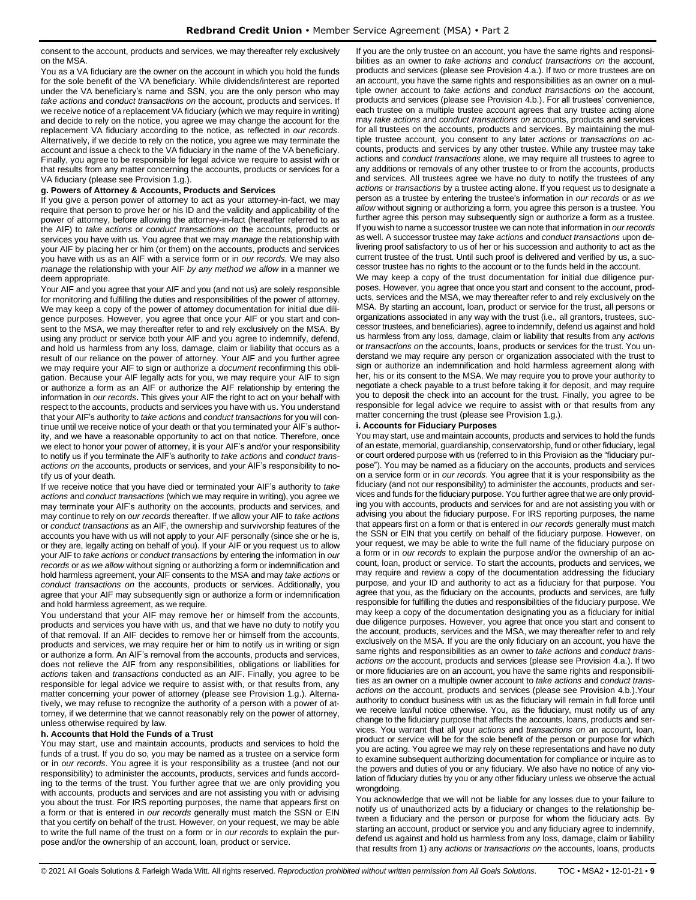consent to the account, products and services, we may thereafter rely exclusively on the MSA.

You as a VA fiduciary are the owner on the account in which you hold the funds for the sole benefit of the VA beneficiary. While dividends/interest are reported under the VA beneficiary's name and SSN, you are the only person who may *take actions* and *conduct transactions on* the account, products and services. If we receive notice of a replacement VA fiduciary (which we may require in writing) and decide to rely on the notice, you agree we may change the account for the replacement VA fiduciary according to the notice, as reflected in *our records*. Alternatively, if we decide to rely on the notice, you agree we may terminate the account and issue a check to the VA fiduciary in the name of the VA beneficiary. Finally, you agree to be responsible for legal advice we require to assist with or that results from any matter concerning the accounts, products or services for a VA fiduciary (please see Provision 1.g.).

**g. Powers of Attorney & Accounts, Products and Services**

If you give a person power of attorney to act as your attorney-in-fact, we may require that person to prove her or his ID and the validity and applicability of the power of attorney, before allowing the attorney-in-fact (hereafter referred to as the AIF) to *take actions* or *conduct transactions on* the accounts, products or services you have with us. You agree that we may *manage* the relationship with your AIF by placing her or him (or them) on the accounts, products and services you have with us as an AIF with a service form or in *our records.* We may also *manage* the relationship with your AIF *by any method we allow* in a manner we deem appropriate.

Your AIF and you agree that your AIF and you (and not us) are solely responsible for monitoring and fulfilling the duties and responsibilities of the power of attorney. We may keep a copy of the power of attorney documentation for initial due diligence purposes. However, you agree that once your AIF or you start and consent to the MSA, we may thereafter refer to and rely exclusively on the MSA. By using any product or service both your AIF and you agree to indemnify, defend, and hold us harmless from any loss, damage, claim or liability that occurs as a result of our reliance on the power of attorney. Your AIF and you further agree we may require your AIF to sign or authorize a *document* reconfirming this obligation. Because your AIF legally acts for you, we may require your AIF to sign or authorize a form as an AIF or authorize the AIF relationship by entering the information in *our records***.** This gives your AIF the right to act on your behalf with respect to the accounts, products and services you have with us. You understand that your AIF's authority to *take actions* and *conduct transactions* for you will continue until we receive notice of your death or that you terminated your AIF's authority, and we have a reasonable opportunity to act on that notice. Therefore, once we elect to honor your power of attorney, it is your AIF's and/or your responsibility to notify us if you terminate the AIF's authority to *take actions* and *conduct transactions on* the accounts, products or services, and your AIF's responsibility to notify us of your death.

If we receive notice that you have died or terminated your AIF's authority to *take actions* and *conduct transactions* (which we may require in writing), you agree we may terminate your AIF's authority on the accounts, products and services, and may continue to rely on *our records* thereafter. If we allow your AIF to *take actions* or *conduct transactions* as an AIF, the ownership and survivorship features of the accounts you have with us will not apply to your AIF personally (since she or he is, or they are, legally acting on behalf of you). If your AIF or you request us to allow your AIF to *take actions* or *conduct transactions* by entering the information in *our records* or *as we allow* without signing or authorizing a form or indemnification and hold harmless agreement, your AIF consents to the MSA and may *take actions* or *conduct transactions on* the accounts, products or services. Additionally, you agree that your AIF may subsequently sign or authorize a form or indemnification and hold harmless agreement, as we require.

You understand that your AIF may remove her or himself from the accounts, products and services you have with us, and that we have no duty to notify you of that removal. If an AIF decides to remove her or himself from the accounts, products and services, we may require her or him to notify us in writing or sign or authorize a form. An AIF's removal from the accounts, products and services, does not relieve the AIF from any responsibilities, obligations or liabilities for *actions* taken and *transactions* conducted as an AIF. Finally, you agree to be responsible for legal advice we require to assist with, or that results from, any matter concerning your power of attorney (please see Provision 1.g.). Alternatively, we may refuse to recognize the authority of a person with a power of attorney, if we determine that we cannot reasonably rely on the power of attorney, unless otherwise required by law.

**h. Accounts that Hold the Funds of a Trust**

You may start, use and maintain accounts, products and services to hold the funds of a trust. If you do so, you may be named as a trustee on a service form or in *our records*. You agree it is your responsibility as a trustee (and not our responsibility) to administer the accounts, products, services and funds according to the terms of the trust. You further agree that we are only providing you with accounts, products and services and are not assisting you with or advising you about the trust. For IRS reporting purposes, the name that appears first on a form or that is entered in *our records* generally must match the SSN or EIN that you certify on behalf of the trust. However, on your request, we may be able to write the full name of the trust on a form or in *our records* to explain the purpose and/or the ownership of an account, loan, product or service.

If you are the only trustee on an account, you have the same rights and responsibilities as an owner to *take actions* and *conduct transactions on* the account, products and services (please see Provision 4.a.). If two or more trustees are on an account, you have the same rights and responsibilities as an owner on a multiple owner account to *take actions* and *conduct transactions on* the account, products and services (please see Provision 4.b.). For all trustees' convenience, each trustee on a multiple trustee account agrees that any trustee acting alone may *take actions* and *conduct transactions on* accounts, products and services for all trustees on the accounts, products and services. By maintaining the multiple trustee account, you consent to any later *actions* or *transactions on* accounts, products and services by any other trustee. While any trustee may take actions and *conduct transactions* alone, we may require all trustees to agree to any additions or removals of any other trustee to or from the accounts, products and services. All trustees agree we have no duty to notify the trustees of any *actions* or *transactions* by a trustee acting alone. If you request us to designate a person as a trustee by entering the trustee's information in *our records* or *as we allow* without signing or authorizing a form, you agree this person is a trustee. You further agree this person may subsequently sign or authorize a form as a trustee. If you wish to name a successor trustee we can note that information in *our records* as well. A successor trustee may *take actions* and *conduct transactions* upon delivering proof satisfactory to us of her or his succession and authority to act as the current trustee of the trust. Until such proof is delivered and verified by us, a successor trustee has no rights to the account or to the funds held in the account.

We may keep a copy of the trust documentation for initial due diligence purposes. However, you agree that once you start and consent to the account, products, services and the MSA, we may thereafter refer to and rely exclusively on the MSA. By starting an account, loan, product or service for the trust, all persons or organizations associated in any way with the trust (i.e., all grantors, trustees, successor trustees, and beneficiaries), agree to indemnify, defend us against and hold us harmless from any loss, damage, claim or liability that results from any *actions* or *transactions on* the accounts, loans, products or services for the trust. You understand we may require any person or organization associated with the trust to sign or authorize an indemnification and hold harmless agreement along with her, his or its consent to the MSA. We may require you to prove your authority to negotiate a check payable to a trust before taking it for deposit, and may require you to deposit the check into an account for the trust. Finally, you agree to be responsible for legal advice we require to assist with or that results from any matter concerning the trust (please see Provision 1.g.).

**i. Accounts for Fiduciary Purposes**

You may start, use and maintain accounts, products and services to hold the funds of an estate, memorial, guardianship, conservatorship, fund or other fiduciary, legal or court ordered purpose with us (referred to in this Provision as the "fiduciary purpose"). You may be named as a fiduciary on the accounts, products and services on a service form or in *our records*. You agree that it is your responsibility as the fiduciary (and not our responsibility) to administer the accounts, products and services and funds for the fiduciary purpose. You further agree that we are only providing you with accounts, products and services for and are not assisting you with or advising you about the fiduciary purpose. For IRS reporting purposes, the name that appears first on a form or that is entered in *our records* generally must match the SSN or EIN that you certify on behalf of the fiduciary purpose. However, on your request, we may be able to write the full name of the fiduciary purpose on a form or in *our records* to explain the purpose and/or the ownership of an account, loan, product or service. To start the accounts, products and services, we may require and review a copy of the documentation addressing the fiduciary purpose, and your ID and authority to act as a fiduciary for that purpose. You agree that you, as the fiduciary on the accounts, products and services, are fully responsible for fulfilling the duties and responsibilities of the fiduciary purpose. We may keep a copy of the documentation designating you as a fiduciary for initial due diligence purposes. However, you agree that once you start and consent to the account, products, services and the MSA, we may thereafter refer to and rely exclusively on the MSA. If you are the only fiduciary on an account, you have the same rights and responsibilities as an owner to *take actions* and *conduct transactions on* the account, products and services (please see Provision 4.a.). If two or more fiduciaries are on an account, you have the same rights and responsibilities as an owner on a multiple owner account to *take actions* and *conduct transactions on* the account, products and services (please see Provision 4.b.).Your authority to conduct business with us as the fiduciary will remain in full force until we receive lawful notice otherwise. You, as the fiduciary, must notify us of any change to the fiduciary purpose that affects the accounts, loans, products and services. You warrant that all your *actions* and *transactions on* an account, loan, product or service will be for the sole benefit of the person or purpose for which you are acting. You agree we may rely on these representations and have no duty to examine subsequent authorizing documentation for compliance or inquire as to the powers and duties of you or any fiduciary. We also have no notice of any violation of fiduciary duties by you or any other fiduciary unless we observe the actual wrongdoing.

You acknowledge that we will not be liable for any losses due to your failure to notify us of unauthorized acts by a fiduciary or changes to the relationship between a fiduciary and the person or purpose for whom the fiduciary acts. By starting an account, product or service you and any fiduciary agree to indemnify, defend us against and hold us harmless from any loss, damage, claim or liability that results from 1) any *actions* or *transactions on* the accounts, loans, products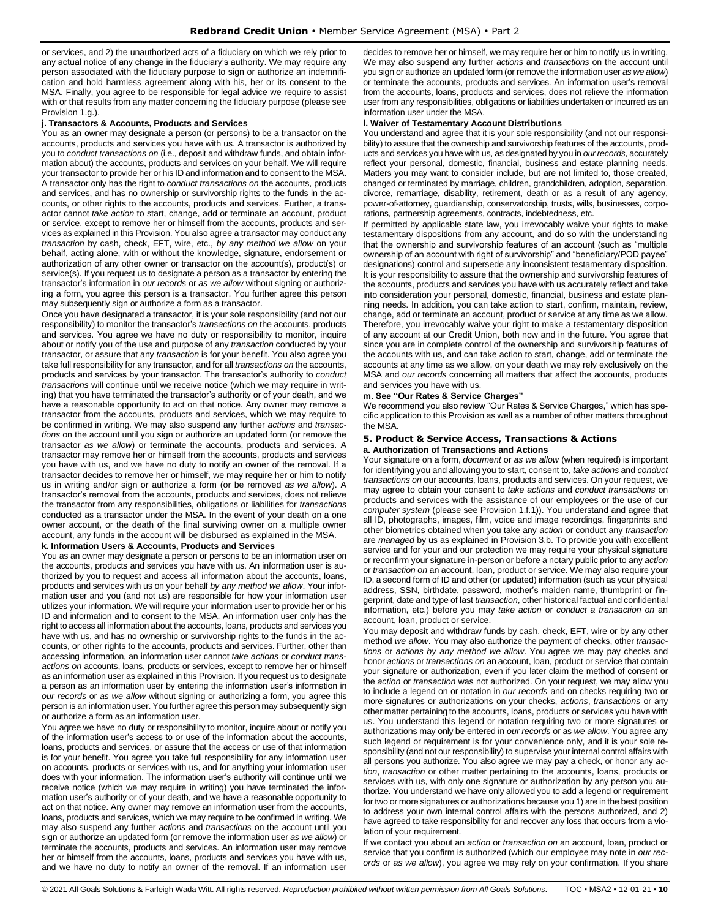or services, and 2) the unauthorized acts of a fiduciary on which we rely prior to any actual notice of any change in the fiduciary's authority. We may require any person associated with the fiduciary purpose to sign or authorize an indemnification and hold harmless agreement along with his, her or its consent to the MSA. Finally, you agree to be responsible for legal advice we require to assist with or that results from any matter concerning the fiduciary purpose (please see Provision 1.g.).

**j. Transactors & Accounts, Products and Services**

You as an owner may designate a person (or persons) to be a transactor on the accounts, products and services you have with us. A transactor is authorized by you to *conduct transactions on* (i.e., deposit and withdraw funds, and obtain information about) the accounts, products and services on your behalf. We will require your transactor to provide her or his ID and information and to consent to the MSA. A transactor only has the right to *conduct transactions on* the accounts, products and services, and has no ownership or survivorship rights to the funds in the accounts, or other rights to the accounts, products and services. Further, a transactor cannot *take action* to start, change, add or terminate an account, product or service, except to remove her or himself from the accounts, products and services as explained in this Provision. You also agree a transactor may conduct any *transaction* by cash, check, EFT, wire, etc., *by any method we allow* on your behalf, acting alone, with or without the knowledge, signature, endorsement or authorization of any other owner or transactor on the account(s), product(s) or service(s). If you request us to designate a person as a transactor by entering the transactor's information in *our records* or *as we allow* without signing or authorizing a form, you agree this person is a transactor. You further agree this person may subsequently sign or authorize a form as a transactor.

Once you have designated a transactor, it is your sole responsibility (and not our responsibility) to monitor the transactor's *transactions on* the accounts, products and services. You agree we have no duty or responsibility to monitor, inquire about or notify you of the use and purpose of any *transaction* conducted by your transactor, or assure that any *transaction* is for your benefit. You also agree you take full responsibility for any transactor, and for all *transactions on* the accounts, products and services by your transactor. The transactor's authority to *conduct transactions* will continue until we receive notice (which we may require in writing) that you have terminated the transactor's authority or of your death, and we have a reasonable opportunity to act on that notice. Any owner may remove a transactor from the accounts, products and services, which we may require to be confirmed in writing. We may also suspend any further *actions* and *transactions* on the account until you sign or authorize an updated form (or remove the transactor *as we allow*) or terminate the accounts, products and services. A transactor may remove her or himself from the accounts, products and services you have with us, and we have no duty to notify an owner of the removal. If a transactor decides to remove her or himself, we may require her or him to notify us in writing and/or sign or authorize a form (or be removed *as we allow*). A transactor's removal from the accounts, products and services, does not relieve the transactor from any responsibilities, obligations or liabilities for *transactions* conducted as a transactor under the MSA. In the event of your death on a one owner account, or the death of the final surviving owner on a multiple owner account, any funds in the account will be disbursed as explained in the MSA.

**k. Information Users & Accounts, Products and Services**

You as an owner may designate a person or persons to be an information user on the accounts, products and services you have with us. An information user is authorized by you to request and access all information about the accounts, loans, products and services with us on your behalf *by any method we allow*. Your information user and you (and not us) are responsible for how your information user utilizes your information. We will require your information user to provide her or his ID and information and to consent to the MSA. An information user only has the right to access all information about the accounts, loans, products and services you have with us, and has no ownership or survivorship rights to the funds in the accounts, or other rights to the accounts, products and services. Further, other than accessing information, an information user cannot *take actions* or *conduct transactions on* accounts, loans, products or services, except to remove her or himself as an information user as explained in this Provision. If you request us to designate a person as an information user by entering the information user's information in *our records* or *as we allow* without signing or authorizing a form, you agree this person is an information user. You further agree this person may subsequently sign or authorize a form as an information user.

You agree we have no duty or responsibility to monitor, inquire about or notify you of the information user's access to or use of the information about the accounts, loans, products and services, or assure that the access or use of that information is for your benefit. You agree you take full responsibility for any information user on accounts, products or services with us, and for anything your information user does with your information. The information user's authority will continue until we receive notice (which we may require in writing) you have terminated the information user's authority or of your death, and we have a reasonable opportunity to act on that notice. Any owner may remove an information user from the accounts, loans, products and services, which we may require to be confirmed in writing. We may also suspend any further *actions* and *transactions* on the account until you sign or authorize an updated form (or remove the information user *as we allow*) or terminate the accounts, products and services. An information user may remove her or himself from the accounts, loans, products and services you have with us, and we have no duty to notify an owner of the removal. If an information user decides to remove her or himself, we may require her or him to notify us in writing. We may also suspend any further *actions* and *transactions* on the account until you sign or authorize an updated form (or remove the information user *as we allow*) or terminate the accounts, products and services. An information user's removal from the accounts, loans, products and services, does not relieve the information user from any responsibilities, obligations or liabilities undertaken or incurred as an information user under the MSA.

**l. Waiver of Testamentary Account Distributions**

You understand and agree that it is your sole responsibility (and not our responsibility) to assure that the ownership and survivorship features of the accounts, products and services you have with us, as designated by you in *our records*, accurately reflect your personal, domestic, financial, business and estate planning needs. Matters you may want to consider include, but are not limited to, those created, changed or terminated by marriage, children, grandchildren, adoption, separation, divorce, remarriage, disability, retirement, death or as a result of any agency, power-of-attorney, guardianship, conservatorship, trusts, wills, businesses, corporations, partnership agreements, contracts, indebtedness, etc.

If permitted by applicable state law, you irrevocably waive your rights to make testamentary dispositions from any account, and do so with the understanding that the ownership and survivorship features of an account (such as "multiple ownership of an account with right of survivorship" and "beneficiary/POD payee" designations) control and supersede any inconsistent testamentary disposition. It is your responsibility to assure that the ownership and survivorship features of the accounts, products and services you have with us accurately reflect and take into consideration your personal, domestic, financial, business and estate planning needs. In addition, you can take action to start, confirm, maintain, review, change, add or terminate an account, product or service at any time as we allow. Therefore, you irrevocably waive your right to make a testamentary disposition of any account at our Credit Union, both now and in the future. You agree that since you are in complete control of the ownership and survivorship features of the accounts with us, and can take action to start, change, add or terminate the accounts at any time as we allow, on your death we may rely exclusively on the MSA and *our records* concerning all matters that affect the accounts, products and services you have with us.

**m. See "Our Rates & Service Charges"**

We recommend you also review "Our Rates & Service Charges," which has specific application to this Provision as well as a number of other matters throughout the MSA.

### 5. Product & Service Access, Transactions & Actions

**a. Authorization of Transactions and Actions**

Your signature on a form, *document* or *as we allow* (when required) is important for identifying you and allowing you to start, consent to, *take actions* and *conduct transactions on* our accounts, loans, products and services. On your request, we may agree to obtain your consent to *take actions* and *conduct transactions on* products and services with the assistance of our employees or the use of our *computer system* (please see Provision 1.f.1)). You understand and agree that all ID, photographs, images, film, voice and image recordings, fingerprints and other biometrics obtained when you take any *action* or conduct any *transaction* are *managed* by us as explained in Provision 3.b. To provide you with excellent service and for your and our protection we may require your physical signature or reconfirm your signature in-person or before a notary public prior to any *action* or *transaction on* an account, loan, product or service. We may also require your ID, a second form of ID and other (or updated) information (such as your physical address, SSN, birthdate, password, mother's maiden name, thumbprint or fingerprint, date and type of last *transaction*, other historical factual and confidential information, etc.) before you may *take action* or *conduct a transaction on* an account, loan, product or service.

You may deposit and withdraw funds by cash, check, EFT, wire or by any other method *we allow*. You may also authorize the payment of checks, other *transactions* or *actions by any method we allow*. You agree we may pay checks and honor *actions* or *transactions on* an account, loan, product or service that contain your signature or authorization, even if you later claim the method of consent or the *action* or *transaction* was not authorized. On your request, we may allow you to include a legend on or notation in *our records* and on checks requiring two or more signatures or authorizations on your checks, *actions*, *transactions* or any other matter pertaining to the accounts, loans, products or services you have with us. You understand this legend or notation requiring two or more signatures or authorizations may only be entered in *our records* or as *we allow*. You agree any such legend or requirement is for your convenience only, and it is your sole responsibility (and not our responsibility) to supervise your internal control affairs with all persons you authorize. You also agree we may pay a check, or honor any *action*, *transaction* or other matter pertaining to the accounts, loans, products or services with us, with only one signature or authorization by any person you authorize. You understand we have only allowed you to add a legend or requirement for two or more signatures or authorizations because you 1) are in the best position to address your own internal control affairs with the persons authorized, and 2) have agreed to take responsibility for and recover any loss that occurs from a violation of your requirement.

If we contact you about an *action* or *transaction on* an account, loan, product or service that you confirm is authorized (which our employee may note in *our records* or *as we allow*), you agree we may rely on your confirmation. If you share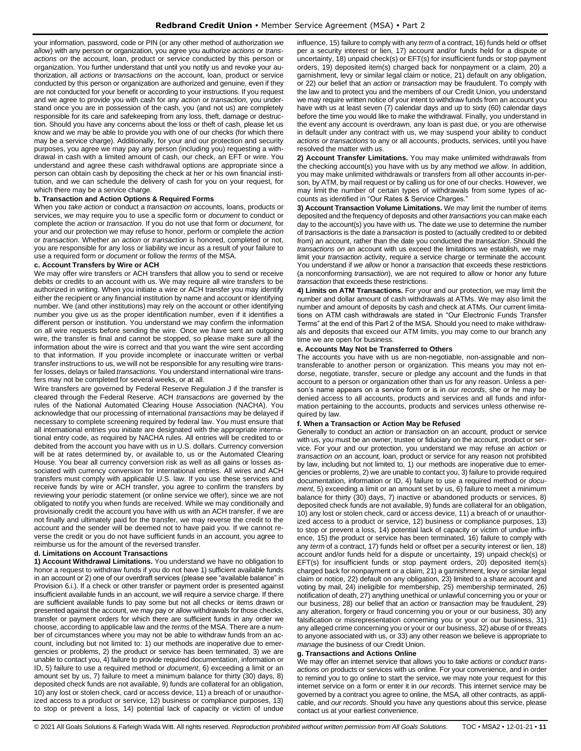your information, password, code or PIN (or any other method of authorization *we allow*) with any person or organization, you agree you authorize *actions* or *transactions on* the account, loan, product or service conducted by this person or organization. You further understand that until you notify us and revoke your authorization, all *actions* or *transactions on* the account, loan, product or service conducted by this person or organization are authorized and genuine, even if they are not conducted for your benefit or according to your instructions. If you request and we agree to provide you with cash for any *action* or *transaction*, you understand once you are in possession of the cash, you (and not us) are completely responsible for its care and safekeeping from any loss, theft, damage or destruction. Should you have any concerns about the loss or theft of cash, please let us know and we may be able to provide you with one of our checks (for which there may be a service charge). Additionally, for your and our protection and security purposes, you agree we may pay any person (including you) requesting a withdrawal in cash with a limited amount of cash, our check, an EFT or wire. You understand and agree these cash withdrawal options are appropriate since a person can obtain cash by depositing the check at her or his own financial institution, and we can schedule the delivery of cash for you on your request, for which there may be a service charge.

**b. Transaction and Action Options & Required Forms**

When you *take action* or conduct a *transaction on* accounts, loans, products or services, we may require you to use a specific form or *document* to conduct or complete the *action* or *transaction*. If you do not use that form or *document*, for your and our protection we may refuse to honor, perform or complete the *action* or *transaction*. Whether an *action* or *transaction* is honored, completed or not, you are responsible for any loss or liability we incur as a result of your failure to use a required form or *document* or follow the *terms* of the MSA.

**c. Account Transfers by Wire or ACH**

We may offer wire transfers or ACH transfers that allow you to send or receive debits or credits to an account with us. We may require all wire transfers to be authorized in writing. When you initiate a wire or ACH transfer you may identify either the recipient or any financial institution by name and account or identifying number. We (and other institutions) may rely on the account or other identifying number you give us as the proper identification number, even if it identifies a different person or institution. You understand we may confirm the information on all wire requests before sending the wire. Once we have sent an outgoing wire, the transfer is final and cannot be stopped, so please make sure all the information about the wire is correct and that you want the wire sent according to that information. If you provide incomplete or inaccurate written or verbal transfer instructions to us, we will not be responsible for any resulting wire transfer losses, delays or failed *transactions*. You understand international wire transfers may not be completed for several weeks, or at all.

Wire transfers are governed by Federal Reserve Regulation J if the transfer is cleared through the Federal Reserve. ACH *transactions* are governed by the rules of the National Automated Clearing House Association (NACHA). You acknowledge that our processing of international *transactions* may be delayed if necessary to complete screening required by federal law. You must ensure that all international entries you initiate are designated with the appropriate international entry code, as required by NACHA rules. All entries will be credited to or debited from the account you have with us in U.S. dollars. Currency conversion will be at rates determined by, or available to, us or the Automated Clearing House. You bear all currency conversion risk as well as all gains or losses associated with currency conversion for international entries. All wires and ACH transfers must comply with applicable U.S. law. If you use these services and receive funds by wire or ACH transfer, you agree to confirm the transfers by reviewing your periodic statement (or online service we offer), since we are not obligated to notify you when funds are received. While we may conditionally and provisionally credit the account you have with us with an ACH transfer, if we are not finally and ultimately paid for the transfer, we may reverse the credit to the account and the sender will be deemed not to have paid you. If we cannot reverse the credit or you do not have sufficient funds in an account, you agree to reimburse us for the amount of the reversed transfer.

**d. Limitations on Account Transactions**

**1) Account Withdrawal Limitations.** You understand we have no obligation to honor a request to withdraw funds if you do not have 1) sufficient available funds in an account or 2) one of our overdraft services (please see "available balance" in Provision 6.i.). If a check or other transfer or payment order is presented against insufficient available funds in an account, we will require a service charge. If there are sufficient available funds to pay some but not all checks or items drawn or presented against the account, we may pay or allow withdrawals for those checks, transfer or payment orders for which there are sufficient funds in any order we choose, according to applicable law and the *terms* of the MSA. There are a number of circumstances where you may not be able to withdraw funds from an account, including but not limited to: 1) our methods are inoperative due to emergencies or problems, 2) the product or service has been terminated, 3) we are unable to contact you, 4) failure to provide required documentation, information or ID, 5) failure to use a required method or *document*, 6) exceeding a limit or an amount set by us, 7) failure to meet a minimum balance for thirty (30) days, 8) deposited check funds are not available, 9) funds are collateral for an obligation, 10) any lost or stolen check, card or access device, 11) a breach of or unauthorized access to a product or service, 12) business or compliance purposes, 13) to stop or prevent a loss, 14) potential lack of capacity or victim of undue influence, 15) failure to comply with any *term* of a contract, 16) funds held or offset per a security interest or lien, 17) account and/or funds held for a dispute or uncertainty, 18) unpaid check(s) or EFT(s) for insufficient funds or stop payment orders, 19) deposited item(s) charged back for nonpayment or a claim, 20) a garnishment, levy or similar legal claim or notice, 21) default on any obligation, or 22) our belief that an *action* or *transaction* may be fraudulent. To comply with the law and to protect you and the members of our Credit Union, you understand we may require written notice of your intent to withdraw funds from an account you have with us at least seven (7) calendar days and up to sixty (60) calendar days before the time you would like to make the withdrawal. Finally, you understand in the event any account is overdrawn, any loan is past due, or you are otherwise in default under any contract with us, we may suspend your ability to conduct *actions or transactions* to any or all accounts, products, services, until you have resolved the matter with us.

**2) Account Transfer Limitations.** You may make unlimited withdrawals from the checking account(s) you have with us by any method *we allow*. In addition, you may make unlimited withdrawals or transfers from all other accounts in-person, by ATM, by mail request or by calling us for one of our checks. However, we may limit the number of certain types of withdrawals from some types of accounts as identified in "Our Rates & Service Charges."

**3) Account Transaction Volume Limitations.** We may limit the number of items deposited and the frequency of deposits and other *transactions* you can make each day to the account(s) you have with us. The date we use to determine the number of *transactions* is the date a *transaction* is posted to (actually credited to or debited from) an account, rather than the date you conducted the *transaction*. Should the *transactions on* an account with us exceed the limitations we establish, we may limit your *transaction* activity, require a service charge or terminate the account. You understand if *we allow* or honor a *transaction* that exceeds these restrictions (a nonconforming *transaction*), we are not required to allow or honor any future *transaction* that exceeds these restrictions.

**4) Limits on ATM Transactions.** For your and our protection, we may limit the number and dollar amount of cash withdrawals at ATMs. We may also limit the number and amount of deposits by cash and check at ATMs. Our current limitations on ATM cash withdrawals are stated in "Our Electronic Funds Transfer Terms" at the end of this Part 2 of the MSA. Should you need to make withdrawals and deposits that exceed our ATM limits, you may come to our branch any time we are open for business.

**e. Accounts May Not be Transferred to Others**

The accounts you have with us are non-negotiable, non-assignable and non-transferable to another person or organization. This means you may not endorse, negotiate, transfer, secure or pledge any account and the funds in that account to a person or organization other than us for any reason. Unless a person's name appears on a service form or is in *our records*, she or he may be denied access to all accounts, products and services and all funds and information pertaining to the accounts, products and services unless otherwise required by law.

**f. When a Transaction or Action May be Refused**

Generally to conduct an *action* or *transaction* on an account, product or service with us, you must be an owner, trustee or fiduciary on the account, product or service. For your and our protection, you understand we may refuse an *action* or *transaction on* an account, loan, product or service for any reason not prohibited by law, including but not limited to, 1) our methods are inoperative due to emergencies or problems, 2) we are unable to contact you, 3) failure to provide required documentation, information or ID, 4) failure to use a required method or *document*, 5) exceeding a limit or an amount set by us, 6) failure to meet a minimum balance for thirty (30) days, 7) inactive or abandoned products or services, 8) deposited check funds are not available, 9) funds are collateral for an obligation, 10) any lost or stolen check, card or access device, 11) a breach of or unauthorized access to a product or service, 12) business or compliance purposes, 13) to stop or prevent a loss, 14) potential lack of capacity or victim of undue influence, 15) the product or service has been terminated, 16) failure to comply with any *term* of a contract, 17) funds held or offset per a security interest or lien, 18) account and/or funds held for a dispute or uncertainty, 19) unpaid check(s) or EFT(s) for insufficient funds or stop payment orders, 20) deposited item(s) charged back for nonpayment or a claim, 21) a garnishment, levy or similar legal claim or notice, 22) default on any obligation, 23) limited to a share account and voting by mail, 24) ineligible for membership, 25) membership terminated, 26) notification of death, 27) anything unethical or unlawful concerning you or your or our business, 28) our belief that an *action* or *transaction* may be fraudulent, 29) any alteration, forgery or fraud concerning you or your or our business, 30) any falsification or misrepresentation concerning you or your or our business, 31) any alleged crime concerning you or your or our business, 32) abuse of or threats to anyone associated with us, or 33) any other reason we believe is appropriate to *manage* the business of our Credit Union.

**g. Transactions and Actions Online**

We may offer an internet service that allows you to *take actions* or *conduct transactions on* products or services with us online. For your convenience, and in order to remind you to go online to start the service, we may note your request for this internet service on a form or enter it in *our records*. This internet service may be governed by a contract you agree to online, the MSA, all other contracts, as applicable, and *our records*. Should you have any questions about this service, please contact us at your earliest convenience.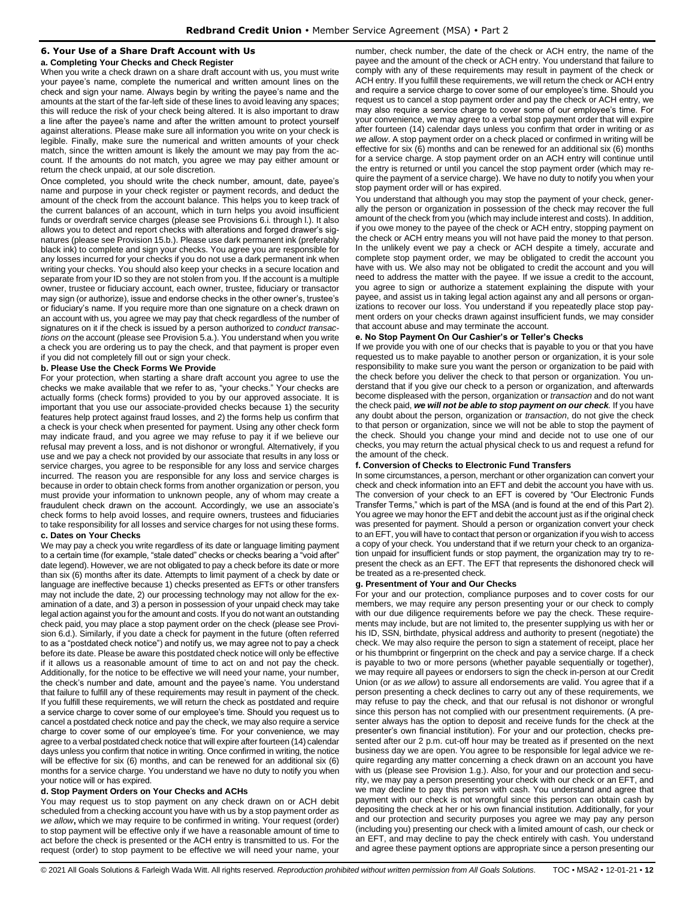### 6. Your Use of a Share Draft Account with Us

#### a. Completing Your Checks and Check Register

When you write a check drawn on a share draft account with us, you must write your payee's name, complete the numerical and written amount lines on the check and sign your name. Always begin by writing the payee's name and the amounts at the start of the far-left side of these lines to avoid leaving any spaces; this will reduce the risk of your check being altered. It is also important to draw a line after the payee's name and after the written amount to protect yourself against alterations. Please make sure all information you write on your check is legible. Finally, make sure the numerical and written amounts of your check match, since the written amount is likely the amount we may pay from the account. If the amounts do not match, you agree we may pay either amount or return the check unpaid, at our sole discretion.

Once completed, you should write the check number, amount, date, payee's name and purpose in your check register or payment records, and deduct the amount of the check from the account balance. This helps you to keep track of the current balances of an account, which in turn helps you avoid insufficient funds or overdraft service charges (please see Provisions 6.i. through l.). It also allows you to detect and report checks with alterations and forged drawer's signatures (please see Provision 15.b.). Please use dark permanent ink (preferably black ink) to complete and sign your checks. You agree you are responsible for any losses incurred for your checks if you do not use a dark permanent ink when writing your checks. You should also keep your checks in a secure location and separate from your ID so they are not stolen from you. If the account is a multiple owner, trustee or fiduciary account, each owner, trustee, fiduciary or transactor may sign (or authorize), issue and endorse checks in the other owner's, trustee's or fiduciary's name. If you require more than one signature on a check drawn on an account with us, you agree we may pay that check regardless of the number of signatures on it if the check is issued by a person authorized to *conduct transactions on* the account (please see Provision 5.a.). You understand when you write a check you are ordering us to pay the check, and that payment is proper even if you did not completely fill out or sign your check.

#### b. Please Use the Check Forms We Provide

For your protection, when starting a share draft account you agree to use the checks we make available that we refer to as, "your checks." Your checks are actually forms (check forms) provided to you by our approved associate. It is important that you use our associate-provided checks because 1) the security features help protect against fraud losses, and 2) the forms help us confirm that a check is your check when presented for payment. Using any other check form may indicate fraud, and you agree we may refuse to pay it if we believe our refusal may prevent a loss, and is not dishonor or wrongful. Alternatively, if you use and we pay a check not provided by our associate that results in any loss or service charges, you agree to be responsible for any loss and service charges incurred. The reason you are responsible for any loss and service charges is because in order to obtain check forms from another organization or person, you must provide your information to unknown people, any of whom may create a fraudulent check drawn on the account. Accordingly, we use an associate's check forms to help avoid losses, and require owners, trustees and fiduciaries to take responsibility for all losses and service charges for not using these forms.

#### c. Dates on Your Checks

We may pay a check you write regardless of its date or language limiting payment to a certain time (for example, "stale dated" checks or checks bearing a "void after" date legend). However, we are not obligated to pay a check before its date or more than six (6) months after its date. Attempts to limit payment of a check by date or language are ineffective because 1) checks presented as EFTs or other transfers may not include the date, 2) our processing technology may not allow for the examination of a date, and 3) a person in possession of your unpaid check may take legal action against you for the amount and costs. If you do not want an outstanding check paid, you may place a stop payment order on the check (please see Provision 6.d.). Similarly, if you date a check for payment in the future (often referred to as a "postdated check notice") and notify us, we may agree not to pay a check before its date. Please be aware this postdated check notice will only be effective if it allows us a reasonable amount of time to act on and not pay the check. Additionally, for the notice to be effective we will need your name, your number, the check's number and date, amount and the payee's name. You understand that failure to fulfill any of these requirements may result in payment of the check. If you fulfill these requirements, we will return the check as postdated and require a service charge to cover some of our employee's time. Should you request us to cancel a postdated check notice and pay the check, we may also require a service charge to cover some of our employee's time. For your convenience, we may agree to a verbal postdated check notice that will expire after fourteen (14) calendar days unless you confirm that notice in writing. Once confirmed in writing, the notice will be effective for six (6) months, and can be renewed for an additional six (6) months for a service charge. You understand we have no duty to notify you when your notice will or has expired.

#### d. Stop Payment Orders on Your Checks and ACHs

You may request us to stop payment on any check drawn on or ACH debit scheduled from a checking account you have with us by a stop payment order *as we allow***,** which we may require to be confirmed in writing. Your request (order) to stop payment will be effective only if we have a reasonable amount of time to act before the check is presented or the ACH entry is transmitted to us. For the request (order) to stop payment to be effective we will need your name, your number, check number, the date of the check or ACH entry, the name of the payee and the amount of the check or ACH entry. You understand that failure to comply with any of these requirements may result in payment of the check or ACH entry. If you fulfill these requirements, we will return the check or ACH entry and require a service charge to cover some of our employee's time. Should you request us to cancel a stop payment order and pay the check or ACH entry, we may also require a service charge to cover some of our employee's time. For your convenience, we may agree to a verbal stop payment order that will expire after fourteen (14) calendar days unless you confirm that order in writing or *as we allow*. A stop payment order on a check placed or confirmed in writing will be effective for six (6) months and can be renewed for an additional six (6) months for a service charge. A stop payment order on an ACH entry will continue until the entry is returned or until you cancel the stop payment order (which may require the payment of a service charge). We have no duty to notify you when your stop payment order will or has expired.

You understand that although you may stop the payment of your check, generally the person or organization in possession of the check may recover the full amount of the check from you (which may include interest and costs). In addition, if you owe money to the payee of the check or ACH entry, stopping payment on the check or ACH entry means you will not have paid the money to that person. In the unlikely event we pay a check or ACH despite a timely, accurate and complete stop payment order, we may be obligated to credit the account you have with us. We also may not be obligated to credit the account and you will need to address the matter with the payee. If we issue a credit to the account, you agree to sign or authorize a statement explaining the dispute with your payee, and assist us in taking legal action against any and all persons or organizations to recover our loss. You understand if you repeatedly place stop payment orders on your checks drawn against insufficient funds, we may consider that account abuse and may terminate the account.

#### e. No Stop Payment On Our Cashier's or Teller's Checks

If we provide you with one of our checks that is payable to you or that you have requested us to make payable to another person or organization, it is your sole responsibility to make sure you want the person or organization to be paid with the check before you deliver the check to that person or organization. You understand that if you give our check to a person or organization, and afterwards become displeased with the person, organization or *transaction* and do not want the check paid, ***we will not be able to stop payment on our check****.* If you have any doubt about the person, organization or *transaction*, do not give the check to that person or organization, since we will not be able to stop the payment of the check. Should you change your mind and decide not to use one of our checks, you may return the actual physical check to us and request a refund for the amount of the check.

#### f. Conversion of Checks to Electronic Fund Transfers

In some circumstances, a person, merchant or other organization can convert your check and check information into an EFT and debit the account you have with us. The conversion of your check to an EFT is covered by "Our Electronic Funds Transfer Terms," which is part of the MSA (and is found at the end of this Part 2). You agree we may honor the EFT and debit the account just as if the original check was presented for payment. Should a person or organization convert your check to an EFT, you will have to contact that person or organization if you wish to access a copy of your check. You understand that if we return your check to an organization unpaid for insufficient funds or stop payment, the organization may try to represent the check as an EFT. The EFT that represents the dishonored check will be treated as a re-presented check.

#### g. Presentment of Your and Our Checks

For your and our protection, compliance purposes and to cover costs for our members, we may require any person presenting your or our check to comply with our due diligence requirements before we pay the check. These requirements may include, but are not limited to, the presenter supplying us with her or his ID, SSN, birthdate, physical address and authority to present (negotiate) the check. We may also require the person to sign a statement of receipt, place her or his thumbprint or fingerprint on the check and pay a service charge. If a check is payable to two or more persons (whether payable sequentially or together), we may require all payees or endorsers to sign the check in-person at our Credit Union (or *as we allow*) to assure all endorsements are valid. You agree that if a person presenting a check declines to carry out any of these requirements, we may refuse to pay the check, and that our refusal is not dishonor or wrongful since this person has not complied with our presentment requirements. (A presenter always has the option to deposit and receive funds for the check at the presenter's own financial institution). For your and our protection, checks presented after our 2 p.m. cut-off hour may be treated as if presented on the next business day we are open. You agree to be responsible for legal advice we require regarding any matter concerning a check drawn on an account you have with us (please see Provision 1.g.). Also, for your and our protection and security, we may pay a person presenting your check with our check or an EFT, and we may decline to pay this person with cash. You understand and agree that payment with our check is not wrongful since this person can obtain cash by depositing the check at her or his own financial institution. Additionally, for your and our protection and security purposes you agree we may pay any person (including you) presenting our check with a limited amount of cash, our check or an EFT, and may decline to pay the check entirely with cash. You understand and agree these payment options are appropriate since a person presenting our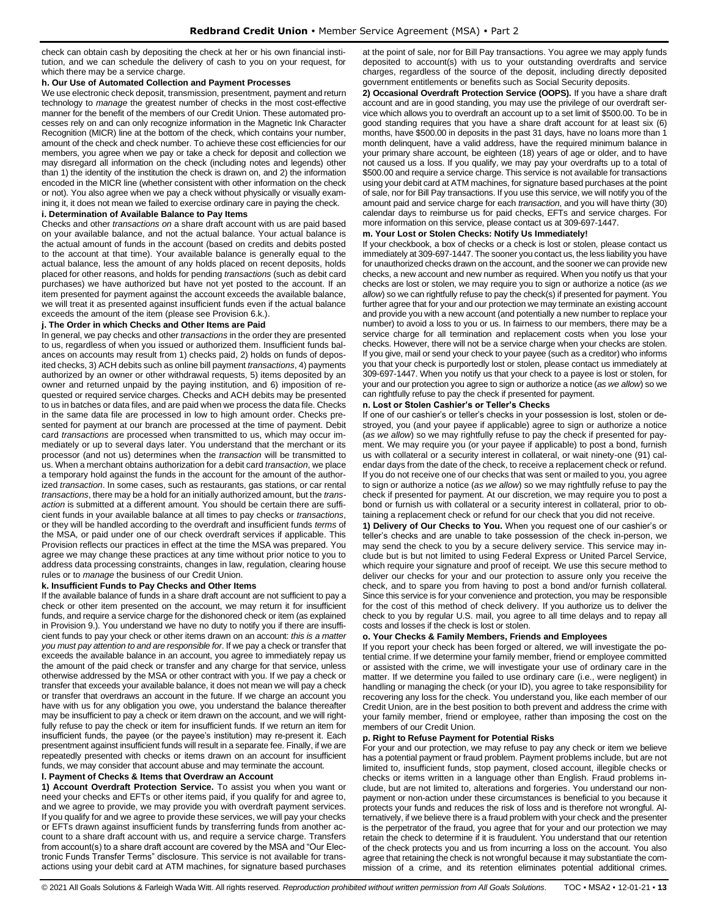check can obtain cash by depositing the check at her or his own financial institution, and we can schedule the delivery of cash to you on your request, for which there may be a service charge.

**h. Our Use of Automated Collection and Payment Processes**

We use electronic check deposit, transmission, presentment, payment and return technology to *manage* the greatest number of checks in the most cost-effective manner for the benefit of the members of our Credit Union. These automated processes rely on and can only recognize information in the Magnetic Ink Character Recognition (MICR) line at the bottom of the check, which contains your number, amount of the check and check number. To achieve these cost efficiencies for our members, you agree when we pay or take a check for deposit and collection we may disregard all information on the check (including notes and legends) other than 1) the identity of the institution the check is drawn on, and 2) the information encoded in the MICR line (whether consistent with other information on the check or not). You also agree when we pay a check without physically or visually examining it, it does not mean we failed to exercise ordinary care in paying the check.

**i. Determination of Available Balance to Pay Items**

Checks and other *transactions on* a share draft account with us are paid based on your available balance, and not the actual balance. Your actual balance is the actual amount of funds in the account (based on credits and debits posted to the account at that time). Your available balance is generally equal to the actual balance, less the amount of any holds placed on recent deposits, holds placed for other reasons, and holds for pending *transactions* (such as debit card purchases) we have authorized but have not yet posted to the account. If an item presented for payment against the account exceeds the available balance, we will treat it as presented against insufficient funds even if the actual balance exceeds the amount of the item (please see Provision 6.k.).

**j. The Order in which Checks and Other Items are Paid**

In general, we pay checks and other *transactions* in the order they are presented to us, regardless of when you issued or authorized them. Insufficient funds balances on accounts may result from 1) checks paid, 2) holds on funds of deposited checks, 3) ACH debits such as online bill payment *transactions*, 4) payments authorized by an owner or other withdrawal requests, 5) items deposited by an owner and returned unpaid by the paying institution, and 6) imposition of requested or required service charges. Checks and ACH debits may be presented to us in batches or data files, and are paid when we process the data file. Checks in the same data file are processed in low to high amount order. Checks presented for payment at our branch are processed at the time of payment. Debit card *transactions* are processed when transmitted to us, which may occur immediately or up to several days later. You understand that the merchant or its processor (and not us) determines when the *transaction* will be transmitted to us. When a merchant obtains authorization for a debit card *transaction*, we place a temporary hold against the funds in the account for the amount of the authorized *transaction*. In some cases, such as restaurants, gas stations, or car rental *transactions*, there may be a hold for an initially authorized amount, but the *transaction* is submitted at a different amount. You should be certain there are sufficient funds in your available balance at all times to pay checks or *transactions*, or they will be handled according to the overdraft and insufficient funds *terms* of the MSA, or paid under one of our check overdraft services if applicable. This Provision reflects our practices in effect at the time the MSA was prepared. You agree we may change these practices at any time without prior notice to you to address data processing constraints, changes in law, regulation, clearing house rules or to *manage* the business of our Credit Union.

**k. Insufficient Funds to Pay Checks and Other Items**

If the available balance of funds in a share draft account are not sufficient to pay a check or other item presented on the account, we may return it for insufficient funds, and require a service charge for the dishonored check or item (as explained in Provision 9.). You understand we have no duty to notify you if there are insufficient funds to pay your check or other items drawn on an account: *this is a matter you must pay attention to and are responsible for*. If we pay a check or transfer that exceeds the available balance in an account, you agree to immediately repay us the amount of the paid check or transfer and any charge for that service, unless otherwise addressed by the MSA or other contract with you. If we pay a check or transfer that exceeds your available balance, it does not mean we will pay a check or transfer that overdraws an account in the future. If we charge an account you have with us for any obligation you owe, you understand the balance thereafter may be insufficient to pay a check or item drawn on the account, and we will rightfully refuse to pay the check or item for insufficient funds. If we return an item for insufficient funds, the payee (or the payee's institution) may re-present it. Each presentment against insufficient funds will result in a separate fee. Finally, if we are repeatedly presented with checks or items drawn on an account for insufficient funds, we may consider that account abuse and may terminate the account.

**l. Payment of Checks & Items that Overdraw an Account**

**1) Account Overdraft Protection Service.** To assist you when you want or need your checks and EFTs or other items paid, if you qualify for and agree to, and we agree to provide, we may provide you with overdraft payment services. If you qualify for and we agree to provide these services, we will pay your checks or EFTs drawn against insufficient funds by transferring funds from another account to a share draft account with us, and require a service charge. Transfers from account(s) to a share draft account are covered by the MSA and "Our Electronic Funds Transfer Terms" disclosure. This service is not available for transactions using your debit card at ATM machines, for signature based purchases at the point of sale, nor for Bill Pay transactions. You agree we may apply funds deposited to account(s) with us to your outstanding overdrafts and service charges, regardless of the source of the deposit, including directly deposited government entitlements or benefits such as Social Security deposits.

**2) Occasional Overdraft Protection Service (OOPS).** If you have a share draft account and are in good standing, you may use the privilege of our overdraft service which allows you to overdraft an account up to a set limit of $500.00. To be in good standing requires that you have a share draft account for at least six (6) months, have $500.00 in deposits in the past 31 days, have no loans more than 1 month delinquent, have a valid address, have the required minimum balance in your primary share account, be eighteen (18) years of age or older, and to have not caused us a loss. If you qualify, we may pay your overdrafts up to a total of $500.00 and require a service charge. This service is not available for transactions using your debit card at ATM machines, for signature based purchases at the point of sale, nor for Bill Pay transactions. If you use this service, we will notify you of the amount paid and service charge for each *transaction*, and you will have thirty (30) calendar days to reimburse us for paid checks, EFTs and service charges. For more information on this service, please contact us at 309-697-1447.

**m. Your Lost or Stolen Checks: Notify Us Immediately!**

If your checkbook, a box of checks or a check is lost or stolen, please contact us immediately at 309-697-1447. The sooner you contact us, the less liability you have for unauthorized checks drawn on the account, and the sooner we can provide new checks, a new account and new number as required. When you notify us that your checks are lost or stolen, we may require you to sign or authorize a notice (*as we allow*) so we can rightfully refuse to pay the check(s) if presented for payment. You further agree that for your and our protection we may terminate an existing account and provide you with a new account (and potentially a new number to replace your number) to avoid a loss to you or us. In fairness to our members, there may be a service charge for all termination and replacement costs when you lose your checks. However, there will not be a service charge when your checks are stolen. If you give, mail or send your check to your payee (such as a creditor) who informs you that your check is purportedly lost or stolen, please contact us immediately at 309-697-1447. When you notify us that your check to a payee is lost or stolen, for your and our protection you agree to sign or authorize a notice (*as we allow*) so we can rightfully refuse to pay the check if presented for payment.

**n. Lost or Stolen Cashier's or Teller's Checks**

If one of our cashier's or teller's checks in your possession is lost, stolen or destroyed, you (and your payee if applicable) agree to sign or authorize a notice (*as we allow*) so we may rightfully refuse to pay the check if presented for payment. We may require you (or your payee if applicable) to post a bond, furnish us with collateral or a security interest in collateral, or wait ninety-one (91) calendar days from the date of the check, to receive a replacement check or refund. If you do not receive one of our checks that was sent or mailed to you, you agree to sign or authorize a notice (*as we allow*) so we may rightfully refuse to pay the check if presented for payment. At our discretion, we may require you to post a bond or furnish us with collateral or a security interest in collateral, prior to obtaining a replacement check or refund for our check that you did not receive.

**1) Delivery of Our Checks to You.** When you request one of our cashier's or teller's checks and are unable to take possession of the check in-person, we may send the check to you by a secure delivery service. This service may include but is but not limited to using Federal Express or United Parcel Service, which require your signature and proof of receipt. We use this secure method to deliver our checks for your and our protection to assure only you receive the check, and to spare you from having to post a bond and/or furnish collateral. Since this service is for your convenience and protection, you may be responsible for the cost of this method of check delivery. If you authorize us to deliver the check to you by regular U.S. mail, you agree to all time delays and to repay all costs and losses if the check is lost or stolen.

**o. Your Checks & Family Members, Friends and Employees**

If you report your check has been forged or altered, we will investigate the potential crime. If we determine your family member, friend or employee committed or assisted with the crime, we will investigate your use of ordinary care in the matter. If we determine you failed to use ordinary care (i.e., were negligent) in handling or managing the check (or your ID), you agree to take responsibility for recovering any loss for the check. You understand you, like each member of our Credit Union, are in the best position to both prevent and address the crime with your family member, friend or employee, rather than imposing the cost on the members of our Credit Union.

**p. Right to Refuse Payment for Potential Risks**

For your and our protection, we may refuse to pay any check or item we believe has a potential payment or fraud problem. Payment problems include, but are not limited to, insufficient funds, stop payment, closed account, illegible checks or checks or items written in a language other than English. Fraud problems include, but are not limited to, alterations and forgeries. You understand our nonpayment or non-action under these circumstances is beneficial to you because it protects your funds and reduces the risk of loss and is therefore not wrongful. Alternatively, if we believe there is a fraud problem with your check and the presenter is the perpetrator of the fraud, you agree that for your and our protection we may retain the check to determine if it is fraudulent. You understand that our retention of the check protects you and us from incurring a loss on the account. You also agree that retaining the check is not wrongful because it may substantiate the commission of a crime, and its retention eliminates potential additional crimes.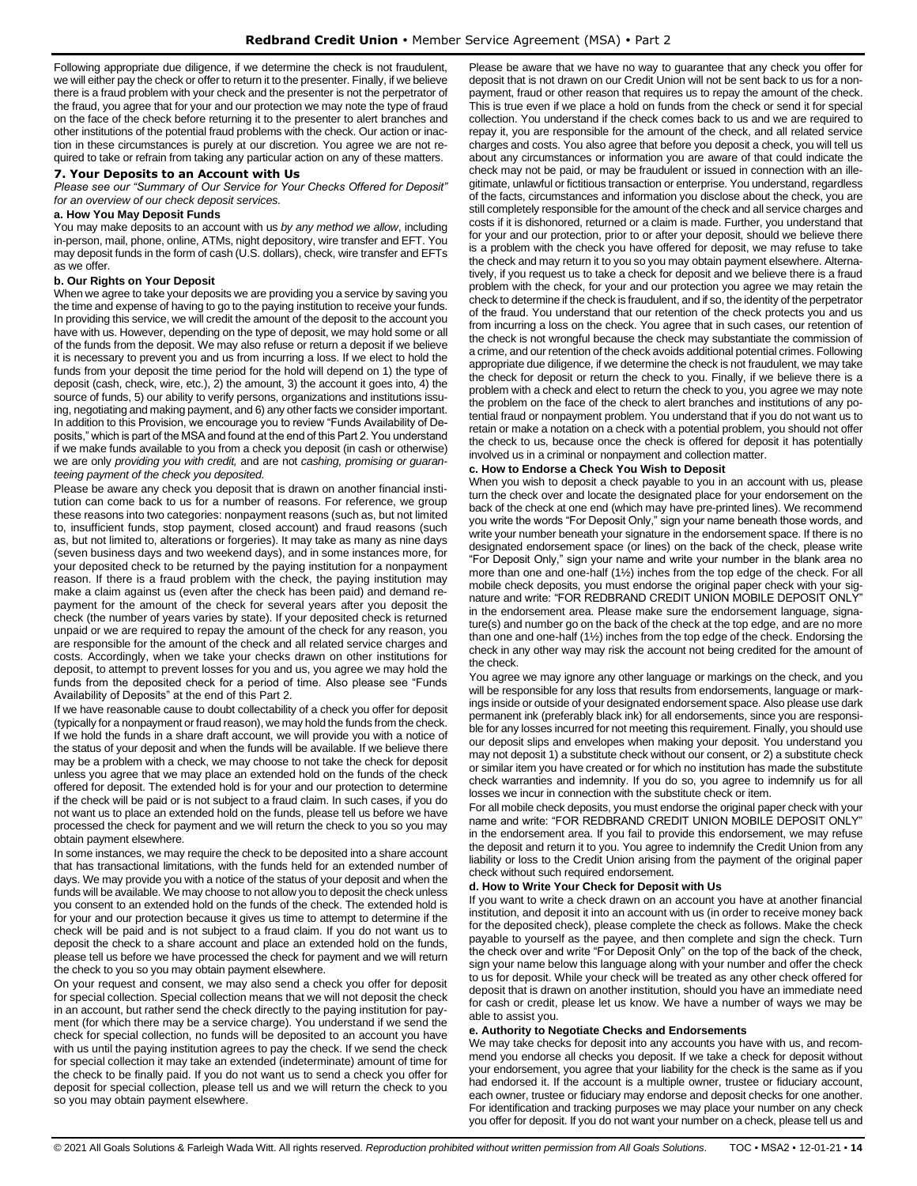Following appropriate due diligence, if we determine the check is not fraudulent, we will either pay the check or offer to return it to the presenter. Finally, if we believe there is a fraud problem with your check and the presenter is not the perpetrator of the fraud, you agree that for your and our protection we may note the type of fraud on the face of the check before returning it to the presenter to alert branches and other institutions of the potential fraud problems with the check. Our action or inaction in these circumstances is purely at our discretion. You agree we are not required to take or refrain from taking any particular action on any of these matters.

### 7. Your Deposits to an Account with Us

*Please see our "Summary of Our Service for Your Checks Offered for Deposit" for an overview of our check deposit services.*

#### a. How You May Deposit Funds

You may make deposits to an account with us *by any method we allow*, including in-person, mail, phone, online, ATMs, night depository, wire transfer and EFT. You may deposit funds in the form of cash (U.S. dollars), check, wire transfer and EFTs as we offer.

#### b. Our Rights on Your Deposit

When we agree to take your deposits we are providing you a service by saving you the time and expense of having to go to the paying institution to receive your funds. In providing this service, we will credit the amount of the deposit to the account you have with us. However, depending on the type of deposit, we may hold some or all of the funds from the deposit. We may also refuse or return a deposit if we believe it is necessary to prevent you and us from incurring a loss. If we elect to hold the funds from your deposit the time period for the hold will depend on 1) the type of deposit (cash, check, wire, etc.), 2) the amount, 3) the account it goes into, 4) the source of funds, 5) our ability to verify persons, organizations and institutions issuing, negotiating and making payment, and 6) any other facts we consider important. In addition to this Provision, we encourage you to review "Funds Availability of Deposits," which is part of the MSA and found at the end of this Part 2. You understand if we make funds available to you from a check you deposit (in cash or otherwise) we are only *providing you with credit,* and are not *cashing, promising or guaranteeing payment of the check you deposited.*

Please be aware any check you deposit that is drawn on another financial institution can come back to us for a number of reasons. For reference, we group these reasons into two categories: nonpayment reasons (such as, but not limited to, insufficient funds, stop payment, closed account) and fraud reasons (such as, but not limited to, alterations or forgeries). It may take as many as nine days (seven business days and two weekend days), and in some instances more, for your deposited check to be returned by the paying institution for a nonpayment reason. If there is a fraud problem with the check, the paying institution may make a claim against us (even after the check has been paid) and demand repayment for the amount of the check for several years after you deposit the check (the number of years varies by state). If your deposited check is returned unpaid or we are required to repay the amount of the check for any reason, you are responsible for the amount of the check and all related service charges and costs. Accordingly, when we take your checks drawn on other institutions for deposit, to attempt to prevent losses for you and us, you agree we may hold the funds from the deposited check for a period of time. Also please see "Funds Availability of Deposits" at the end of this Part 2.

If we have reasonable cause to doubt collectability of a check you offer for deposit (typically for a nonpayment or fraud reason), we may hold the funds from the check. If we hold the funds in a share draft account, we will provide you with a notice of the status of your deposit and when the funds will be available. If we believe there may be a problem with a check, we may choose to not take the check for deposit unless you agree that we may place an extended hold on the funds of the check offered for deposit. The extended hold is for your and our protection to determine if the check will be paid or is not subject to a fraud claim. In such cases, if you do not want us to place an extended hold on the funds, please tell us before we have processed the check for payment and we will return the check to you so you may obtain payment elsewhere.

In some instances, we may require the check to be deposited into a share account that has transactional limitations, with the funds held for an extended number of days. We may provide you with a notice of the status of your deposit and when the funds will be available. We may choose to not allow you to deposit the check unless you consent to an extended hold on the funds of the check. The extended hold is for your and our protection because it gives us time to attempt to determine if the check will be paid and is not subject to a fraud claim. If you do not want us to deposit the check to a share account and place an extended hold on the funds, please tell us before we have processed the check for payment and we will return the check to you so you may obtain payment elsewhere.

On your request and consent, we may also send a check you offer for deposit for special collection. Special collection means that we will not deposit the check in an account, but rather send the check directly to the paying institution for payment (for which there may be a service charge). You understand if we send the check for special collection, no funds will be deposited to an account you have with us until the paying institution agrees to pay the check. If we send the check for special collection it may take an extended (indeterminate) amount of time for the check to be finally paid. If you do not want us to send a check you offer for deposit for special collection, please tell us and we will return the check to you so you may obtain payment elsewhere.

Please be aware that we have no way to guarantee that any check you offer for deposit that is not drawn on our Credit Union will not be sent back to us for a nonpayment, fraud or other reason that requires us to repay the amount of the check. This is true even if we place a hold on funds from the check or send it for special collection. You understand if the check comes back to us and we are required to repay it, you are responsible for the amount of the check, and all related service charges and costs. You also agree that before you deposit a check, you will tell us about any circumstances or information you are aware of that could indicate the check may not be paid, or may be fraudulent or issued in connection with an illegitimate, unlawful or fictitious transaction or enterprise. You understand, regardless of the facts, circumstances and information you disclose about the check, you are still completely responsible for the amount of the check and all service charges and costs if it is dishonored, returned or a claim is made. Further, you understand that for your and our protection, prior to or after your deposit, should we believe there is a problem with the check you have offered for deposit, we may refuse to take the check and may return it to you so you may obtain payment elsewhere. Alternatively, if you request us to take a check for deposit and we believe there is a fraud problem with the check, for your and our protection you agree we may retain the check to determine if the check is fraudulent, and if so, the identity of the perpetrator of the fraud. You understand that our retention of the check protects you and us from incurring a loss on the check. You agree that in such cases, our retention of the check is not wrongful because the check may substantiate the commission of a crime, and our retention of the check avoids additional potential crimes. Following appropriate due diligence, if we determine the check is not fraudulent, we may take the check for deposit or return the check to you. Finally, if we believe there is a problem with a check and elect to return the check to you, you agree we may note the problem on the face of the check to alert branches and institutions of any potential fraud or nonpayment problem. You understand that if you do not want us to retain or make a notation on a check with a potential problem, you should not offer the check to us, because once the check is offered for deposit it has potentially involved us in a criminal or nonpayment and collection matter.

#### c. How to Endorse a Check You Wish to Deposit

When you wish to deposit a check payable to you in an account with us, please turn the check over and locate the designated place for your endorsement on the back of the check at one end (which may have pre-printed lines). We recommend you write the words "For Deposit Only," sign your name beneath those words, and write your number beneath your signature in the endorsement space. If there is no designated endorsement space (or lines) on the back of the check, please write "For Deposit Only," sign your name and write your number in the blank area no more than one and one-half (1½) inches from the top edge of the check. For all mobile check deposits, you must endorse the original paper check with your signature and write: "FOR REDBRAND CREDIT UNION MOBILE DEPOSIT ONLY" in the endorsement area. Please make sure the endorsement language, signature(s) and number go on the back of the check at the top edge, and are no more than one and one-half (1½) inches from the top edge of the check. Endorsing the check in any other way may risk the account not being credited for the amount of the check.

You agree we may ignore any other language or markings on the check, and you will be responsible for any loss that results from endorsements, language or markings inside or outside of your designated endorsement space. Also please use dark permanent ink (preferably black ink) for all endorsements, since you are responsible for any losses incurred for not meeting this requirement. Finally, you should use our deposit slips and envelopes when making your deposit. You understand you may not deposit 1) a substitute check without our consent, or 2) a substitute check or similar item you have created or for which no institution has made the substitute check warranties and indemnity. If you do so, you agree to indemnify us for all losses we incur in connection with the substitute check or item.

For all mobile check deposits, you must endorse the original paper check with your name and write: "FOR REDBRAND CREDIT UNION MOBILE DEPOSIT ONLY" in the endorsement area. If you fail to provide this endorsement, we may refuse the deposit and return it to you. You agree to indemnify the Credit Union from any liability or loss to the Credit Union arising from the payment of the original paper check without such required endorsement.

#### d. How to Write Your Check for Deposit with Us

If you want to write a check drawn on an account you have at another financial institution, and deposit it into an account with us (in order to receive money back for the deposited check), please complete the check as follows. Make the check payable to yourself as the payee, and then complete and sign the check. Turn the check over and write "For Deposit Only" on the top of the back of the check, sign your name below this language along with your number and offer the check to us for deposit. While your check will be treated as any other check offered for deposit that is drawn on another institution, should you have an immediate need for cash or credit, please let us know. We have a number of ways we may be able to assist you.

#### e. Authority to Negotiate Checks and Endorsements

We may take checks for deposit into any accounts you have with us, and recommend you endorse all checks you deposit. If we take a check for deposit without your endorsement, you agree that your liability for the check is the same as if you had endorsed it. If the account is a multiple owner, trustee or fiduciary account, each owner, trustee or fiduciary may endorse and deposit checks for one another. For identification and tracking purposes we may place your number on any check you offer for deposit. If you do not want your number on a check, please tell us and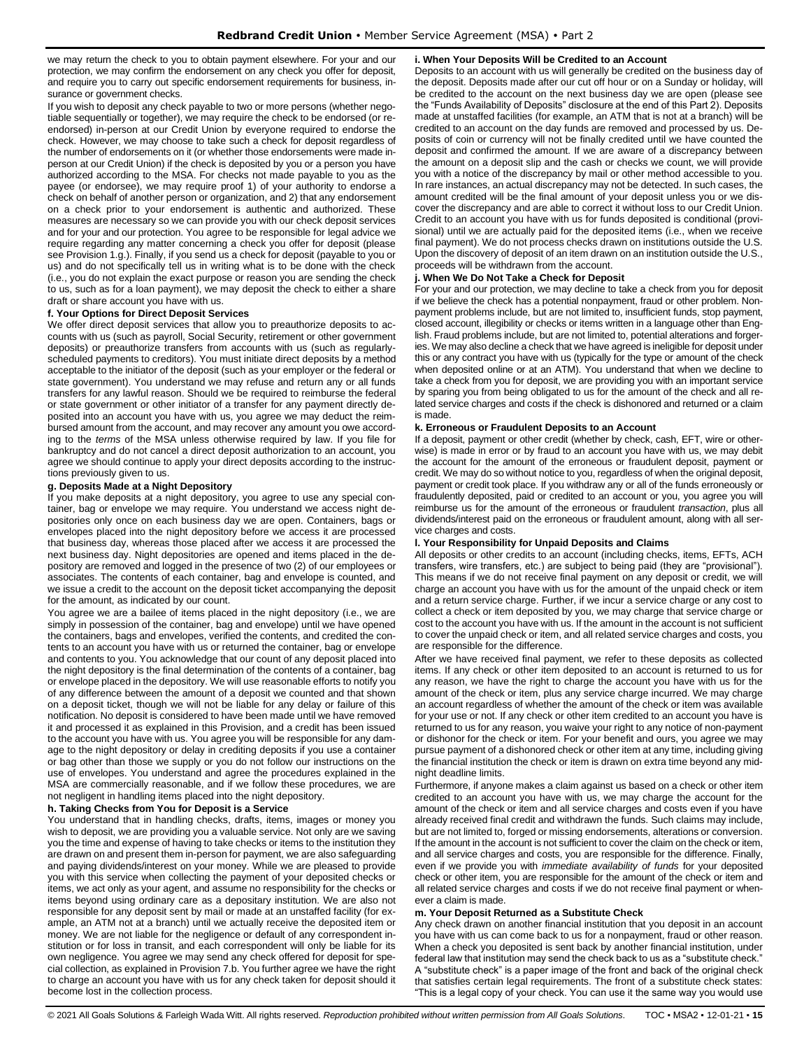we may return the check to you to obtain payment elsewhere. For your and our protection, we may confirm the endorsement on any check you offer for deposit, and require you to carry out specific endorsement requirements for business, insurance or government checks.

If you wish to deposit any check payable to two or more persons (whether negotiable sequentially or together), we may require the check to be endorsed (or re-endorsed) in-person at our Credit Union by everyone required to endorse the check. However, we may choose to take such a check for deposit regardless of the number of endorsements on it (or whether those endorsements were made in-person at our Credit Union) if the check is deposited by you or a person you have authorized according to the MSA. For checks not made payable to you as the payee (or endorsee), we may require proof 1) of your authority to endorse a check on behalf of another person or organization, and 2) that any endorsement on a check prior to your endorsement is authentic and authorized. These measures are necessary so we can provide you with our check deposit services and for your and our protection. You agree to be responsible for legal advice we require regarding any matter concerning a check you offer for deposit (please see Provision 1.g.). Finally, if you send us a check for deposit (payable to you or us) and do not specifically tell us in writing what is to be done with the check (i.e., you do not explain the exact purpose or reason you are sending the check to us, such as for a loan payment), we may deposit the check to either a share draft or share account you have with us.

**f. Your Options for Direct Deposit Services**

We offer direct deposit services that allow you to preauthorize deposits to accounts with us (such as payroll, Social Security, retirement or other government deposits) or preauthorize transfers from accounts with us (such as regularly-scheduled payments to creditors). You must initiate direct deposits by a method acceptable to the initiator of the deposit (such as your employer or the federal or state government). You understand we may refuse and return any or all funds transfers for any lawful reason. Should we be required to reimburse the federal or state government or other initiator of a transfer for any payment directly deposited into an account you have with us, you agree we may deduct the reimbursed amount from the account, and may recover any amount you owe according to the *terms* of the MSA unless otherwise required by law. If you file for bankruptcy and do not cancel a direct deposit authorization to an account, you agree we should continue to apply your direct deposits according to the instructions previously given to us.

**g. Deposits Made at a Night Depository**

If you make deposits at a night depository, you agree to use any special container, bag or envelope we may require. You understand we access night depositories only once on each business day we are open. Containers, bags or envelopes placed into the night depository before we access it are processed that business day, whereas those placed after we access it are processed the next business day. Night depositories are opened and items placed in the depository are removed and logged in the presence of two (2) of our employees or associates. The contents of each container, bag and envelope is counted, and we issue a credit to the account on the deposit ticket accompanying the deposit for the amount, as indicated by our count.

You agree we are a bailee of items placed in the night depository (i.e., we are simply in possession of the container, bag and envelope) until we have opened the containers, bags and envelopes, verified the contents, and credited the contents to an account you have with us or returned the container, bag or envelope and contents to you. You acknowledge that our count of any deposit placed into the night depository is the final determination of the contents of a container, bag or envelope placed in the depository. We will use reasonable efforts to notify you of any difference between the amount of a deposit we counted and that shown on a deposit ticket, though we will not be liable for any delay or failure of this notification. No deposit is considered to have been made until we have removed it and processed it as explained in this Provision, and a credit has been issued to the account you have with us. You agree you will be responsible for any damage to the night depository or delay in crediting deposits if you use a container or bag other than those we supply or you do not follow our instructions on the use of envelopes. You understand and agree the procedures explained in the MSA are commercially reasonable, and if we follow these procedures, we are not negligent in handling items placed into the night depository.

**h. Taking Checks from You for Deposit is a Service**

You understand that in handling checks, drafts, items, images or money you wish to deposit, we are providing you a valuable service. Not only are we saving you the time and expense of having to take checks or items to the institution they are drawn on and present them in-person for payment, we are also safeguarding and paying dividends/interest on your money. While we are pleased to provide you with this service when collecting the payment of your deposited checks or items, we act only as your agent, and assume no responsibility for the checks or items beyond using ordinary care as a depositary institution. We are also not responsible for any deposit sent by mail or made at an unstaffed facility (for example, an ATM not at a branch) until we actually receive the deposited item or money. We are not liable for the negligence or default of any correspondent institution or for loss in transit, and each correspondent will only be liable for its own negligence. You agree we may send any check offered for deposit for special collection, as explained in Provision 7.b. You further agree we have the right to charge an account you have with us for any check taken for deposit should it become lost in the collection process.

**i. When Your Deposits Will be Credited to an Account**

Deposits to an account with us will generally be credited on the business day of the deposit. Deposits made after our cut off hour or on a Sunday or holiday, will be credited to the account on the next business day we are open (please see the "Funds Availability of Deposits" disclosure at the end of this Part 2). Deposits made at unstaffed facilities (for example, an ATM that is not at a branch) will be credited to an account on the day funds are removed and processed by us. Deposits of coin or currency will not be finally credited until we have counted the deposit and confirmed the amount. If we are aware of a discrepancy between the amount on a deposit slip and the cash or checks we count, we will provide you with a notice of the discrepancy by mail or other method accessible to you. In rare instances, an actual discrepancy may not be detected. In such cases, the amount credited will be the final amount of your deposit unless you or we discover the discrepancy and are able to correct it without loss to our Credit Union. Credit to an account you have with us for funds deposited is conditional (provisional) until we are actually paid for the deposited items (i.e., when we receive final payment). We do not process checks drawn on institutions outside the U.S. Upon the discovery of deposit of an item drawn on an institution outside the U.S., proceeds will be withdrawn from the account.

**j. When We Do Not Take a Check for Deposit**

For your and our protection, we may decline to take a check from you for deposit if we believe the check has a potential nonpayment, fraud or other problem. Nonpayment problems include, but are not limited to, insufficient funds, stop payment, closed account, illegibility or checks or items written in a language other than English. Fraud problems include, but are not limited to, potential alterations and forgeries. We may also decline a check that we have agreed is ineligible for deposit under this or any contract you have with us (typically for the type or amount of the check when deposited online or at an ATM). You understand that when we decline to take a check from you for deposit, we are providing you with an important service by sparing you from being obligated to us for the amount of the check and all related service charges and costs if the check is dishonored and returned or a claim is made.

**k. Erroneous or Fraudulent Deposits to an Account**

If a deposit, payment or other credit (whether by check, cash, EFT, wire or otherwise) is made in error or by fraud to an account you have with us, we may debit the account for the amount of the erroneous or fraudulent deposit, payment or credit. We may do so without notice to you, regardless of when the original deposit, payment or credit took place. If you withdraw any or all of the funds erroneously or fraudulently deposited, paid or credited to an account or you, you agree you will reimburse us for the amount of the erroneous or fraudulent *transaction*, plus all dividends/interest paid on the erroneous or fraudulent amount, along with all service charges and costs.

**l. Your Responsibility for Unpaid Deposits and Claims**

All deposits or other credits to an account (including checks, items, EFTs, ACH transfers, wire transfers, etc.) are subject to being paid (they are "provisional"). This means if we do not receive final payment on any deposit or credit, we will charge an account you have with us for the amount of the unpaid check or item and a return service charge. Further, if we incur a service charge or any cost to collect a check or item deposited by you, we may charge that service charge or cost to the account you have with us. If the amount in the account is not sufficient to cover the unpaid check or item, and all related service charges and costs, you are responsible for the difference.

After we have received final payment, we refer to these deposits as collected items. If any check or other item deposited to an account is returned to us for any reason, we have the right to charge the account you have with us for the amount of the check or item, plus any service charge incurred. We may charge an account regardless of whether the amount of the check or item was available for your use or not. If any check or other item credited to an account you have is returned to us for any reason, you waive your right to any notice of non-payment or dishonor for the check or item. For your benefit and ours, you agree we may pursue payment of a dishonored check or other item at any time, including giving the financial institution the check or item is drawn on extra time beyond any midnight deadline limits.

Furthermore, if anyone makes a claim against us based on a check or other item credited to an account you have with us, we may charge the account for the amount of the check or item and all service charges and costs even if you have already received final credit and withdrawn the funds. Such claims may include, but are not limited to, forged or missing endorsements, alterations or conversion. If the amount in the account is not sufficient to cover the claim on the check or item, and all service charges and costs, you are responsible for the difference. Finally, even if we provide you with *immediate availability of funds* for your deposited check or other item, you are responsible for the amount of the check or item and all related service charges and costs if we do not receive final payment or whenever a claim is made.

**m. Your Deposit Returned as a Substitute Check**

Any check drawn on another financial institution that you deposit in an account you have with us can come back to us for a nonpayment, fraud or other reason. When a check you deposited is sent back by another financial institution, under federal law that institution may send the check back to us as a "substitute check." A "substitute check" is a paper image of the front and back of the original check that satisfies certain legal requirements. The front of a substitute check states: "This is a legal copy of your check. You can use it the same way you would use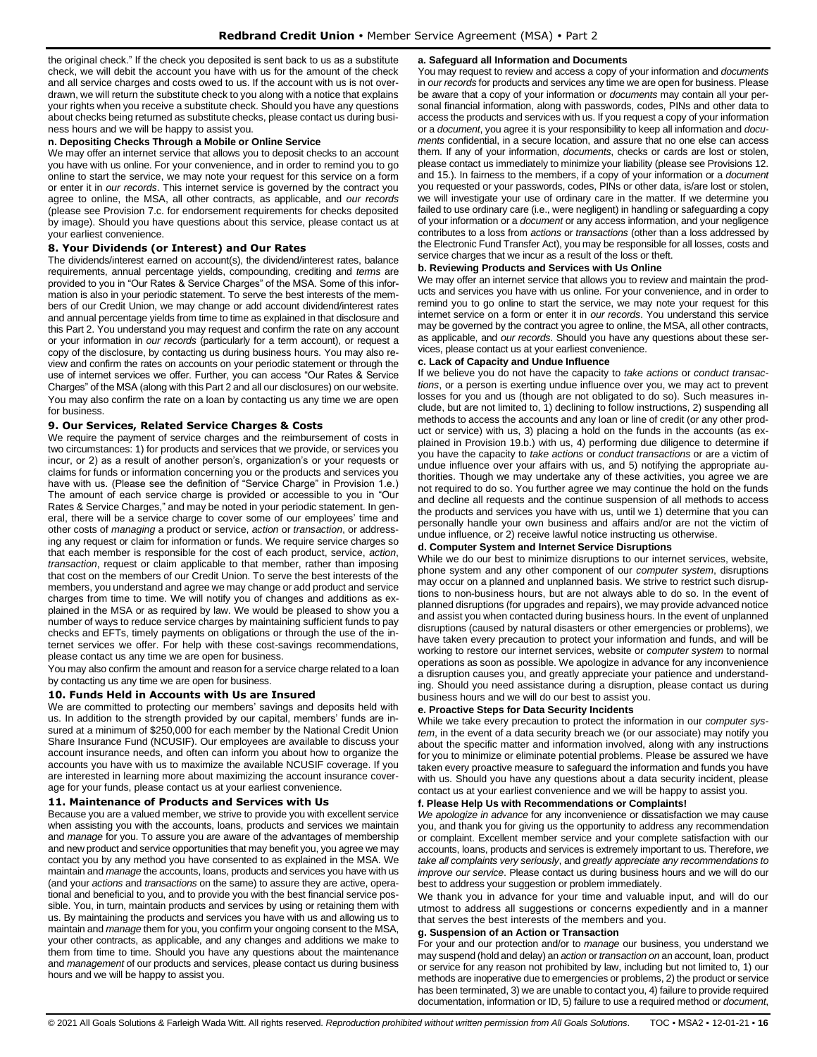the original check." If the check you deposited is sent back to us as a substitute check, we will debit the account you have with us for the amount of the check and all service charges and costs owed to us. If the account with us is not overdrawn, we will return the substitute check to you along with a notice that explains your rights when you receive a substitute check. Should you have any questions about checks being returned as substitute checks, please contact us during business hours and we will be happy to assist you.

**n. Depositing Checks Through a Mobile or Online Service**

We may offer an internet service that allows you to deposit checks to an account you have with us online. For your convenience, and in order to remind you to go online to start the service, we may note your request for this service on a form or enter it in *our records*. This internet service is governed by the contract you agree to online, the MSA, all other contracts, as applicable, and *our records* (please see Provision 7.c. for endorsement requirements for checks deposited by image). Should you have questions about this service, please contact us at your earliest convenience.

## 8. Your Dividends (or Interest) and Our Rates

The dividends/interest earned on account(s), the dividend/interest rates, balance requirements, annual percentage yields, compounding, crediting and *terms* are provided to you in "Our Rates & Service Charges" of the MSA. Some of this information is also in your periodic statement. To serve the best interests of the members of our Credit Union, we may change or add account dividend/interest rates and annual percentage yields from time to time as explained in that disclosure and this Part 2. You understand you may request and confirm the rate on any account or your information in *our records* (particularly for a term account), or request a copy of the disclosure, by contacting us during business hours. You may also review and confirm the rates on accounts on your periodic statement or through the use of internet services we offer. Further, you can access "Our Rates & Service Charges" of the MSA (along with this Part 2 and all our disclosures) on our website. You may also confirm the rate on a loan by contacting us any time we are open for business.

## 9. Our Services, Related Service Charges & Costs

We require the payment of service charges and the reimbursement of costs in two circumstances: 1) for products and services that we provide, or services you incur, or 2) as a result of another person's, organization's or your requests or claims for funds or information concerning you or the products and services you have with us. (Please see the definition of "Service Charge" in Provision 1.e.) The amount of each service charge is provided or accessible to you in "Our Rates & Service Charges," and may be noted in your periodic statement. In general, there will be a service charge to cover some of our employees' time and other costs of *managing* a product or service, *action* or *transaction*, or addressing any request or claim for information or funds. We require service charges so that each member is responsible for the cost of each product, service, *action*, *transaction*, request or claim applicable to that member, rather than imposing that cost on the members of our Credit Union. To serve the best interests of the members, you understand and agree we may change or add product and service charges from time to time. We will notify you of changes and additions as explained in the MSA or as required by law. We would be pleased to show you a number of ways to reduce service charges by maintaining sufficient funds to pay checks and EFTs, timely payments on obligations or through the use of the internet services we offer. For help with these cost-savings recommendations, please contact us any time we are open for business.

You may also confirm the amount and reason for a service charge related to a loan by contacting us any time we are open for business.

## 10. Funds Held in Accounts with Us are Insured

We are committed to protecting our members' savings and deposits held with us. In addition to the strength provided by our capital, members' funds are insured at a minimum of $250,000 for each member by the National Credit Union Share Insurance Fund (NCUSIF). Our employees are available to discuss your account insurance needs, and often can inform you about how to organize the accounts you have with us to maximize the available NCUSIF coverage. If you are interested in learning more about maximizing the account insurance coverage for your funds, please contact us at your earliest convenience.

## 11. Maintenance of Products and Services with Us

Because you are a valued member, we strive to provide you with excellent service when assisting you with the accounts, loans, products and services we maintain and *manage* for you. To assure you are aware of the advantages of membership and new product and service opportunities that may benefit you, you agree we may contact you by any method you have consented to as explained in the MSA. We maintain and *manage* the accounts, loans, products and services you have with us (and your *actions* and *transactions* on the same) to assure they are active, operational and beneficial to you, and to provide you with the best financial service possible. You, in turn, maintain products and services by using or retaining them with us. By maintaining the products and services you have with us and allowing us to maintain and *manage* them for you, you confirm your ongoing consent to the MSA, your other contracts, as applicable, and any changes and additions we make to them from time to time. Should you have any questions about the maintenance and *management* of our products and services, please contact us during business hours and we will be happy to assist you.

**a. Safeguard all Information and Documents**

You may request to review and access a copy of your information and *documents* in *our records* for products and services any time we are open for business. Please be aware that a copy of your information or *documents* may contain all your personal financial information, along with passwords, codes, PINs and other data to access the products and services with us. If you request a copy of your information or a *document*, you agree it is your responsibility to keep all information and *documents* confidential, in a secure location, and assure that no one else can access them. If any of your information, *documents*, checks or cards are lost or stolen, please contact us immediately to minimize your liability (please see Provisions 12. and 15.). In fairness to the members, if a copy of your information or a *document* you requested or your passwords, codes, PINs or other data, is/are lost or stolen, we will investigate your use of ordinary care in the matter. If we determine you failed to use ordinary care (i.e., were negligent) in handling or safeguarding a copy of your information or a *document* or any access information, and your negligence contributes to a loss from *actions* or *transactions* (other than a loss addressed by the Electronic Fund Transfer Act), you may be responsible for all losses, costs and service charges that we incur as a result of the loss or theft.

**b. Reviewing Products and Services with Us Online**

We may offer an internet service that allows you to review and maintain the products and services you have with us online. For your convenience, and in order to remind you to go online to start the service, we may note your request for this internet service on a form or enter it in *our records*. You understand this service may be governed by the contract you agree to online, the MSA, all other contracts, as applicable, and *our records*. Should you have any questions about these services, please contact us at your earliest convenience.

**c. Lack of Capacity and Undue Influence**

If we believe you do not have the capacity to *take actions* or *conduct transactions*, or a person is exerting undue influence over you, we may act to prevent losses for you and us (though are not obligated to do so). Such measures include, but are not limited to, 1) declining to follow instructions, 2) suspending all methods to access the accounts and any loan or line of credit (or any other product or service) with us, 3) placing a hold on the funds in the accounts (as explained in Provision 19.b.) with us, 4) performing due diligence to determine if you have the capacity to *take actions* or *conduct transactions* or are a victim of undue influence over your affairs with us, and 5) notifying the appropriate authorities. Though we may undertake any of these activities, you agree we are not required to do so. You further agree we may continue the hold on the funds and decline all requests and the continue suspension of all methods to access the products and services you have with us, until we 1) determine that you can personally handle your own business and affairs and/or are not the victim of undue influence, or 2) receive lawful notice instructing us otherwise.

**d. Computer System and Internet Service Disruptions**

While we do our best to minimize disruptions to our internet services, website, phone system and any other component of our *computer system*, disruptions may occur on a planned and unplanned basis. We strive to restrict such disruptions to non-business hours, but are not always able to do so. In the event of planned disruptions (for upgrades and repairs), we may provide advanced notice and assist you when contacted during business hours. In the event of unplanned disruptions (caused by natural disasters or other emergencies or problems), we have taken every precaution to protect your information and funds, and will be working to restore our internet services, website or *computer system* to normal operations as soon as possible. We apologize in advance for any inconvenience a disruption causes you, and greatly appreciate your patience and understanding. Should you need assistance during a disruption, please contact us during business hours and we will do our best to assist you.

**e. Proactive Steps for Data Security Incidents**

While we take every precaution to protect the information in our *computer system*, in the event of a data security breach we (or our associate) may notify you about the specific matter and information involved, along with any instructions for you to minimize or eliminate potential problems. Please be assured we have taken every proactive measure to safeguard the information and funds you have with us. Should you have any questions about a data security incident, please contact us at your earliest convenience and we will be happy to assist you.

**f. Please Help Us with Recommendations or Complaints!**

*We apologize in advance* for any inconvenience or dissatisfaction we may cause you, and thank you for giving us the opportunity to address any recommendation or complaint. Excellent member service and your complete satisfaction with our accounts, loans, products and services is extremely important to us. Therefore, *we take all complaints very seriously*, and *greatly appreciate any recommendations to improve our service*. Please contact us during business hours and we will do our best to address your suggestion or problem immediately.

We thank you in advance for your time and valuable input, and will do our utmost to address all suggestions or concerns expediently and in a manner that serves the best interests of the members and you.

**g. Suspension of an Action or Transaction**

For your and our protection and/or to *manage* our business, you understand we may suspend (hold and delay) an *action* or *transaction on* an account, loan, product or service for any reason not prohibited by law, including but not limited to, 1) our methods are inoperative due to emergencies or problems, 2) the product or service has been terminated, 3) we are unable to contact you, 4) failure to provide required documentation, information or ID, 5) failure to use a required method or *document*,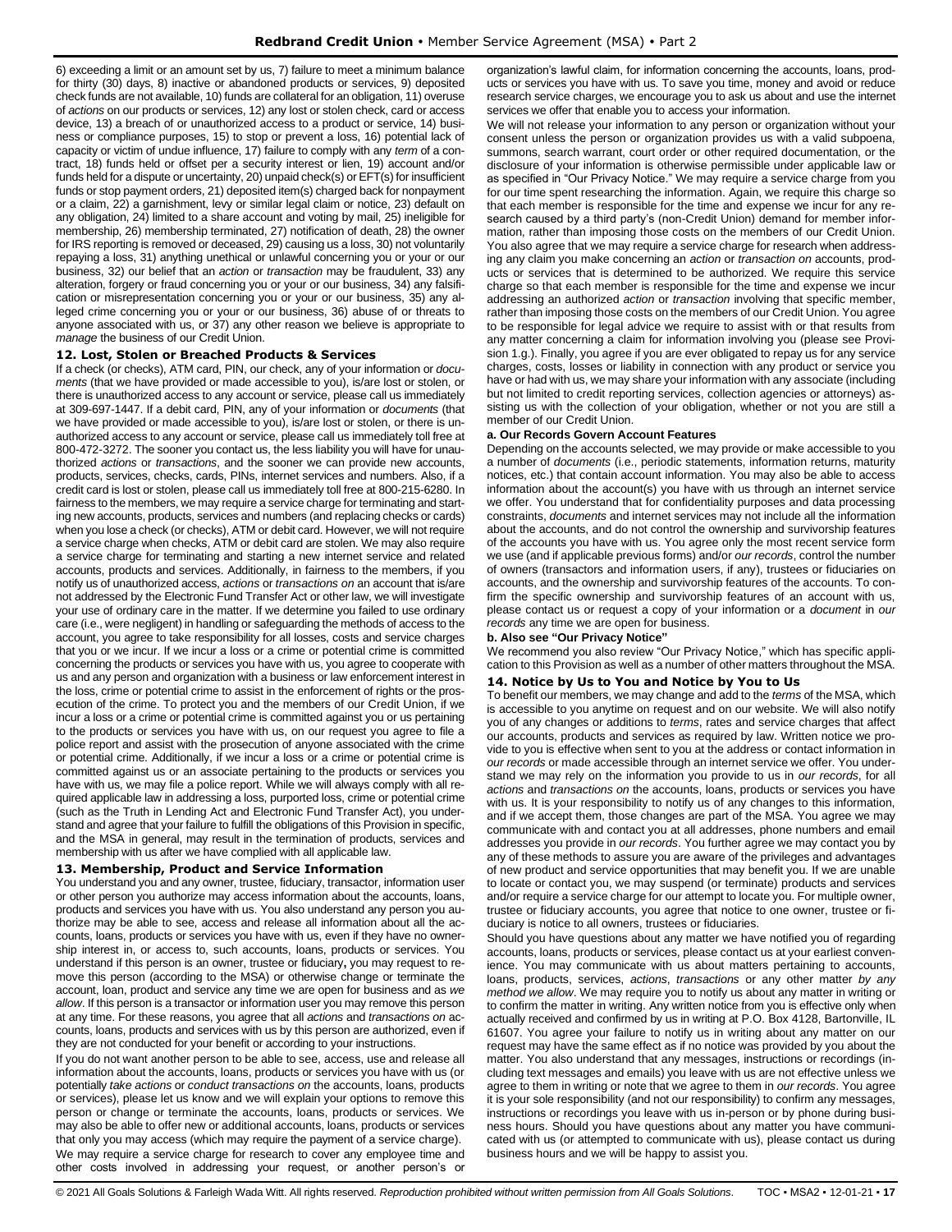6) exceeding a limit or an amount set by us, 7) failure to meet a minimum balance for thirty (30) days, 8) inactive or abandoned products or services, 9) deposited check funds are not available, 10) funds are collateral for an obligation, 11) overuse of *actions* on our products or services, 12) any lost or stolen check, card or access device, 13) a breach of or unauthorized access to a product or service, 14) business or compliance purposes, 15) to stop or prevent a loss, 16) potential lack of capacity or victim of undue influence, 17) failure to comply with any *term* of a contract, 18) funds held or offset per a security interest or lien, 19) account and/or funds held for a dispute or uncertainty, 20) unpaid check(s) or EFT(s) for insufficient funds or stop payment orders, 21) deposited item(s) charged back for nonpayment or a claim, 22) a garnishment, levy or similar legal claim or notice, 23) default on any obligation, 24) limited to a share account and voting by mail, 25) ineligible for membership, 26) membership terminated, 27) notification of death, 28) the owner for IRS reporting is removed or deceased, 29) causing us a loss, 30) not voluntarily repaying a loss, 31) anything unethical or unlawful concerning you or your or our business, 32) our belief that an *action* or *transaction* may be fraudulent, 33) any alteration, forgery or fraud concerning you or your or our business, 34) any falsification or misrepresentation concerning you or your or our business, 35) any alleged crime concerning you or your or our business, 36) abuse of or threats to anyone associated with us, or 37) any other reason we believe is appropriate to *manage* the business of our Credit Union.

### 12. Lost, Stolen or Breached Products & Services

If a check (or checks), ATM card, PIN, our check, any of your information or *documents* (that we have provided or made accessible to you), is/are lost or stolen, or there is unauthorized access to any account or service, please call us immediately at 309-697-1447. If a debit card, PIN, any of your information or *documents* (that we have provided or made accessible to you), is/are lost or stolen, or there is unauthorized access to any account or service, please call us immediately toll free at 800-472-3272. The sooner you contact us, the less liability you will have for unauthorized *actions* or *transactions*, and the sooner we can provide new accounts, products, services, checks, cards, PINs, internet services and numbers. Also, if a credit card is lost or stolen, please call us immediately toll free at 800-215-6280. In fairness to the members, we may require a service charge for terminating and starting new accounts, products, services and numbers (and replacing checks or cards) when you lose a check (or checks), ATM or debit card. However, we will not require a service charge when checks, ATM or debit card are stolen. We may also require a service charge for terminating and starting a new internet service and related accounts, products and services. Additionally, in fairness to the members, if you notify us of unauthorized access, *actions* or *transactions on* an account that is/are not addressed by the Electronic Fund Transfer Act or other law, we will investigate your use of ordinary care in the matter. If we determine you failed to use ordinary care (i.e., were negligent) in handling or safeguarding the methods of access to the account, you agree to take responsibility for all losses, costs and service charges that you or we incur. If we incur a loss or a crime or potential crime is committed concerning the products or services you have with us, you agree to cooperate with us and any person and organization with a business or law enforcement interest in the loss, crime or potential crime to assist in the enforcement of rights or the prosecution of the crime. To protect you and the members of our Credit Union, if we incur a loss or a crime or potential crime is committed against you or us pertaining to the products or services you have with us, on our request you agree to file a police report and assist with the prosecution of anyone associated with the crime or potential crime. Additionally, if we incur a loss or a crime or potential crime is committed against us or an associate pertaining to the products or services you have with us, we may file a police report. While we will always comply with all required applicable law in addressing a loss, purported loss, crime or potential crime (such as the Truth in Lending Act and Electronic Fund Transfer Act), you understand and agree that your failure to fulfill the obligations of this Provision in specific, and the MSA in general, may result in the termination of products, services and membership with us after we have complied with all applicable law.

### 13. Membership, Product and Service Information

You understand you and any owner, trustee, fiduciary, transactor, information user or other person you authorize may access information about the accounts, loans, products and services you have with us. You also understand any person you authorize may be able to see, access and release all information about all the accounts, loans, products or services you have with us, even if they have no ownership interest in, or access to, such accounts, loans, products or services. You understand if this person is an owner, trustee or fiduciary**,** you may request to remove this person (according to the MSA) or otherwise change or terminate the account, loan, product and service any time we are open for business and as *we allow*. If this person is a transactor or information user you may remove this person at any time. For these reasons, you agree that all *actions* and *transactions on* accounts, loans, products and services with us by this person are authorized, even if they are not conducted for your benefit or according to your instructions.

If you do not want another person to be able to see, access, use and release all information about the accounts, loans, products or services you have with us (or potentially *take actions* or *conduct transactions on* the accounts, loans, products or services), please let us know and we will explain your options to remove this person or change or terminate the accounts, loans, products or services. We may also be able to offer new or additional accounts, loans, products or services that only you may access (which may require the payment of a service charge).

We may require a service charge for research to cover any employee time and other costs involved in addressing your request, or another person's or organization's lawful claim, for information concerning the accounts, loans, products or services you have with us. To save you time, money and avoid or reduce research service charges, we encourage you to ask us about and use the internet services we offer that enable you to access your information.

We will not release your information to any person or organization without your consent unless the person or organization provides us with a valid subpoena, summons, search warrant, court order or other required documentation, or the disclosure of your information is otherwise permissible under applicable law or as specified in "Our Privacy Notice." We may require a service charge from you for our time spent researching the information. Again, we require this charge so that each member is responsible for the time and expense we incur for any research caused by a third party's (non-Credit Union) demand for member information, rather than imposing those costs on the members of our Credit Union. You also agree that we may require a service charge for research when addressing any claim you make concerning an *action* or *transaction on* accounts, products or services that is determined to be authorized. We require this service charge so that each member is responsible for the time and expense we incur addressing an authorized *action* or *transaction* involving that specific member, rather than imposing those costs on the members of our Credit Union. You agree to be responsible for legal advice we require to assist with or that results from any matter concerning a claim for information involving you (please see Provision 1.g.). Finally, you agree if you are ever obligated to repay us for any service charges, costs, losses or liability in connection with any product or service you have or had with us, we may share your information with any associate (including but not limited to credit reporting services, collection agencies or attorneys) assisting us with the collection of your obligation, whether or not you are still a member of our Credit Union.

#### a. Our Records Govern Account Features

Depending on the accounts selected, we may provide or make accessible to you a number of *documents* (i.e., periodic statements, information returns, maturity notices, etc.) that contain account information. You may also be able to access information about the account(s) you have with us through an internet service we offer. You understand that for confidentiality purposes and data processing constraints, *documents* and internet services may not include all the information about the accounts, and do not control the ownership and survivorship features of the accounts you have with us. You agree only the most recent service form we use (and if applicable previous forms) and/or *our records*, control the number of owners (transactors and information users, if any), trustees or fiduciaries on accounts, and the ownership and survivorship features of the accounts. To confirm the specific ownership and survivorship features of an account with us, please contact us or request a copy of your information or a *document* in *our records* any time we are open for business.

#### b. Also see "Our Privacy Notice"

We recommend you also review "Our Privacy Notice," which has specific application to this Provision as well as a number of other matters throughout the MSA.

### 14. Notice by Us to You and Notice by You to Us

To benefit our members, we may change and add to the *terms* of the MSA, which is accessible to you anytime on request and on our website. We will also notify you of any changes or additions to *terms*, rates and service charges that affect our accounts, products and services as required by law. Written notice we provide to you is effective when sent to you at the address or contact information in *our records* or made accessible through an internet service we offer. You understand we may rely on the information you provide to us in *our records*, for all *actions* and *transactions on* the accounts, loans, products or services you have with us. It is your responsibility to notify us of any changes to this information, and if we accept them, those changes are part of the MSA. You agree we may communicate with and contact you at all addresses, phone numbers and email addresses you provide in *our records*. You further agree we may contact you by any of these methods to assure you are aware of the privileges and advantages of new product and service opportunities that may benefit you. If we are unable to locate or contact you, we may suspend (or terminate) products and services and/or require a service charge for our attempt to locate you. For multiple owner, trustee or fiduciary accounts, you agree that notice to one owner, trustee or fiduciary is notice to all owners, trustees or fiduciaries.

Should you have questions about any matter we have notified you of regarding accounts, loans, products or services, please contact us at your earliest convenience. You may communicate with us about matters pertaining to accounts, loans, products, services, *actions*, *transactions* or any other matter *by any method we allow*. We may require you to notify us about any matter in writing or to confirm the matter in writing. Any written notice from you is effective only when actually received and confirmed by us in writing at P.O. Box 4128, Bartonville, IL 61607. You agree your failure to notify us in writing about any matter on our request may have the same effect as if no notice was provided by you about the matter. You also understand that any messages, instructions or recordings (including text messages and emails) you leave with us are not effective unless we agree to them in writing or note that we agree to them in *our records*. You agree it is your sole responsibility (and not our responsibility) to confirm any messages, instructions or recordings you leave with us in-person or by phone during business hours. Should you have questions about any matter you have communicated with us (or attempted to communicate with us), please contact us during business hours and we will be happy to assist you.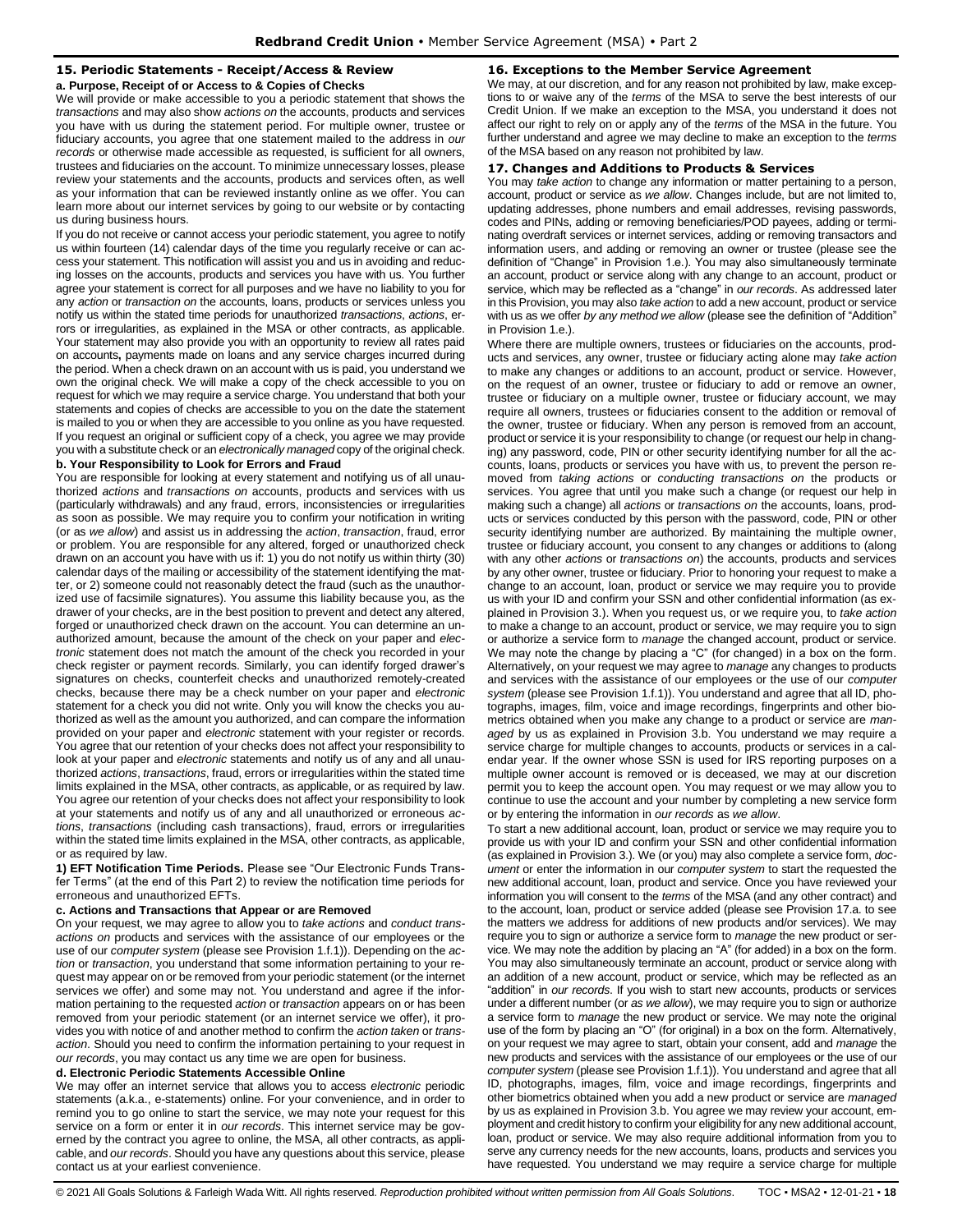### 15. Periodic Statements - Receipt/Access & Review

**a. Purpose, Receipt of or Access to & Copies of Checks**

We will provide or make accessible to you a periodic statement that shows the *transactions* and may also show *actions on* the accounts, products and services you have with us during the statement period. For multiple owner, trustee or fiduciary accounts, you agree that one statement mailed to the address in *our records* or otherwise made accessible as requested, is sufficient for all owners, trustees and fiduciaries on the account. To minimize unnecessary losses, please review your statements and the accounts, products and services often, as well as your information that can be reviewed instantly online as we offer. You can learn more about our internet services by going to our website or by contacting us during business hours.

If you do not receive or cannot access your periodic statement, you agree to notify us within fourteen (14) calendar days of the time you regularly receive or can access your statement. This notification will assist you and us in avoiding and reducing losses on the accounts, products and services you have with us. You further agree your statement is correct for all purposes and we have no liability to you for any *action* or *transaction on* the accounts, loans, products or services unless you notify us within the stated time periods for unauthorized *transactions*, *actions*, errors or irregularities, as explained in the MSA or other contracts, as applicable. Your statement may also provide you with an opportunity to review all rates paid on accounts**,** payments made on loans and any service charges incurred during the period. When a check drawn on an account with us is paid, you understand we own the original check. We will make a copy of the check accessible to you on request for which we may require a service charge. You understand that both your statements and copies of checks are accessible to you on the date the statement is mailed to you or when they are accessible to you online as you have requested. If you request an original or sufficient copy of a check, you agree we may provide you with a substitute check or an *electronically managed* copy of the original check.

**b. Your Responsibility to Look for Errors and Fraud**

You are responsible for looking at every statement and notifying us of all unauthorized *actions* and *transactions on* accounts, products and services with us (particularly withdrawals) and any fraud, errors, inconsistencies or irregularities as soon as possible. We may require you to confirm your notification in writing (or as *we allow*) and assist us in addressing the *action*, *transaction*, fraud, error or problem. You are responsible for any altered, forged or unauthorized check drawn on an account you have with us if: 1) you do not notify us within thirty (30) calendar days of the mailing or accessibility of the statement identifying the matter, or 2) someone could not reasonably detect the fraud (such as the unauthorized use of facsimile signatures). You assume this liability because you, as the drawer of your checks, are in the best position to prevent and detect any altered, forged or unauthorized check drawn on the account. You can determine an unauthorized amount, because the amount of the check on your paper and *electronic* statement does not match the amount of the check you recorded in your check register or payment records. Similarly, you can identify forged drawer's signatures on checks, counterfeit checks and unauthorized remotely-created checks, because there may be a check number on your paper and *electronic* statement for a check you did not write. Only you will know the checks you authorized as well as the amount you authorized, and can compare the information provided on your paper and *electronic* statement with your register or records. You agree that our retention of your checks does not affect your responsibility to look at your paper and *electronic* statements and notify us of any and all unauthorized *actions*, *transactions*, fraud, errors or irregularities within the stated time limits explained in the MSA, other contracts, as applicable, or as required by law. You agree our retention of your checks does not affect your responsibility to look at your statements and notify us of any and all unauthorized or erroneous *actions*, *transactions* (including cash transactions), fraud, errors or irregularities within the stated time limits explained in the MSA, other contracts, as applicable, or as required by law.

**1) EFT Notification Time Periods.** Please see "Our Electronic Funds Transfer Terms" (at the end of this Part 2) to review the notification time periods for erroneous and unauthorized EFTs.

**c. Actions and Transactions that Appear or are Removed**

On your request, we may agree to allow you to *take actions* and *conduct transactions on* products and services with the assistance of our employees or the use of our *computer system* (please see Provision 1.f.1)). Depending on the *action* or *transaction*, you understand that some information pertaining to your request may appear on or be removed from your periodic statement (or the internet services we offer) and some may not. You understand and agree if the information pertaining to the requested *action* or *transaction* appears on or has been removed from your periodic statement (or an internet service we offer), it provides you with notice of and another method to confirm the *action taken* or *transaction*. Should you need to confirm the information pertaining to your request in *our records*, you may contact us any time we are open for business.

**d. Electronic Periodic Statements Accessible Online**

We may offer an internet service that allows you to access *electronic* periodic statements (a.k.a., e-statements) online. For your convenience, and in order to remind you to go online to start the service, we may note your request for this service on a form or enter it in *our records*. This internet service may be governed by the contract you agree to online, the MSA, all other contracts, as applicable, and *our records*. Should you have any questions about this service, please contact us at your earliest convenience.

### 16. Exceptions to the Member Service Agreement

We may, at our discretion, and for any reason not prohibited by law, make exceptions to or waive any of the *terms* of the MSA to serve the best interests of our Credit Union. If we make an exception to the MSA, you understand it does not affect our right to rely on or apply any of the *terms* of the MSA in the future. You further understand and agree we may decline to make an exception to the *terms* of the MSA based on any reason not prohibited by law.

### 17. Changes and Additions to Products & Services

You may *take action* to change any information or matter pertaining to a person, account, product or service as *we allow*. Changes include, but are not limited to, updating addresses, phone numbers and email addresses, revising passwords, codes and PINs, adding or removing beneficiaries/POD payees, adding or terminating overdraft services or internet services, adding or removing transactors and information users, and adding or removing an owner or trustee (please see the definition of "Change" in Provision 1.e.). You may also simultaneously terminate an account, product or service along with any change to an account, product or service, which may be reflected as a "change" in *our records*. As addressed later in this Provision, you may also *take action* to add a new account, product or service with us as we offer *by any method we allow* (please see the definition of "Addition" in Provision 1.e.).

Where there are multiple owners, trustees or fiduciaries on the accounts, products and services, any owner, trustee or fiduciary acting alone may *take action* to make any changes or additions to an account, product or service. However, on the request of an owner, trustee or fiduciary to add or remove an owner, trustee or fiduciary on a multiple owner, trustee or fiduciary account, we may require all owners, trustees or fiduciaries consent to the addition or removal of the owner, trustee or fiduciary. When any person is removed from an account, product or service it is your responsibility to change (or request our help in changing) any password, code, PIN or other security identifying number for all the accounts, loans, products or services you have with us, to prevent the person removed from *taking actions* or *conducting transactions on* the products or services. You agree that until you make such a change (or request our help in making such a change) all *actions* or *transactions on* the accounts, loans, products or services conducted by this person with the password, code, PIN or other security identifying number are authorized. By maintaining the multiple owner, trustee or fiduciary account, you consent to any changes or additions to (along with any other *actions* or *transactions on*) the accounts, products and services by any other owner, trustee or fiduciary. Prior to honoring your request to make a change to an account, loan, product or service we may require you to provide us with your ID and confirm your SSN and other confidential information (as explained in Provision 3.). When you request us, or we require you, to *take action* to make a change to an account, product or service, we may require you to sign or authorize a service form to *manage* the changed account, product or service. We may note the change by placing a "C" (for changed) in a box on the form. Alternatively, on your request we may agree to *manage* any changes to products and services with the assistance of our employees or the use of our *computer system* (please see Provision 1.f.1)). You understand and agree that all ID, photographs, images, film, voice and image recordings, fingerprints and other biometrics obtained when you make any change to a product or service are *managed* by us as explained in Provision 3.b. You understand we may require a service charge for multiple changes to accounts, products or services in a calendar year. If the owner whose SSN is used for IRS reporting purposes on a multiple owner account is removed or is deceased, we may at our discretion permit you to keep the account open. You may request or we may allow you to continue to use the account and your number by completing a new service form or by entering the information in *our records* as *we allow*.

To start a new additional account, loan, product or service we may require you to provide us with your ID and confirm your SSN and other confidential information (as explained in Provision 3.). We (or you) may also complete a service form, *document* or enter the information in our *computer system* to start the requested the new additional account, loan, product and service. Once you have reviewed your information you will consent to the *terms* of the MSA (and any other contract) and to the account, loan, product or service added (please see Provision 17.a. to see the matters we address for additions of new products and/or services). We may require you to sign or authorize a service form to *manage* the new product or service. We may note the addition by placing an "A" (for added) in a box on the form. You may also simultaneously terminate an account, product or service along with an addition of a new account, product or service, which may be reflected as an "addition" in *our records*. If you wish to start new accounts, products or services under a different number (or *as we allow*), we may require you to sign or authorize a service form to *manage* the new product or service. We may note the original use of the form by placing an "O" (for original) in a box on the form. Alternatively, on your request we may agree to start, obtain your consent, add and *manage* the new products and services with the assistance of our employees or the use of our *computer system* (please see Provision 1.f.1)). You understand and agree that all ID, photographs, images, film, voice and image recordings, fingerprints and other biometrics obtained when you add a new product or service are *managed* by us as explained in Provision 3.b. You agree we may review your account, employment and credit history to confirm your eligibility for any new additional account, loan, product or service. We may also require additional information from you to serve any currency needs for the new accounts, loans, products and services you have requested. You understand we may require a service charge for multiple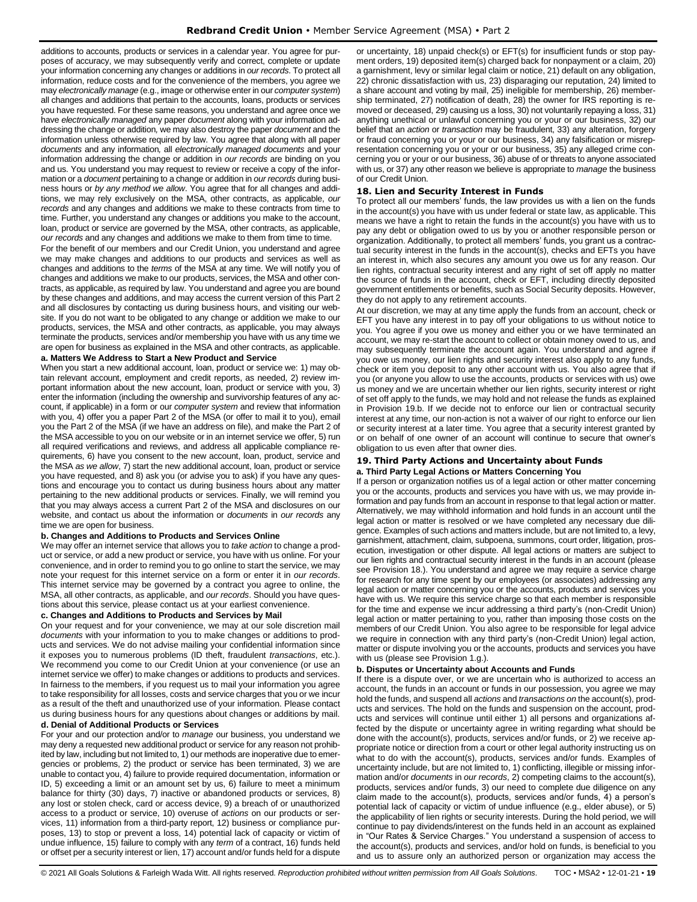additions to accounts, products or services in a calendar year. You agree for purposes of accuracy, we may subsequently verify and correct, complete or update your information concerning any changes or additions in *our records*. To protect all information, reduce costs and for the convenience of the members, you agree we may *electronically manage* (e.g., image or otherwise enter in our *computer system*) all changes and additions that pertain to the accounts, loans, products or services you have requested. For these same reasons, you understand and agree once we have *electronically managed* any paper *document* along with your information addressing the change or addition, we may also destroy the paper *document* and the information unless otherwise required by law. You agree that along with all paper *documents* and any information, all *electronically managed documents* and your information addressing the change or addition in *our records* are binding on you and us. You understand you may request to review or receive a copy of the information or a *document* pertaining to a change or addition in *our records* during business hours or *by any method we allow*. You agree that for all changes and additions, we may rely exclusively on the MSA, other contracts, as applicable, *our records* and any changes and additions we make to these contracts from time to time. Further, you understand any changes or additions you make to the account, loan, product or service are governed by the MSA, other contracts, as applicable, *our records* and any changes and additions we make to them from time to time.

For the benefit of our members and our Credit Union, you understand and agree we may make changes and additions to our products and services as well as changes and additions to the *terms* of the MSA at any time. We will notify you of changes and additions we make to our products, services, the MSA and other contracts, as applicable, as required by law. You understand and agree you are bound by these changes and additions, and may access the current version of this Part 2 and all disclosures by contacting us during business hours, and visiting our website. If you do not want to be obligated to any change or addition we make to our products, services, the MSA and other contracts, as applicable, you may always terminate the products, services and/or membership you have with us any time we are open for business as explained in the MSA and other contracts, as applicable.

**a. Matters We Address to Start a New Product and Service**

When you start a new additional account, loan, product or service we: 1) may obtain relevant account, employment and credit reports, as needed, 2) review important information about the new account, loan, product or service with you, 3) enter the information (including the ownership and survivorship features of any account, if applicable) in a form or our *computer system* and review that information with you, 4) offer you a paper Part 2 of the MSA (or offer to mail it to you), email you the Part 2 of the MSA (if we have an address on file), and make the Part 2 of the MSA accessible to you on our website or in an internet service we offer, 5) run all required verifications and reviews, and address all applicable compliance requirements, 6) have you consent to the new account, loan, product, service and the MSA *as we allow*, 7) start the new additional account, loan, product or service you have requested, and 8) ask you (or advise you to ask) if you have any questions and encourage you to contact us during business hours about any matter pertaining to the new additional products or services. Finally, we will remind you that you may always access a current Part 2 of the MSA and disclosures on our website, and contact us about the information or *documents* in *our records* any time we are open for business.

**b. Changes and Additions to Products and Services Online**

We may offer an internet service that allows you to *take action* to change a product or service, or add a new product or service, you have with us online. For your convenience, and in order to remind you to go online to start the service, we may note your request for this internet service on a form or enter it in *our records*. This internet service may be governed by a contract you agree to online, the MSA, all other contracts, as applicable, and *our records*. Should you have questions about this service, please contact us at your earliest convenience.

**c. Changes and Additions to Products and Services by Mail**

On your request and for your convenience, we may at our sole discretion mail *documents* with your information to you to make changes or additions to products and services. We do not advise mailing your confidential information since it exposes you to numerous problems (ID theft, fraudulent *transactions*, etc.). We recommend you come to our Credit Union at your convenience (or use an internet service we offer) to make changes or additions to products and services. In fairness to the members, if you request us to mail your information you agree to take responsibility for all losses, costs and service charges that you or we incur as a result of the theft and unauthorized use of your information. Please contact us during business hours for any questions about changes or additions by mail.

**d. Denial of Additional Products or Services**

For your and our protection and/or to *manage* our business, you understand we may deny a requested new additional product or service for any reason not prohibited by law, including but not limited to, 1) our methods are inoperative due to emergencies or problems, 2) the product or service has been terminated, 3) we are unable to contact you, 4) failure to provide required documentation, information or ID, 5) exceeding a limit or an amount set by us, 6) failure to meet a minimum balance for thirty (30) days, 7) inactive or abandoned products or services, 8) any lost or stolen check, card or access device, 9) a breach of or unauthorized access to a product or service, 10) overuse of *actions* on our products or services, 11) information from a third-party report, 12) business or compliance purposes, 13) to stop or prevent a loss, 14) potential lack of capacity or victim of undue influence, 15) failure to comply with any *term* of a contract, 16) funds held or offset per a security interest or lien, 17) account and/or funds held for a dispute or uncertainty, 18) unpaid check(s) or EFT(s) for insufficient funds or stop payment orders, 19) deposited item(s) charged back for nonpayment or a claim, 20) a garnishment, levy or similar legal claim or notice, 21) default on any obligation, 22) chronic dissatisfaction with us, 23) disparaging our reputation, 24) limited to a share account and voting by mail, 25) ineligible for membership, 26) membership terminated, 27) notification of death, 28) the owner for IRS reporting is removed or deceased, 29) causing us a loss, 30) not voluntarily repaying a loss, 31) anything unethical or unlawful concerning you or your or our business, 32) our belief that an *action* or *transaction* may be fraudulent, 33) any alteration, forgery or fraud concerning you or your or our business, 34) any falsification or misrepresentation concerning you or your or our business, 35) any alleged crime concerning you or your or our business, 36) abuse of or threats to anyone associated with us, or 37) any other reason we believe is appropriate to *manage* the business of our Credit Union.

## 18. Lien and Security Interest in Funds

To protect all our members' funds, the law provides us with a lien on the funds in the account(s) you have with us under federal or state law, as applicable. This means we have a right to retain the funds in the account(s) you have with us to pay any debt or obligation owed to us by you or another responsible person or organization. Additionally, to protect all members' funds, you grant us a contractual security interest in the funds in the account(s), checks and EFTs you have an interest in, which also secures any amount you owe us for any reason. Our lien rights, contractual security interest and any right of set off apply no matter the source of funds in the account, check or EFT, including directly deposited government entitlements or benefits, such as Social Security deposits. However, they do not apply to any retirement accounts.

At our discretion, we may at any time apply the funds from an account, check or EFT you have any interest in to pay off your obligations to us without notice to you. You agree if you owe us money and either you or we have terminated an account, we may re-start the account to collect or obtain money owed to us, and may subsequently terminate the account again. You understand and agree if you owe us money, our lien rights and security interest also apply to any funds, check or item you deposit to any other account with us. You also agree that if you (or anyone you allow to use the accounts, products or services with us) owe us money and we are uncertain whether our lien rights, security interest or right of set off apply to the funds, we may hold and not release the funds as explained in Provision 19.b. If we decide not to enforce our lien or contractual security interest at any time, our non-action is not a waiver of our right to enforce our lien or security interest at a later time. You agree that a security interest granted by or on behalf of one owner of an account will continue to secure that owner's obligation to us even after that owner dies.

## 19. Third Party Actions and Uncertainty about Funds

**a. Third Party Legal Actions or Matters Concerning You**

If a person or organization notifies us of a legal action or other matter concerning you or the accounts, products and services you have with us, we may provide information and pay funds from an account in response to that legal action or matter. Alternatively, we may withhold information and hold funds in an account until the legal action or matter is resolved or we have completed any necessary due diligence. Examples of such actions and matters include, but are not limited to, a levy, garnishment, attachment, claim, subpoena, summons, court order, litigation, prosecution, investigation or other dispute. All legal actions or matters are subject to our lien rights and contractual security interest in the funds in an account (please see Provision 18.). You understand and agree we may require a service charge for research for any time spent by our employees (or associates) addressing any legal action or matter concerning you or the accounts, products and services you have with us. We require this service charge so that each member is responsible for the time and expense we incur addressing a third party's (non-Credit Union) legal action or matter pertaining to you, rather than imposing those costs on the members of our Credit Union. You also agree to be responsible for legal advice we require in connection with any third party's (non-Credit Union) legal action, matter or dispute involving you or the accounts, products and services you have with us (please see Provision 1.g.).

**b. Disputes or Uncertainty about Accounts and Funds**

If there is a dispute over, or we are uncertain who is authorized to access an account, the funds in an account or funds in our possession, you agree we may hold the funds, and suspend all *actions* and *transactions on* the account(s), products and services. The hold on the funds and suspension on the account, products and services will continue until either 1) all persons and organizations affected by the dispute or uncertainty agree in writing regarding what should be done with the account(s), products, services and/or funds, or 2) we receive appropriate notice or direction from a court or other legal authority instructing us on what to do with the account(s), products, services and/or funds. Examples of uncertainty include, but are not limited to, 1) conflicting, illegible or missing information and/or *documents* in *our records*, 2) competing claims to the account(s), products, services and/or funds, 3) our need to complete due diligence on any claim made to the account(s), products, services and/or funds, 4) a person's potential lack of capacity or victim of undue influence (e.g., elder abuse), or 5) the applicability of lien rights or security interests. During the hold period, we will continue to pay dividends/interest on the funds held in an account as explained in "Our Rates & Service Charges." You understand a suspension of access to the account(s), products and services, and/or hold on funds, is beneficial to you and us to assure only an authorized person or organization may access the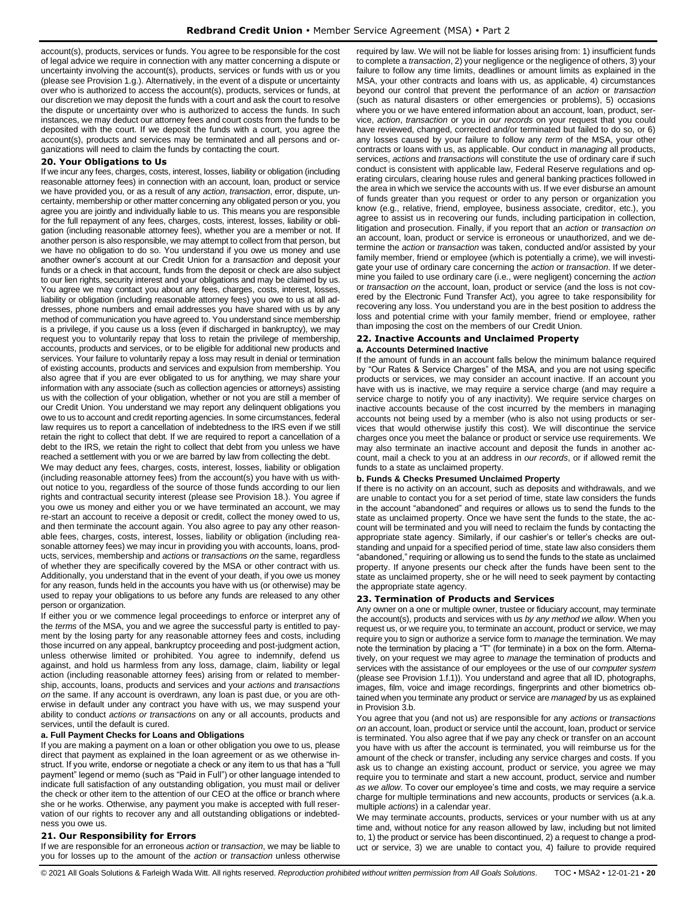account(s), products, services or funds. You agree to be responsible for the cost of legal advice we require in connection with any matter concerning a dispute or uncertainty involving the account(s), products, services or funds with us or you (please see Provision 1.g.). Alternatively, in the event of a dispute or uncertainty over who is authorized to access the account(s), products, services or funds, at our discretion we may deposit the funds with a court and ask the court to resolve the dispute or uncertainty over who is authorized to access the funds. In such instances, we may deduct our attorney fees and court costs from the funds to be deposited with the court. If we deposit the funds with a court, you agree the account(s), products and services may be terminated and all persons and organizations will need to claim the funds by contacting the court.

### 20. Your Obligations to Us

If we incur any fees, charges, costs, interest, losses, liability or obligation (including reasonable attorney fees) in connection with an account, loan, product or service we have provided you, or as a result of any *action*, *transaction*, error, dispute, uncertainty, membership or other matter concerning any obligated person or you, you agree you are jointly and individually liable to us. This means you are responsible for the full repayment of any fees, charges, costs, interest, losses, liability or obligation (including reasonable attorney fees), whether you are a member or not. If another person is also responsible, we may attempt to collect from that person, but we have no obligation to do so. You understand if you owe us money and use another owner's account at our Credit Union for a *transaction* and deposit your funds or a check in that account, funds from the deposit or check are also subject to our lien rights, security interest and your obligations and may be claimed by us. You agree we may contact you about any fees, charges, costs, interest, losses, liability or obligation (including reasonable attorney fees) you owe to us at all addresses, phone numbers and email addresses you have shared with us by any method of communication you have agreed to. You understand since membership is a privilege, if you cause us a loss (even if discharged in bankruptcy), we may request you to voluntarily repay that loss to retain the privilege of membership, accounts, products and services, or to be eligible for additional new products and services. Your failure to voluntarily repay a loss may result in denial or termination of existing accounts, products and services and expulsion from membership. You also agree that if you are ever obligated to us for anything, we may share your information with any associate (such as collection agencies or attorneys) assisting us with the collection of your obligation, whether or not you are still a member of our Credit Union. You understand we may report any delinquent obligations you owe to us to account and credit reporting agencies. In some circumstances, federal law requires us to report a cancellation of indebtedness to the IRS even if we still retain the right to collect that debt. If we are required to report a cancellation of a debt to the IRS, we retain the right to collect that debt from you unless we have reached a settlement with you or we are barred by law from collecting the debt.

We may deduct any fees, charges, costs, interest, losses, liability or obligation (including reasonable attorney fees) from the account(s) you have with us without notice to you, regardless of the source of those funds according to our lien rights and contractual security interest (please see Provision 18.). You agree if you owe us money and either you or we have terminated an account, we may re-start an account to receive a deposit or credit, collect the money owed to us, and then terminate the account again. You also agree to pay any other reasonable fees, charges, costs, interest, losses, liability or obligation (including reasonable attorney fees) we may incur in providing you with accounts, loans, products, services, membership and *actions* or *transactions on* the same, regardless of whether they are specifically covered by the MSA or other contract with us. Additionally, you understand that in the event of your death, if you owe us money for any reason, funds held in the accounts you have with us (or otherwise) may be used to repay your obligations to us before any funds are released to any other person or organization.

If either you or we commence legal proceedings to enforce or interpret any of the *terms* of the MSA, you and we agree the successful party is entitled to payment by the losing party for any reasonable attorney fees and costs, including those incurred on any appeal, bankruptcy proceeding and post-judgment action, unless otherwise limited or prohibited. You agree to indemnify, defend us against, and hold us harmless from any loss, damage, claim, liability or legal action (including reasonable attorney fees) arising from or related to membership, accounts, loans, products and services and your *actions* and *transactions on* the same. If any account is overdrawn, any loan is past due, or you are otherwise in default under any contract you have with us, we may suspend your ability to conduct *actions or transactions* on any or all accounts, products and services, until the default is cured.

#### a. Full Payment Checks for Loans and Obligations

If you are making a payment on a loan or other obligation you owe to us, please direct that payment as explained in the loan agreement or as we otherwise instruct. If you write, endorse or negotiate a check or any item to us that has a "full payment" legend or memo (such as "Paid in Full") or other language intended to indicate full satisfaction of any outstanding obligation, you must mail or deliver the check or other item to the attention of our CEO at the office or branch where she or he works. Otherwise, any payment you make is accepted with full reservation of our rights to recover any and all outstanding obligations or indebtedness you owe us.

### 21. Our Responsibility for Errors

If we are responsible for an erroneous *action* or *transaction*, we may be liable to you for losses up to the amount of the *action* or *transaction* unless otherwise required by law. We will not be liable for losses arising from: 1) insufficient funds to complete a *transaction*, 2) your negligence or the negligence of others, 3) your failure to follow any time limits, deadlines or amount limits as explained in the MSA, your other contracts and loans with us, as applicable, 4) circumstances beyond our control that prevent the performance of an *action* or *transaction* (such as natural disasters or other emergencies or problems), 5) occasions where you or we have entered information about an account, loan, product, service, *action*, *transaction* or you in *our records* on your request that you could have reviewed, changed, corrected and/or terminated but failed to do so, or 6) any losses caused by your failure to follow any *term* of the MSA, your other contracts or loans with us, as applicable. Our conduct in *managing* all products, services, *actions* and *transactions* will constitute the use of ordinary care if such conduct is consistent with applicable law, Federal Reserve regulations and operating circulars, clearing house rules and general banking practices followed in the area in which we service the accounts with us. If we ever disburse an amount of funds greater than you request or order to any person or organization you know (e.g., relative, friend, employee, business associate, creditor, etc.), you agree to assist us in recovering our funds, including participation in collection, litigation and prosecution. Finally, if you report that an *action* or *transaction on* an account, loan, product or service is erroneous or unauthorized, and we determine the *action* or *transaction* was taken, conducted and/or assisted by your family member, friend or employee (which is potentially a crime), we will investigate your use of ordinary care concerning the *action* or *transaction*. If we determine you failed to use ordinary care (i.e., were negligent) concerning the *action* or *transaction on* the account, loan, product or service (and the loss is not covered by the Electronic Fund Transfer Act), you agree to take responsibility for recovering any loss. You understand you are in the best position to address the loss and potential crime with your family member, friend or employee, rather than imposing the cost on the members of our Credit Union.

### 22. Inactive Accounts and Unclaimed Property

#### a. Accounts Determined Inactive

If the amount of funds in an account falls below the minimum balance required by "Our Rates & Service Charges" of the MSA, and you are not using specific products or services, we may consider an account inactive. If an account you have with us is inactive, we may require a service charge (and may require a service charge to notify you of any inactivity). We require service charges on inactive accounts because of the cost incurred by the members in managing accounts not being used by a member (who is also not using products or services that would otherwise justify this cost). We will discontinue the service charges once you meet the balance or product or service use requirements. We may also terminate an inactive account and deposit the funds in another account, mail a check to you at an address in *our records*, or if allowed remit the funds to a state as unclaimed property.

#### b. Funds & Checks Presumed Unclaimed Property

If there is no activity on an account, such as deposits and withdrawals, and we are unable to contact you for a set period of time, state law considers the funds in the account "abandoned" and requires or allows us to send the funds to the state as unclaimed property. Once we have sent the funds to the state, the account will be terminated and you will need to reclaim the funds by contacting the appropriate state agency. Similarly, if our cashier's or teller's checks are outstanding and unpaid for a specified period of time, state law also considers them "abandoned," requiring or allowing us to send the funds to the state as unclaimed property. If anyone presents our check after the funds have been sent to the state as unclaimed property, she or he will need to seek payment by contacting the appropriate state agency.

### 23. Termination of Products and Services

Any owner on a one or multiple owner, trustee or fiduciary account, may terminate the account(s), products and services with us *by any method we allow*. When you request us, or we require you, to terminate an account, product or service, we may require you to sign or authorize a service form to *manage* the termination. We may note the termination by placing a "T" (for terminate) in a box on the form. Alternatively, on your request we may agree to *manage* the termination of products and services with the assistance of our employees or the use of our *computer system* (please see Provision 1.f.1)). You understand and agree that all ID, photographs, images, film, voice and image recordings, fingerprints and other biometrics obtained when you terminate any product or service are *managed* by us as explained in Provision 3.b.

You agree that you (and not us) are responsible for any *actions* or *transactions on* an account, loan, product or service until the account, loan, product or service is terminated. You also agree that if we pay any check or transfer on an account you have with us after the account is terminated, you will reimburse us for the amount of the check or transfer, including any service charges and costs. If you ask us to change an existing account, product or service, you agree we may require you to terminate and start a new account, product, service and number *as we allow*. To cover our employee's time and costs, we may require a service charge for multiple terminations and new accounts, products or services (a.k.a. multiple *actions*) in a calendar year.

We may terminate accounts, products, services or your number with us at any time and, without notice for any reason allowed by law, including but not limited to, 1) the product or service has been discontinued, 2) a request to change a product or service, 3) we are unable to contact you, 4) failure to provide required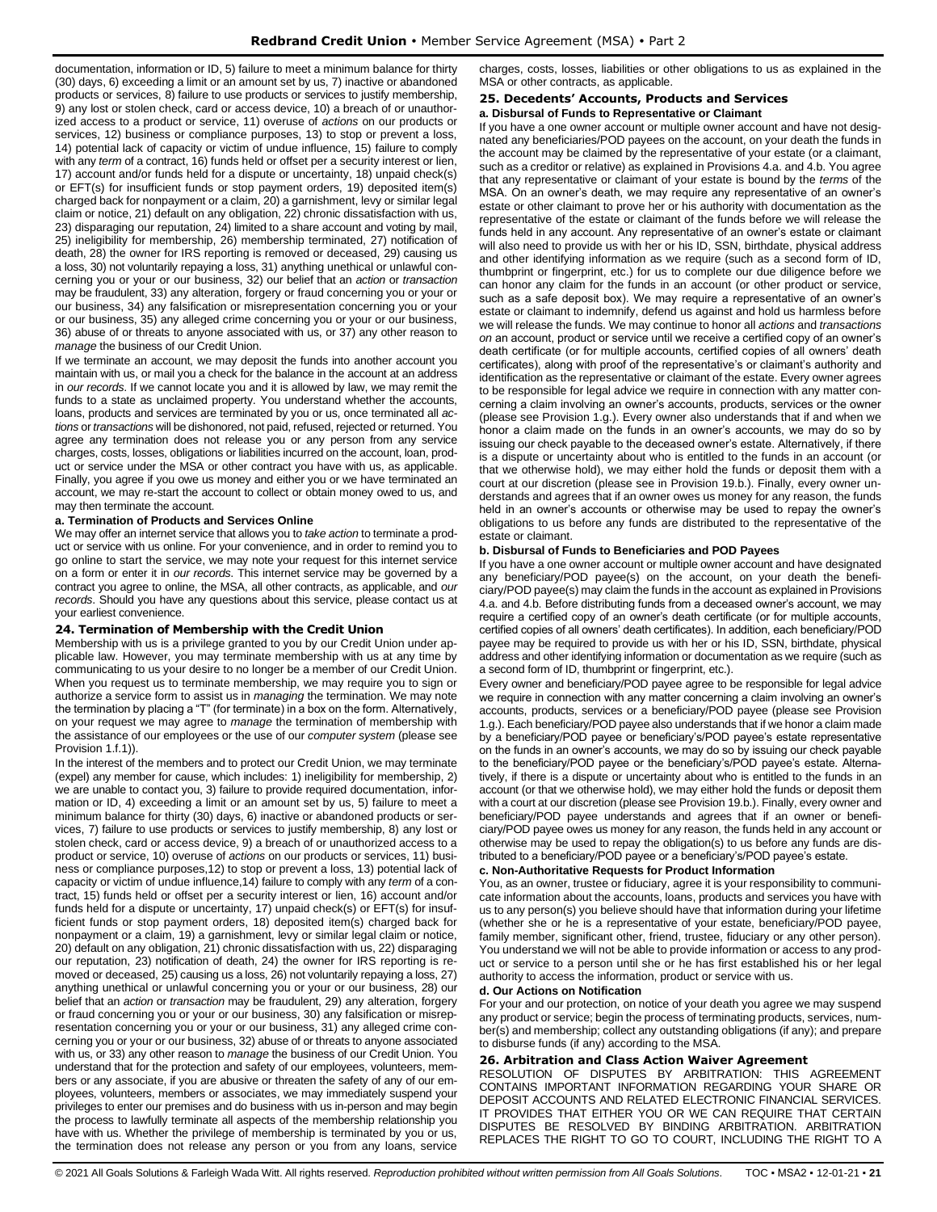documentation, information or ID, 5) failure to meet a minimum balance for thirty (30) days, 6) exceeding a limit or an amount set by us, 7) inactive or abandoned products or services, 8) failure to use products or services to justify membership, 9) any lost or stolen check, card or access device, 10) a breach of or unauthorized access to a product or service, 11) overuse of *actions* on our products or services, 12) business or compliance purposes, 13) to stop or prevent a loss, 14) potential lack of capacity or victim of undue influence, 15) failure to comply with any *term* of a contract, 16) funds held or offset per a security interest or lien, 17) account and/or funds held for a dispute or uncertainty, 18) unpaid check(s) or EFT(s) for insufficient funds or stop payment orders, 19) deposited item(s) charged back for nonpayment or a claim, 20) a garnishment, levy or similar legal claim or notice, 21) default on any obligation, 22) chronic dissatisfaction with us, 23) disparaging our reputation, 24) limited to a share account and voting by mail, 25) ineligibility for membership, 26) membership terminated, 27) notification of death, 28) the owner for IRS reporting is removed or deceased, 29) causing us a loss, 30) not voluntarily repaying a loss, 31) anything unethical or unlawful concerning you or your or our business, 32) our belief that an *action* or *transaction* may be fraudulent, 33) any alteration, forgery or fraud concerning you or your or our business, 34) any falsification or misrepresentation concerning you or your or our business, 35) any alleged crime concerning you or your or our business, 36) abuse of or threats to anyone associated with us, or 37) any other reason to *manage* the business of our Credit Union.

If we terminate an account, we may deposit the funds into another account you maintain with us, or mail you a check for the balance in the account at an address in *our records*. If we cannot locate you and it is allowed by law, we may remit the funds to a state as unclaimed property. You understand whether the accounts, loans, products and services are terminated by you or us, once terminated all *actions* or *transactions* will be dishonored, not paid, refused, rejected or returned. You agree any termination does not release you or any person from any service charges, costs, losses, obligations or liabilities incurred on the account, loan, product or service under the MSA or other contract you have with us, as applicable. Finally, you agree if you owe us money and either you or we have terminated an account, we may re-start the account to collect or obtain money owed to us, and may then terminate the account.

**a. Termination of Products and Services Online**

We may offer an internet service that allows you to *take action* to terminate a product or service with us online. For your convenience, and in order to remind you to go online to start the service, we may note your request for this internet service on a form or enter it in *our records*. This internet service may be governed by a contract you agree to online, the MSA, all other contracts, as applicable, and *our records*. Should you have any questions about this service, please contact us at your earliest convenience.

## 24. Termination of Membership with the Credit Union

Membership with us is a privilege granted to you by our Credit Union under applicable law. However, you may terminate membership with us at any time by communicating to us your desire to no longer be a member of our Credit Union. When you request us to terminate membership, we may require you to sign or authorize a service form to assist us in *managing* the termination. We may note the termination by placing a "T" (for terminate) in a box on the form. Alternatively, on your request we may agree to *manage* the termination of membership with the assistance of our employees or the use of our *computer system* (please see Provision 1.f.1)).

In the interest of the members and to protect our Credit Union, we may terminate (expel) any member for cause, which includes: 1) ineligibility for membership, 2) we are unable to contact you, 3) failure to provide required documentation, information or ID, 4) exceeding a limit or an amount set by us, 5) failure to meet a minimum balance for thirty (30) days, 6) inactive or abandoned products or services, 7) failure to use products or services to justify membership, 8) any lost or stolen check, card or access device, 9) a breach of or unauthorized access to a product or service, 10) overuse of *actions* on our products or services, 11) business or compliance purposes,12) to stop or prevent a loss, 13) potential lack of capacity or victim of undue influence,14) failure to comply with any *term* of a contract, 15) funds held or offset per a security interest or lien, 16) account and/or funds held for a dispute or uncertainty, 17) unpaid check(s) or EFT(s) for insufficient funds or stop payment orders, 18) deposited item(s) charged back for nonpayment or a claim, 19) a garnishment, levy or similar legal claim or notice, 20) default on any obligation, 21) chronic dissatisfaction with us, 22) disparaging our reputation, 23) notification of death, 24) the owner for IRS reporting is removed or deceased, 25) causing us a loss, 26) not voluntarily repaying a loss, 27) anything unethical or unlawful concerning you or your or our business, 28) our belief that an *action* or *transaction* may be fraudulent, 29) any alteration, forgery or fraud concerning you or your or our business, 30) any falsification or misrepresentation concerning you or your or our business, 31) any alleged crime concerning you or your or our business, 32) abuse of or threats to anyone associated with us, or 33) any other reason to *manage* the business of our Credit Union. You understand that for the protection and safety of our employees, volunteers, members or any associate, if you are abusive or threaten the safety of any of our employees, volunteers, members or associates, we may immediately suspend your privileges to enter our premises and do business with us in-person and may begin the process to lawfully terminate all aspects of the membership relationship you have with us. Whether the privilege of membership is terminated by you or us, the termination does not release any person or you from any loans, service charges, costs, losses, liabilities or other obligations to us as explained in the MSA or other contracts, as applicable.

## 25. Decedents' Accounts, Products and Services

**a. Disbursal of Funds to Representative or Claimant**

If you have a one owner account or multiple owner account and have not designated any beneficiaries/POD payees on the account, on your death the funds in the account may be claimed by the representative of your estate (or a claimant, such as a creditor or relative) as explained in Provisions 4.a. and 4.b. You agree that any representative or claimant of your estate is bound by the *terms* of the MSA. On an owner's death, we may require any representative of an owner's estate or other claimant to prove her or his authority with documentation as the representative of the estate or claimant of the funds before we will release the funds held in any account. Any representative of an owner's estate or claimant will also need to provide to us with her or his ID, SSN, birthdate, physical address and other identifying information as we require (such as a second form of ID, thumbprint or fingerprint, etc.) for us to complete our due diligence before we can honor any claim for the funds in an account (or other product or service, such as a safe deposit box). We may require a representative of an owner's estate or claimant to indemnify, defend us against and hold us harmless before we will release the funds. We may continue to honor all *actions* and *transactions on* an account, product or service until we receive a certified copy of an owner's death certificate (or for multiple accounts, certified copies of all owners' death certificates), along with proof of the representative's or claimant's authority and identification as the representative or claimant of the estate. Every owner agrees to be responsible for legal advice we require in connection with any matter concerning a claim involving an owner's accounts, products, services or the owner (please see Provision 1.g.). Every owner also understands that if and when we honor a claim made on the funds in an owner's accounts, we may do so by issuing our check payable to the deceased owner's estate. Alternatively, if there is a dispute or uncertainty about who is entitled to the funds in an account (or that we otherwise hold), we may either hold the funds or deposit them with a court at our discretion (please see in Provision 19.b.). Finally, every owner understands and agrees that if an owner owes us money for any reason, the funds held in an owner's accounts or otherwise may be used to repay the owner's obligations to us before any funds are distributed to the representative of the estate or claimant.

**b. Disbursal of Funds to Beneficiaries and POD Payees**

If you have a one owner account or multiple owner account and have designated any beneficiary/POD payee(s) on the account, on your death the beneficiary/POD payee(s) may claim the funds in the account as explained in Provisions 4.a. and 4.b. Before distributing funds from a deceased owner's account, we may require a certified copy of an owner's death certificate (or for multiple accounts, certified copies of all owners' death certificates). In addition, each beneficiary/POD payee may be required to provide to us with her or his ID, SSN, birthdate, physical address and other identifying information or documentation as we require (such as a second form of ID, thumbprint or fingerprint, etc.).

Every owner and beneficiary/POD payee agree to be responsible for legal advice we require in connection with any matter concerning a claim involving an owner's accounts, products, services or a beneficiary/POD payee (please see Provision 1.g.). Each beneficiary/POD payee also understands that if we honor a claim made by a beneficiary/POD payee or beneficiary's/POD payee's estate representative on the funds in an owner's accounts, we may do so by issuing our check payable to the beneficiary/POD payee or the beneficiary's/POD payee's estate. Alternatively, if there is a dispute or uncertainty about who is entitled to the funds in an account (or that we otherwise hold), we may either hold the funds or deposit them with a court at our discretion (please see Provision 19.b.). Finally, every owner and beneficiary/POD payee understands and agrees that if an owner or beneficiary/POD payee owes us money for any reason, the funds held in any account or otherwise may be used to repay the obligation(s) to us before any funds are distributed to a beneficiary/POD payee or a beneficiary's/POD payee's estate.

**c. Non-Authoritative Requests for Product Information**

You, as an owner, trustee or fiduciary, agree it is your responsibility to communicate information about the accounts, loans, products and services you have with us to any person(s) you believe should have that information during your lifetime (whether she or he is a representative of your estate, beneficiary/POD payee, family member, significant other, friend, trustee, fiduciary or any other person). You understand we will not be able to provide information or access to any product or service to a person until she or he has first established his or her legal authority to access the information, product or service with us.

**d. Our Actions on Notification**

For your and our protection, on notice of your death you agree we may suspend any product or service; begin the process of terminating products, services, number(s) and membership; collect any outstanding obligations (if any); and prepare to disburse funds (if any) according to the MSA.

## 26. Arbitration and Class Action Waiver Agreement

RESOLUTION OF DISPUTES BY ARBITRATION: THIS AGREEMENT CONTAINS IMPORTANT INFORMATION REGARDING YOUR SHARE OR DEPOSIT ACCOUNTS AND RELATED ELECTRONIC FINANCIAL SERVICES. IT PROVIDES THAT EITHER YOU OR WE CAN REQUIRE THAT CERTAIN DISPUTES BE RESOLVED BY BINDING ARBITRATION. ARBITRATION REPLACES THE RIGHT TO GO TO COURT, INCLUDING THE RIGHT TO A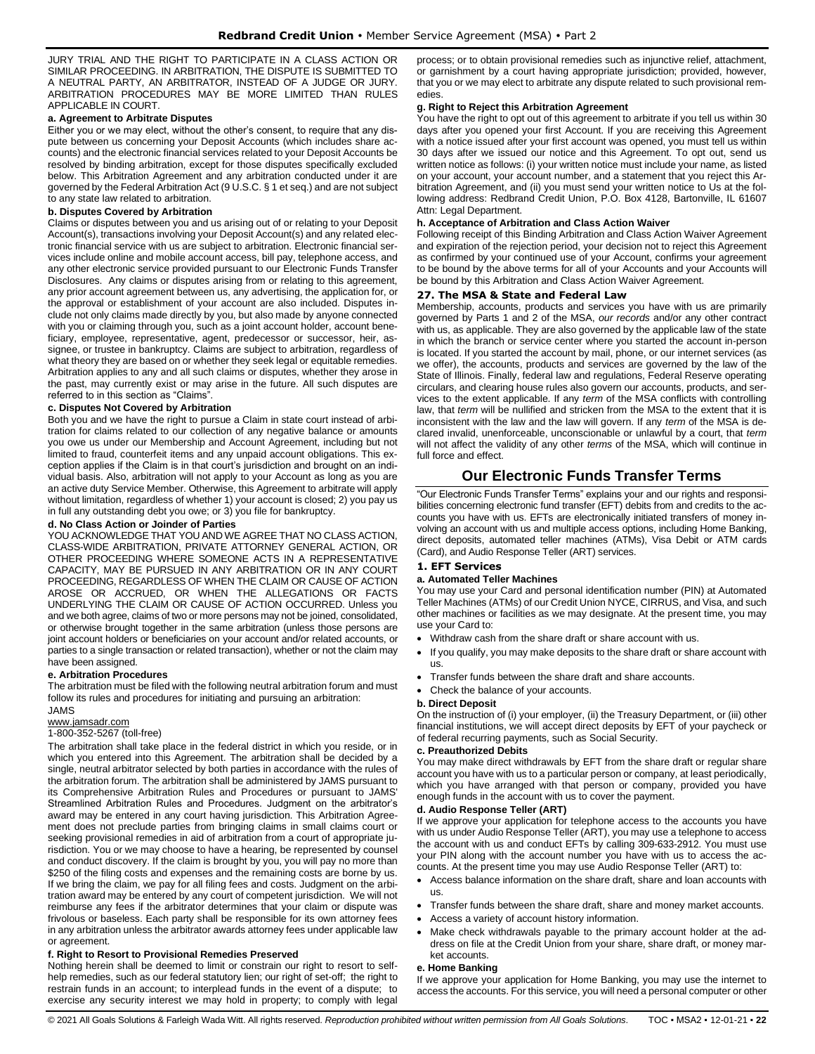JURY TRIAL AND THE RIGHT TO PARTICIPATE IN A CLASS ACTION OR SIMILAR PROCEEDING. IN ARBITRATION, THE DISPUTE IS SUBMITTED TO A NEUTRAL PARTY, AN ARBITRATOR, INSTEAD OF A JUDGE OR JURY. ARBITRATION PROCEDURES MAY BE MORE LIMITED THAN RULES APPLICABLE IN COURT.

**a. Agreement to Arbitrate Disputes**

Either you or we may elect, without the other's consent, to require that any dispute between us concerning your Deposit Accounts (which includes share accounts) and the electronic financial services related to your Deposit Accounts be resolved by binding arbitration, except for those disputes specifically excluded below. This Arbitration Agreement and any arbitration conducted under it are governed by the Federal Arbitration Act (9 U.S.C. § 1 et seq.) and are not subject to any state law related to arbitration.

**b. Disputes Covered by Arbitration**

Claims or disputes between you and us arising out of or relating to your Deposit Account(s), transactions involving your Deposit Account(s) and any related electronic financial service with us are subject to arbitration. Electronic financial services include online and mobile account access, bill pay, telephone access, and any other electronic service provided pursuant to our Electronic Funds Transfer Disclosures. Any claims or disputes arising from or relating to this agreement, any prior account agreement between us, any advertising, the application for, or the approval or establishment of your account are also included. Disputes include not only claims made directly by you, but also made by anyone connected with you or claiming through you, such as a joint account holder, account beneficiary, employee, representative, agent, predecessor or successor, heir, assignee, or trustee in bankruptcy. Claims are subject to arbitration, regardless of what theory they are based on or whether they seek legal or equitable remedies. Arbitration applies to any and all such claims or disputes, whether they arose in the past, may currently exist or may arise in the future. All such disputes are referred to in this section as "Claims".

**c. Disputes Not Covered by Arbitration**

Both you and we have the right to pursue a Claim in state court instead of arbitration for claims related to our collection of any negative balance or amounts you owe us under our Membership and Account Agreement, including but not limited to fraud, counterfeit items and any unpaid account obligations. This exception applies if the Claim is in that court's jurisdiction and brought on an individual basis. Also, arbitration will not apply to your Account as long as you are an active duty Service Member. Otherwise, this Agreement to arbitrate will apply without limitation, regardless of whether 1) your account is closed; 2) you pay us in full any outstanding debt you owe; or 3) you file for bankruptcy.

**d. No Class Action or Joinder of Parties**

YOU ACKNOWLEDGE THAT YOU AND WE AGREE THAT NO CLASS ACTION, CLASS-WIDE ARBITRATION, PRIVATE ATTORNEY GENERAL ACTION, OR OTHER PROCEEDING WHERE SOMEONE ACTS IN A REPRESENTATIVE CAPACITY, MAY BE PURSUED IN ANY ARBITRATION OR IN ANY COURT PROCEEDING, REGARDLESS OF WHEN THE CLAIM OR CAUSE OF ACTION AROSE OR ACCRUED, OR WHEN THE ALLEGATIONS OR FACTS UNDERLYING THE CLAIM OR CAUSE OF ACTION OCCURRED. Unless you and we both agree, claims of two or more persons may not be joined, consolidated, or otherwise brought together in the same arbitration (unless those persons are joint account holders or beneficiaries on your account and/or related accounts, or parties to a single transaction or related transaction), whether or not the claim may have been assigned.

**e. Arbitration Procedures**

The arbitration must be filed with the following neutral arbitration forum and must follow its rules and procedures for initiating and pursuing an arbitration:

JAMS
www.jamsadr.com
1-800-352-5267 (toll-free)

The arbitration shall take place in the federal district in which you reside, or in which you entered into this Agreement. The arbitration shall be decided by a single, neutral arbitrator selected by both parties in accordance with the rules of the arbitration forum. The arbitration shall be administered by JAMS pursuant to its Comprehensive Arbitration Rules and Procedures or pursuant to JAMS' Streamlined Arbitration Rules and Procedures. Judgment on the arbitrator's award may be entered in any court having jurisdiction. This Arbitration Agreement does not preclude parties from bringing claims in small claims court or seeking provisional remedies in aid of arbitration from a court of appropriate jurisdiction. You or we may choose to have a hearing, be represented by counsel and conduct discovery. If the claim is brought by you, you will pay no more than $250 of the filing costs and expenses and the remaining costs are borne by us. If we bring the claim, we pay for all filing fees and costs. Judgment on the arbitration award may be entered by any court of competent jurisdiction. We will not reimburse any fees if the arbitrator determines that your claim or dispute was frivolous or baseless. Each party shall be responsible for its own attorney fees in any arbitration unless the arbitrator awards attorney fees under applicable law or agreement.

**f. Right to Resort to Provisional Remedies Preserved**

Nothing herein shall be deemed to limit or constrain our right to resort to self-help remedies, such as our federal statutory lien; our right of set-off; the right to restrain funds in an account; to interplead funds in the event of a dispute; to exercise any security interest we may hold in property; to comply with legal process; or to obtain provisional remedies such as injunctive relief, attachment, or garnishment by a court having appropriate jurisdiction; provided, however, that you or we may elect to arbitrate any dispute related to such provisional remedies.

**g. Right to Reject this Arbitration Agreement**

You have the right to opt out of this agreement to arbitrate if you tell us within 30 days after you opened your first Account. If you are receiving this Agreement with a notice issued after your first account was opened, you must tell us within 30 days after we issued our notice and this Agreement. To opt out, send us written notice as follows: (i) your written notice must include your name, as listed on your account, your account number, and a statement that you reject this Arbitration Agreement, and (ii) you must send your written notice to Us at the following address: Redbrand Credit Union, P.O. Box 4128, Bartonville, IL 61607 Attn: Legal Department.

**h. Acceptance of Arbitration and Class Action Waiver**

Following receipt of this Binding Arbitration and Class Action Waiver Agreement and expiration of the rejection period, your decision not to reject this Agreement as confirmed by your continued use of your Account, confirms your agreement to be bound by the above terms for all of your Accounts and your Accounts will be bound by this Arbitration and Class Action Waiver Agreement.

### 27. The MSA & State and Federal Law

Membership, accounts, products and services you have with us are primarily governed by Parts 1 and 2 of the MSA, *our records* and/or any other contract with us, as applicable. They are also governed by the applicable law of the state in which the branch or service center where you started the account in-person is located. If you started the account by mail, phone, or our internet services (as we offer), the accounts, products and services are governed by the law of the State of Illinois. Finally, federal law and regulations, Federal Reserve operating circulars, and clearing house rules also govern our accounts, products, and services to the extent applicable. If any *term* of the MSA conflicts with controlling law, that *term* will be nullified and stricken from the MSA to the extent that it is inconsistent with the law and the law will govern. If any *term* of the MSA is declared invalid, unenforceable, unconscionable or unlawful by a court, that *term* will not affect the validity of any other *terms* of the MSA, which will continue in full force and effect.

## Our Electronic Funds Transfer Terms

"Our Electronic Funds Transfer Terms" explains your and our rights and responsibilities concerning electronic fund transfer (EFT) debits from and credits to the accounts you have with us. EFTs are electronically initiated transfers of money involving an account with us and multiple access options, including Home Banking, direct deposits, automated teller machines (ATMs), Visa Debit or ATM cards (Card), and Audio Response Teller (ART) services.

### 1. EFT Services

**a. Automated Teller Machines**

You may use your Card and personal identification number (PIN) at Automated Teller Machines (ATMs) of our Credit Union NYCE, CIRRUS, and Visa, and such other machines or facilities as we may designate. At the present time, you may use your Card to:

- Withdraw cash from the share draft or share account with us.
- If you qualify, you may make deposits to the share draft or share account with us.
- Transfer funds between the share draft and share accounts.
- Check the balance of your accounts.

**b. Direct Deposit**

On the instruction of (i) your employer, (ii) the Treasury Department, or (iii) other financial institutions, we will accept direct deposits by EFT of your paycheck or of federal recurring payments, such as Social Security.

**c. Preauthorized Debits**

You may make direct withdrawals by EFT from the share draft or regular share account you have with us to a particular person or company, at least periodically, which you have arranged with that person or company, provided you have enough funds in the account with us to cover the payment.

**d. Audio Response Teller (ART)**

If we approve your application for telephone access to the accounts you have with us under Audio Response Teller (ART), you may use a telephone to access the account with us and conduct EFTs by calling 309-633-2912. You must use your PIN along with the account number you have with us to access the accounts. At the present time you may use Audio Response Teller (ART) to:

- Access balance information on the share draft, share and loan accounts with us.
- Transfer funds between the share draft, share and money market accounts.
- Access a variety of account history information.
- Make check withdrawals payable to the primary account holder at the address on file at the Credit Union from your share, share draft, or money market accounts.

**e. Home Banking**

If we approve your application for Home Banking, you may use the internet to access the accounts. For this service, you will need a personal computer or other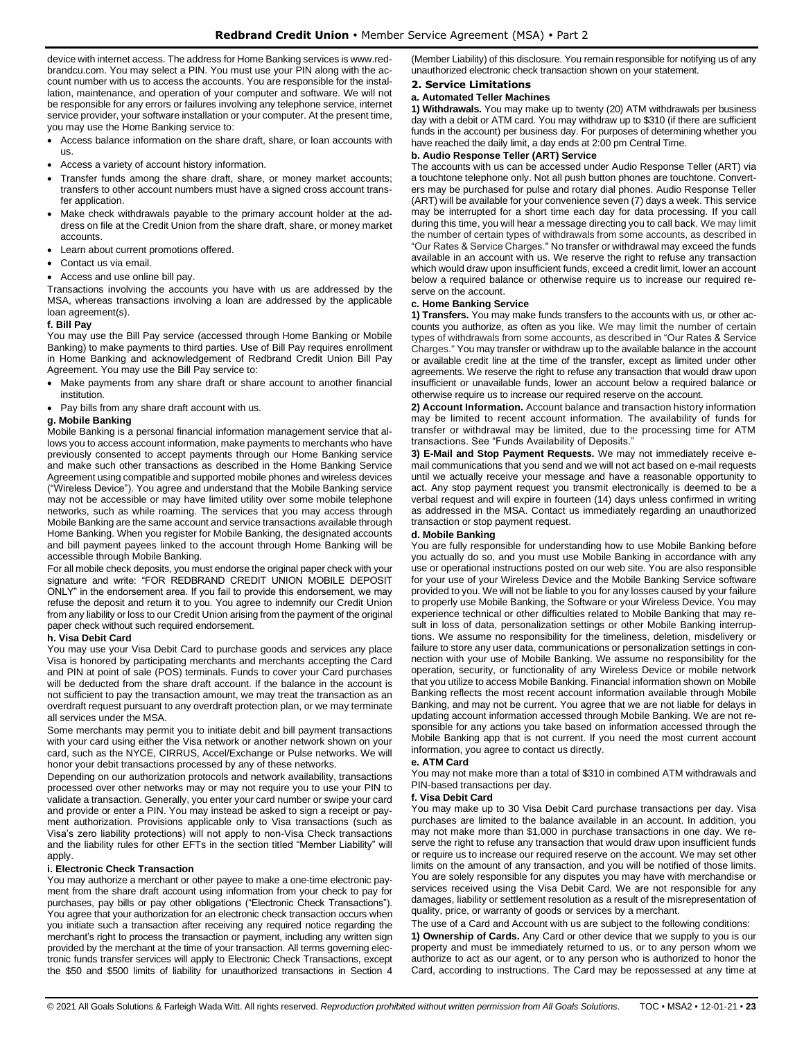device with internet access. The address for Home Banking services is www.redbrandcu.com. You may select a PIN. You must use your PIN along with the account number with us to access the accounts. You are responsible for the installation, maintenance, and operation of your computer and software. We will not be responsible for any errors or failures involving any telephone service, internet service provider, your software installation or your computer. At the present time, you may use the Home Banking service to:

- Access balance information on the share draft, share, or loan accounts with us.
- Access a variety of account history information.
- Transfer funds among the share draft, share, or money market accounts; transfers to other account numbers must have a signed cross account transfer application.
- Make check withdrawals payable to the primary account holder at the address on file at the Credit Union from the share draft, share, or money market accounts.
- Learn about current promotions offered.
- Contact us via email.
- Access and use online bill pay.

Transactions involving the accounts you have with us are addressed by the MSA, whereas transactions involving a loan are addressed by the applicable loan agreement(s).

**f. Bill Pay**

You may use the Bill Pay service (accessed through Home Banking or Mobile Banking) to make payments to third parties. Use of Bill Pay requires enrollment in Home Banking and acknowledgement of Redbrand Credit Union Bill Pay Agreement. You may use the Bill Pay service to:

- Make payments from any share draft or share account to another financial institution.
- Pay bills from any share draft account with us.

**g. Mobile Banking**

Mobile Banking is a personal financial information management service that allows you to access account information, make payments to merchants who have previously consented to accept payments through our Home Banking service and make such other transactions as described in the Home Banking Service Agreement using compatible and supported mobile phones and wireless devices ("Wireless Device"). You agree and understand that the Mobile Banking service may not be accessible or may have limited utility over some mobile telephone networks, such as while roaming. The services that you may access through Mobile Banking are the same account and service transactions available through Home Banking. When you register for Mobile Banking, the designated accounts and bill payment payees linked to the account through Home Banking will be accessible through Mobile Banking.

For all mobile check deposits, you must endorse the original paper check with your signature and write: "FOR REDBRAND CREDIT UNION MOBILE DEPOSIT ONLY" in the endorsement area. If you fail to provide this endorsement, we may refuse the deposit and return it to you. You agree to indemnify our Credit Union from any liability or loss to our Credit Union arising from the payment of the original paper check without such required endorsement.

**h. Visa Debit Card**

You may use your Visa Debit Card to purchase goods and services any place Visa is honored by participating merchants and merchants accepting the Card and PIN at point of sale (POS) terminals. Funds to cover your Card purchases will be deducted from the share draft account. If the balance in the account is not sufficient to pay the transaction amount, we may treat the transaction as an overdraft request pursuant to any overdraft protection plan, or we may terminate all services under the MSA.

Some merchants may permit you to initiate debit and bill payment transactions with your card using either the Visa network or another network shown on your card, such as the NYCE, CIRRUS, Accel/Exchange or Pulse networks. We will honor your debit transactions processed by any of these networks.

Depending on our authorization protocols and network availability, transactions processed over other networks may or may not require you to use your PIN to validate a transaction. Generally, you enter your card number or swipe your card and provide or enter a PIN. You may instead be asked to sign a receipt or payment authorization. Provisions applicable only to Visa transactions (such as Visa's zero liability protections) will not apply to non-Visa Check transactions and the liability rules for other EFTs in the section titled "Member Liability" will apply.

**i. Electronic Check Transaction**

You may authorize a merchant or other payee to make a one-time electronic payment from the share draft account using information from your check to pay for purchases, pay bills or pay other obligations ("Electronic Check Transactions"). You agree that your authorization for an electronic check transaction occurs when you initiate such a transaction after receiving any required notice regarding the merchant's right to process the transaction or payment, including any written sign provided by the merchant at the time of your transaction. All terms governing electronic funds transfer services will apply to Electronic Check Transactions, except the $50 and $500 limits of liability for unauthorized transactions in Section 4 (Member Liability) of this disclosure. You remain responsible for notifying us of any unauthorized electronic check transaction shown on your statement.

### 2. Service Limitations

**a. Automated Teller Machines**

**1) Withdrawals.** You may make up to twenty (20) ATM withdrawals per business day with a debit or ATM card. You may withdraw up to $310 (if there are sufficient funds in the account) per business day. For purposes of determining whether you have reached the daily limit, a day ends at 2:00 pm Central Time.

**b. Audio Response Teller (ART) Service**

The accounts with us can be accessed under Audio Response Teller (ART) via a touchtone telephone only. Not all push button phones are touchtone. Converters may be purchased for pulse and rotary dial phones. Audio Response Teller (ART) will be available for your convenience seven (7) days a week. This service may be interrupted for a short time each day for data processing. If you call during this time, you will hear a message directing you to call back. We may limit the number of certain types of withdrawals from some accounts, as described in "Our Rates & Service Charges." No transfer or withdrawal may exceed the funds available in an account with us. We reserve the right to refuse any transaction which would draw upon insufficient funds, exceed a credit limit, lower an account below a required balance or otherwise require us to increase our required reserve on the account.

**c. Home Banking Service**

**1) Transfers.** You may make funds transfers to the accounts with us, or other accounts you authorize, as often as you like. We may limit the number of certain types of withdrawals from some accounts, as described in "Our Rates & Service Charges." You may transfer or withdraw up to the available balance in the account or available credit line at the time of the transfer, except as limited under other agreements. We reserve the right to refuse any transaction that would draw upon insufficient or unavailable funds, lower an account below a required balance or otherwise require us to increase our required reserve on the account.

**2) Account Information.** Account balance and transaction history information may be limited to recent account information. The availability of funds for transfer or withdrawal may be limited, due to the processing time for ATM transactions. See "Funds Availability of Deposits."

**3) E-Mail and Stop Payment Requests.** We may not immediately receive e-mail communications that you send and we will not act based on e-mail requests until we actually receive your message and have a reasonable opportunity to act. Any stop payment request you transmit electronically is deemed to be a verbal request and will expire in fourteen (14) days unless confirmed in writing as addressed in the MSA. Contact us immediately regarding an unauthorized transaction or stop payment request.

**d. Mobile Banking**

You are fully responsible for understanding how to use Mobile Banking before you actually do so, and you must use Mobile Banking in accordance with any use or operational instructions posted on our web site. You are also responsible for your use of your Wireless Device and the Mobile Banking Service software provided to you. We will not be liable to you for any losses caused by your failure to properly use Mobile Banking, the Software or your Wireless Device. You may experience technical or other difficulties related to Mobile Banking that may result in loss of data, personalization settings or other Mobile Banking interruptions. We assume no responsibility for the timeliness, deletion, misdelivery or failure to store any user data, communications or personalization settings in connection with your use of Mobile Banking. We assume no responsibility for the operation, security, or functionality of any Wireless Device or mobile network that you utilize to access Mobile Banking. Financial information shown on Mobile Banking reflects the most recent account information available through Mobile Banking, and may not be current. You agree that we are not liable for delays in updating account information accessed through Mobile Banking. We are not responsible for any actions you take based on information accessed through the Mobile Banking app that is not current. If you need the most current account information, you agree to contact us directly.

**e. ATM Card**

You may not make more than a total of $310 in combined ATM withdrawals and PIN-based transactions per day.

**f. Visa Debit Card**

You may make up to 30 Visa Debit Card purchase transactions per day. Visa purchases are limited to the balance available in an account. In addition, you may not make more than $1,000 in purchase transactions in one day. We reserve the right to refuse any transaction that would draw upon insufficient funds or require us to increase our required reserve on the account. We may set other limits on the amount of any transaction, and you will be notified of those limits. You are solely responsible for any disputes you may have with merchandise or services received using the Visa Debit Card. We are not responsible for any damages, liability or settlement resolution as a result of the misrepresentation of quality, price, or warranty of goods or services by a merchant.

The use of a Card and Account with us are subject to the following conditions:

**1) Ownership of Cards.** Any Card or other device that we supply to you is our property and must be immediately returned to us, or to any person whom we authorize to act as our agent, or to any person who is authorized to honor the Card, according to instructions. The Card may be repossessed at any time at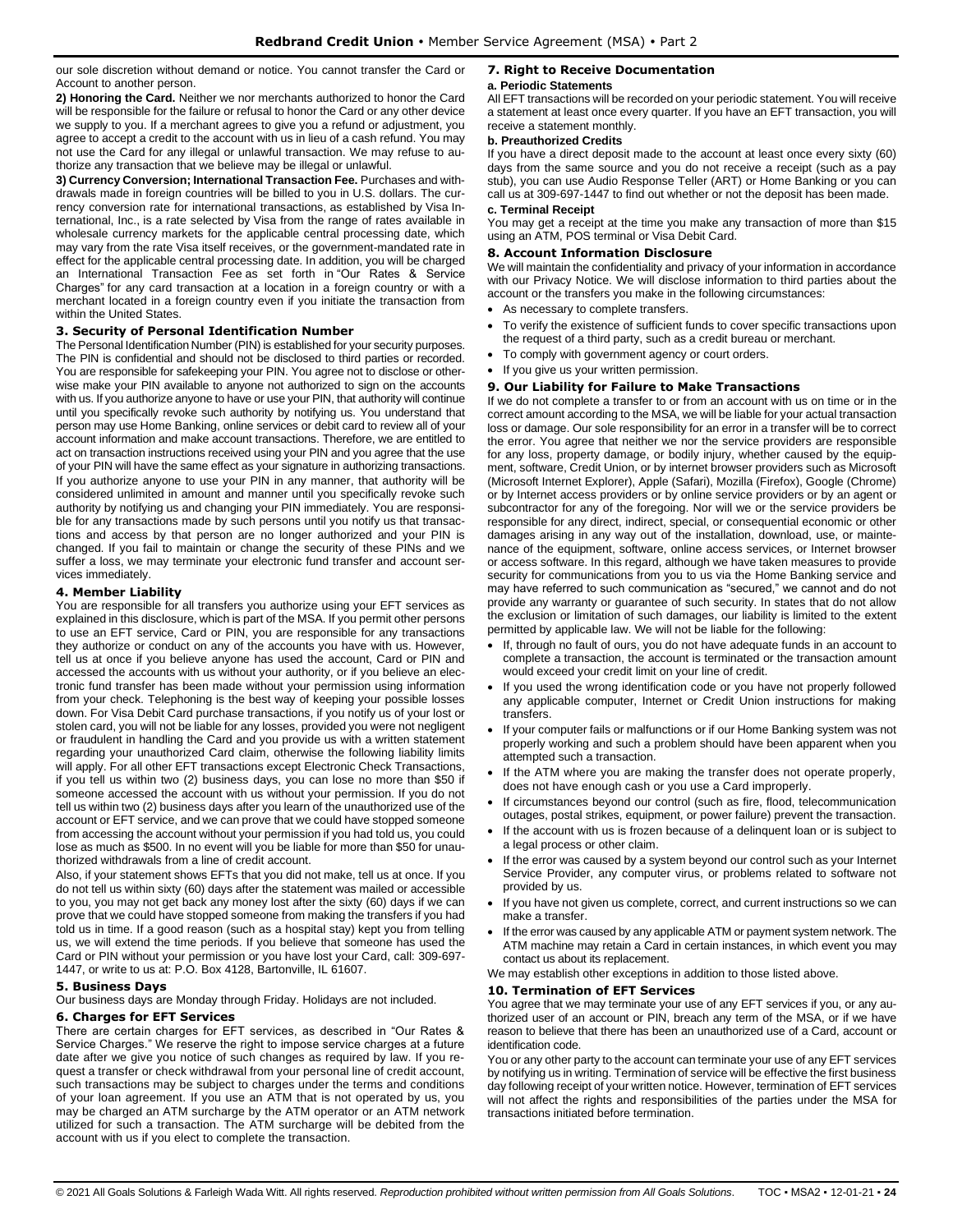our sole discretion without demand or notice. You cannot transfer the Card or Account to another person.

**2) Honoring the Card.** Neither we nor merchants authorized to honor the Card will be responsible for the failure or refusal to honor the Card or any other device we supply to you. If a merchant agrees to give you a refund or adjustment, you agree to accept a credit to the account with us in lieu of a cash refund. You may not use the Card for any illegal or unlawful transaction. We may refuse to authorize any transaction that we believe may be illegal or unlawful.

**3) Currency Conversion; International Transaction Fee.** Purchases and withdrawals made in foreign countries will be billed to you in U.S. dollars. The currency conversion rate for international transactions, as established by Visa International, Inc., is a rate selected by Visa from the range of rates available in wholesale currency markets for the applicable central processing date, which may vary from the rate Visa itself receives, or the government-mandated rate in effect for the applicable central processing date. In addition, you will be charged an International Transaction Fee as set forth in "Our Rates & Service Charges" for any card transaction at a location in a foreign country or with a merchant located in a foreign country even if you initiate the transaction from within the United States.

### 3. Security of Personal Identification Number

The Personal Identification Number (PIN) is established for your security purposes. The PIN is confidential and should not be disclosed to third parties or recorded. You are responsible for safekeeping your PIN. You agree not to disclose or otherwise make your PIN available to anyone not authorized to sign on the accounts with us. If you authorize anyone to have or use your PIN, that authority will continue until you specifically revoke such authority by notifying us. You understand that person may use Home Banking, online services or debit card to review all of your account information and make account transactions. Therefore, we are entitled to act on transaction instructions received using your PIN and you agree that the use of your PIN will have the same effect as your signature in authorizing transactions.

If you authorize anyone to use your PIN in any manner, that authority will be considered unlimited in amount and manner until you specifically revoke such authority by notifying us and changing your PIN immediately. You are responsible for any transactions made by such persons until you notify us that transactions and access by that person are no longer authorized and your PIN is changed. If you fail to maintain or change the security of these PINs and we suffer a loss, we may terminate your electronic fund transfer and account services immediately.

### 4. Member Liability

You are responsible for all transfers you authorize using your EFT services as explained in this disclosure, which is part of the MSA. If you permit other persons to use an EFT service, Card or PIN, you are responsible for any transactions they authorize or conduct on any of the accounts you have with us. However, tell us at once if you believe anyone has used the account, Card or PIN and accessed the accounts with us without your authority, or if you believe an electronic fund transfer has been made without your permission using information from your check. Telephoning is the best way of keeping your possible losses down. For Visa Debit Card purchase transactions, if you notify us of your lost or stolen card, you will not be liable for any losses, provided you were not negligent or fraudulent in handling the Card and you provide us with a written statement regarding your unauthorized Card claim, otherwise the following liability limits will apply. For all other EFT transactions except Electronic Check Transactions, if you tell us within two (2) business days, you can lose no more than $50 if someone accessed the account with us without your permission. If you do not tell us within two (2) business days after you learn of the unauthorized use of the account or EFT service, and we can prove that we could have stopped someone from accessing the account without your permission if you had told us, you could lose as much as $500. In no event will you be liable for more than $50 for unauthorized withdrawals from a line of credit account.

Also, if your statement shows EFTs that you did not make, tell us at once. If you do not tell us within sixty (60) days after the statement was mailed or accessible to you, you may not get back any money lost after the sixty (60) days if we can prove that we could have stopped someone from making the transfers if you had told us in time. If a good reason (such as a hospital stay) kept you from telling us, we will extend the time periods. If you believe that someone has used the Card or PIN without your permission or you have lost your Card, call: 309-697-1447, or write to us at: P.O. Box 4128, Bartonville, IL 61607.

### 5. Business Days

Our business days are Monday through Friday. Holidays are not included.

### 6. Charges for EFT Services

There are certain charges for EFT services, as described in "Our Rates & Service Charges." We reserve the right to impose service charges at a future date after we give you notice of such changes as required by law. If you request a transfer or check withdrawal from your personal line of credit account, such transactions may be subject to charges under the terms and conditions of your loan agreement. If you use an ATM that is not operated by us, you may be charged an ATM surcharge by the ATM operator or an ATM network utilized for such a transaction. The ATM surcharge will be debited from the account with us if you elect to complete the transaction.

### 7. Right to Receive Documentation

**a. Periodic Statements**

All EFT transactions will be recorded on your periodic statement. You will receive a statement at least once every quarter. If you have an EFT transaction, you will receive a statement monthly.

**b. Preauthorized Credits**

If you have a direct deposit made to the account at least once every sixty (60) days from the same source and you do not receive a receipt (such as a pay stub), you can use Audio Response Teller (ART) or Home Banking or you can call us at 309-697-1447 to find out whether or not the deposit has been made.

**c. Terminal Receipt**

You may get a receipt at the time you make any transaction of more than $15 using an ATM, POS terminal or Visa Debit Card.

### 8. Account Information Disclosure

We will maintain the confidentiality and privacy of your information in accordance with our Privacy Notice. We will disclose information to third parties about the account or the transfers you make in the following circumstances:

- As necessary to complete transfers.
- To verify the existence of sufficient funds to cover specific transactions upon the request of a third party, such as a credit bureau or merchant.
- To comply with government agency or court orders.
- If you give us your written permission.

### 9. Our Liability for Failure to Make Transactions

If we do not complete a transfer to or from an account with us on time or in the correct amount according to the MSA, we will be liable for your actual transaction loss or damage. Our sole responsibility for an error in a transfer will be to correct the error. You agree that neither we nor the service providers are responsible for any loss, property damage, or bodily injury, whether caused by the equipment, software, Credit Union, or by internet browser providers such as Microsoft (Microsoft Internet Explorer), Apple (Safari), Mozilla (Firefox), Google (Chrome) or by Internet access providers or by online service providers or by an agent or subcontractor for any of the foregoing. Nor will we or the service providers be responsible for any direct, indirect, special, or consequential economic or other damages arising in any way out of the installation, download, use, or maintenance of the equipment, software, online access services, or Internet browser or access software. In this regard, although we have taken measures to provide security for communications from you to us via the Home Banking service and may have referred to such communication as "secured," we cannot and do not provide any warranty or guarantee of such security. In states that do not allow the exclusion or limitation of such damages, our liability is limited to the extent permitted by applicable law. We will not be liable for the following:

- If, through no fault of ours, you do not have adequate funds in an account to complete a transaction, the account is terminated or the transaction amount would exceed your credit limit on your line of credit.
- If you used the wrong identification code or you have not properly followed any applicable computer, Internet or Credit Union instructions for making transfers.
- If your computer fails or malfunctions or if our Home Banking system was not properly working and such a problem should have been apparent when you attempted such a transaction.
- If the ATM where you are making the transfer does not operate properly, does not have enough cash or you use a Card improperly.
- If circumstances beyond our control (such as fire, flood, telecommunication outages, postal strikes, equipment, or power failure) prevent the transaction.
- If the account with us is frozen because of a delinquent loan or is subject to a legal process or other claim.
- If the error was caused by a system beyond our control such as your Internet Service Provider, any computer virus, or problems related to software not provided by us.
- If you have not given us complete, correct, and current instructions so we can make a transfer.
- If the error was caused by any applicable ATM or payment system network. The ATM machine may retain a Card in certain instances, in which event you may contact us about its replacement.

We may establish other exceptions in addition to those listed above.

### 10. Termination of EFT Services

You agree that we may terminate your use of any EFT services if you, or any authorized user of an account or PIN, breach any term of the MSA, or if we have reason to believe that there has been an unauthorized use of a Card, account or identification code.

You or any other party to the account can terminate your use of any EFT services by notifying us in writing. Termination of service will be effective the first business day following receipt of your written notice. However, termination of EFT services will not affect the rights and responsibilities of the parties under the MSA for transactions initiated before termination.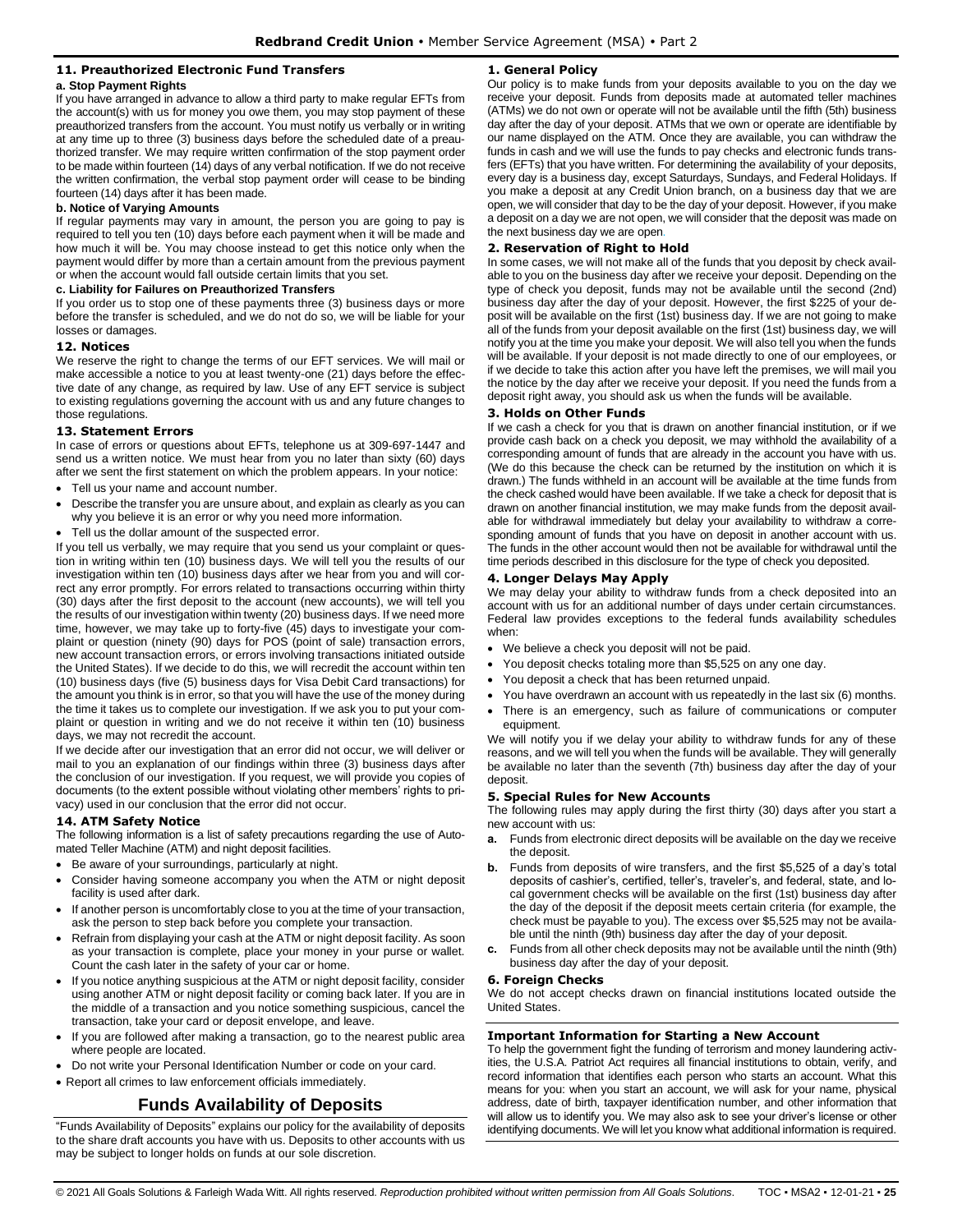### 11. Preauthorized Electronic Fund Transfers

#### a. Stop Payment Rights

If you have arranged in advance to allow a third party to make regular EFTs from the account(s) with us for money you owe them, you may stop payment of these preauthorized transfers from the account. You must notify us verbally or in writing at any time up to three (3) business days before the scheduled date of a preauthorized transfer. We may require written confirmation of the stop payment order to be made within fourteen (14) days of any verbal notification. If we do not receive the written confirmation, the verbal stop payment order will cease to be binding fourteen (14) days after it has been made.

#### b. Notice of Varying Amounts

If regular payments may vary in amount, the person you are going to pay is required to tell you ten (10) days before each payment when it will be made and how much it will be. You may choose instead to get this notice only when the payment would differ by more than a certain amount from the previous payment or when the account would fall outside certain limits that you set.

#### c. Liability for Failures on Preauthorized Transfers

If you order us to stop one of these payments three (3) business days or more before the transfer is scheduled, and we do not do so, we will be liable for your losses or damages.

### 12. Notices

We reserve the right to change the terms of our EFT services. We will mail or make accessible a notice to you at least twenty-one (21) days before the effective date of any change, as required by law. Use of any EFT service is subject to existing regulations governing the account with us and any future changes to those regulations.

### 13. Statement Errors

In case of errors or questions about EFTs, telephone us at 309-697-1447 and send us a written notice. We must hear from you no later than sixty (60) days after we sent the first statement on which the problem appears. In your notice:

- Tell us your name and account number.
- Describe the transfer you are unsure about, and explain as clearly as you can why you believe it is an error or why you need more information.
- Tell us the dollar amount of the suspected error.

If you tell us verbally, we may require that you send us your complaint or question in writing within ten (10) business days. We will tell you the results of our investigation within ten (10) business days after we hear from you and will correct any error promptly. For errors related to transactions occurring within thirty (30) days after the first deposit to the account (new accounts), we will tell you the results of our investigation within twenty (20) business days. If we need more time, however, we may take up to forty-five (45) days to investigate your complaint or question (ninety (90) days for POS (point of sale) transaction errors, new account transaction errors, or errors involving transactions initiated outside the United States). If we decide to do this, we will recredit the account within ten (10) business days (five (5) business days for Visa Debit Card transactions) for the amount you think is in error, so that you will have the use of the money during the time it takes us to complete our investigation. If we ask you to put your complaint or question in writing and we do not receive it within ten (10) business days, we may not recredit the account.

If we decide after our investigation that an error did not occur, we will deliver or mail to you an explanation of our findings within three (3) business days after the conclusion of our investigation. If you request, we will provide you copies of documents (to the extent possible without violating other members' rights to privacy) used in our conclusion that the error did not occur.

### 14. ATM Safety Notice

The following information is a list of safety precautions regarding the use of Automated Teller Machine (ATM) and night deposit facilities.

- Be aware of your surroundings, particularly at night.
- Consider having someone accompany you when the ATM or night deposit facility is used after dark.
- If another person is uncomfortably close to you at the time of your transaction, ask the person to step back before you complete your transaction.
- Refrain from displaying your cash at the ATM or night deposit facility. As soon as your transaction is complete, place your money in your purse or wallet. Count the cash later in the safety of your car or home.
- If you notice anything suspicious at the ATM or night deposit facility, consider using another ATM or night deposit facility or coming back later. If you are in the middle of a transaction and you notice something suspicious, cancel the transaction, take your card or deposit envelope, and leave.
- If you are followed after making a transaction, go to the nearest public area where people are located.
- Do not write your Personal Identification Number or code on your card.
- Report all crimes to law enforcement officials immediately.

## Funds Availability of Deposits

"Funds Availability of Deposits" explains our policy for the availability of deposits to the share draft accounts you have with us. Deposits to other accounts with us may be subject to longer holds on funds at our sole discretion.

### 1. General Policy

Our policy is to make funds from your deposits available to you on the day we receive your deposit. Funds from deposits made at automated teller machines (ATMs) we do not own or operate will not be available until the fifth (5th) business day after the day of your deposit. ATMs that we own or operate are identifiable by our name displayed on the ATM. Once they are available, you can withdraw the funds in cash and we will use the funds to pay checks and electronic funds transfers (EFTs) that you have written. For determining the availability of your deposits, every day is a business day, except Saturdays, Sundays, and Federal Holidays. If you make a deposit at any Credit Union branch, on a business day that we are open, we will consider that day to be the day of your deposit. However, if you make a deposit on a day we are not open, we will consider that the deposit was made on the next business day we are open.

### 2. Reservation of Right to Hold

In some cases, we will not make all of the funds that you deposit by check available to you on the business day after we receive your deposit. Depending on the type of check you deposit, funds may not be available until the second (2nd) business day after the day of your deposit. However, the first $225 of your deposit will be available on the first (1st) business day. If we are not going to make all of the funds from your deposit available on the first (1st) business day, we will notify you at the time you make your deposit. We will also tell you when the funds will be available. If your deposit is not made directly to one of our employees, or if we decide to take this action after you have left the premises, we will mail you the notice by the day after we receive your deposit. If you need the funds from a deposit right away, you should ask us when the funds will be available.

### 3. Holds on Other Funds

If we cash a check for you that is drawn on another financial institution, or if we provide cash back on a check you deposit, we may withhold the availability of a corresponding amount of funds that are already in the account you have with us. (We do this because the check can be returned by the institution on which it is drawn.) The funds withheld in an account will be available at the time funds from the check cashed would have been available. If we take a check for deposit that is drawn on another financial institution, we may make funds from the deposit available for withdrawal immediately but delay your availability to withdraw a corresponding amount of funds that you have on deposit in another account with us. The funds in the other account would then not be available for withdrawal until the time periods described in this disclosure for the type of check you deposited.

### 4. Longer Delays May Apply

We may delay your ability to withdraw funds from a check deposited into an account with us for an additional number of days under certain circumstances. Federal law provides exceptions to the federal funds availability schedules when:

- We believe a check you deposit will not be paid.
- You deposit checks totaling more than $5,525 on any one day.
- You deposit a check that has been returned unpaid.
- You have overdrawn an account with us repeatedly in the last six (6) months.
- There is an emergency, such as failure of communications or computer equipment.

We will notify you if we delay your ability to withdraw funds for any of these reasons, and we will tell you when the funds will be available. They will generally be available no later than the seventh (7th) business day after the day of your deposit.

### 5. Special Rules for New Accounts

The following rules may apply during the first thirty (30) days after you start a new account with us:

**a.** Funds from electronic direct deposits will be available on the day we receive the deposit.

**b.** Funds from deposits of wire transfers, and the first $5,525 of a day's total deposits of cashier's, certified, teller's, traveler's, and federal, state, and local government checks will be available on the first (1st) business day after the day of the deposit if the deposit meets certain criteria (for example, the check must be payable to you). The excess over $5,525 may not be available until the ninth (9th) business day after the day of your deposit.

**c.** Funds from all other check deposits may not be available until the ninth (9th) business day after the day of your deposit.

### 6. Foreign Checks

We do not accept checks drawn on financial institutions located outside the United States.

### Important Information for Starting a New Account

To help the government fight the funding of terrorism and money laundering activities, the U.S.A. Patriot Act requires all financial institutions to obtain, verify, and record information that identifies each person who starts an account. What this means for you: when you start an account, we will ask for your name, physical address, date of birth, taxpayer identification number, and other information that will allow us to identify you. We may also ask to see your driver's license or other identifying documents. We will let you know what additional information is required.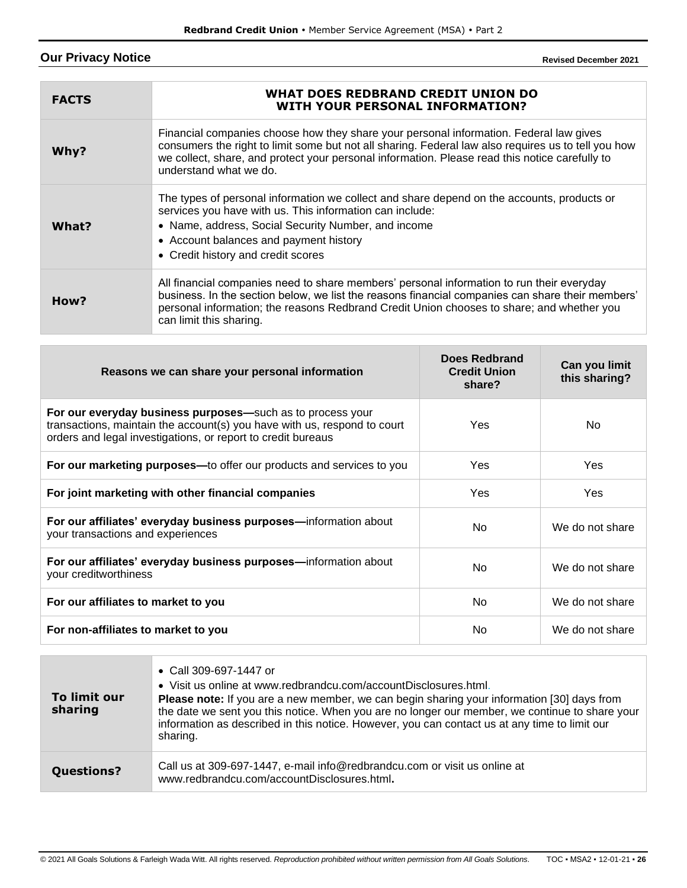## Our Privacy Notice

**Revised December 2021**

| **FACTS** | **WHAT DOES REDBRAND CREDIT UNION DO WITH YOUR PERSONAL INFORMATION?** |
|---|---|
| **Why?** | Financial companies choose how they share your personal information. Federal law gives consumers the right to limit some but not all sharing. Federal law also requires us to tell you how we collect, share, and protect your personal information. Please read this notice carefully to understand what we do. |
| **What?** | The types of personal information we collect and share depend on the accounts, products or services you have with us. This information can include:<br>• Name, address, Social Security Number, and income<br>• Account balances and payment history<br>• Credit history and credit scores |
| **How?** | All financial companies need to share members' personal information to run their everyday business. In the section below, we list the reasons financial companies can share their members' personal information; the reasons Redbrand Credit Union chooses to share; and whether you can limit this sharing. |

| **Reasons we can share your personal information** | **Does Redbrand Credit Union share?** | **Can you limit this sharing?** |
|---|---|---|
| **For our everyday business purposes—**such as to process your transactions, maintain the account(s) you have with us, respond to court orders and legal investigations, or report to credit bureaus | Yes | No |
| **For our marketing purposes—**to offer our products and services to you | Yes | Yes |
| **For joint marketing with other financial companies** | Yes | Yes |
| **For our affiliates' everyday business purposes—**information about your transactions and experiences | No | We do not share |
| **For our affiliates' everyday business purposes—**information about your creditworthiness | No | We do not share |
| **For our affiliates to market to you** | No | We do not share |
| **For non-affiliates to market to you** | No | We do not share |

| | |
|---|---|
| **To limit our sharing** | • Call 309-697-1447 or<br>• Visit us online at www.redbrandcu.com/accountDisclosures.html.<br>**Please note:** If you are a new member, we can begin sharing your information [30] days from the date we sent you this notice. When you are no longer our member, we continue to share your information as described in this notice. However, you can contact us at any time to limit our sharing. |
| **Questions?** | Call us at 309-697-1447, e-mail info@redbrandcu.com or visit us online at www.redbrandcu.com/accountDisclosures.html**.** |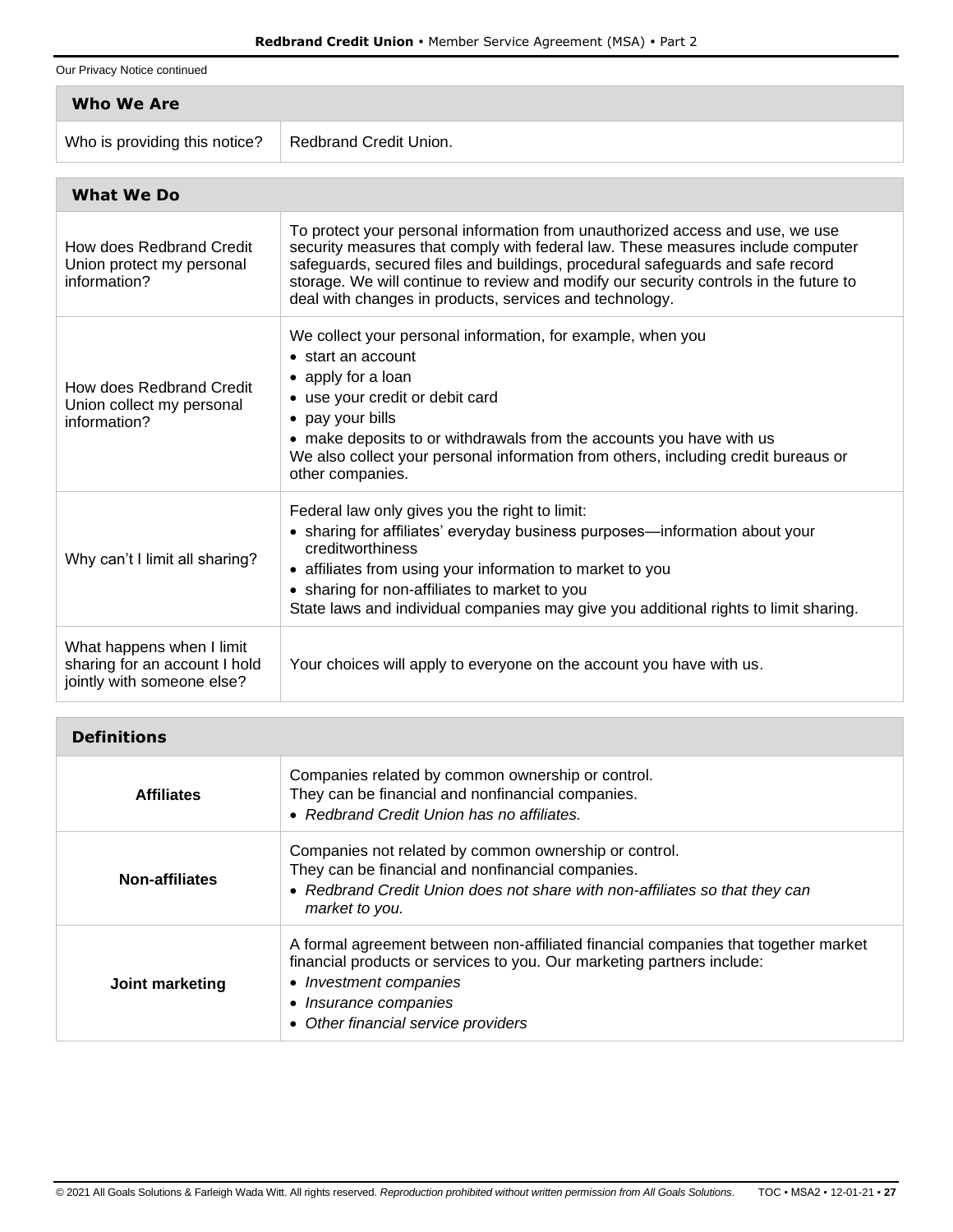Our Privacy Notice continued

| Who We Are | |
|---|---|
| Who is providing this notice? | Redbrand Credit Union. |

| What We Do | |
|---|---|
| How does Redbrand Credit Union protect my personal information? | To protect your personal information from unauthorized access and use, we use security measures that comply with federal law. These measures include computer safeguards, secured files and buildings, procedural safeguards and safe record storage. We will continue to review and modify our security controls in the future to deal with changes in products, services and technology. |
| How does Redbrand Credit Union collect my personal information? | We collect your personal information, for example, when you<br>• start an account<br>• apply for a loan<br>• use your credit or debit card<br>• pay your bills<br>• make deposits to or withdrawals from the accounts you have with us<br>We also collect your personal information from others, including credit bureaus or other companies. |
| Why can't I limit all sharing? | Federal law only gives you the right to limit:<br>• sharing for affiliates' everyday business purposes—information about your creditworthiness<br>• affiliates from using your information to market to you<br>• sharing for non-affiliates to market to you<br>State laws and individual companies may give you additional rights to limit sharing. |
| What happens when I limit sharing for an account I hold jointly with someone else? | Your choices will apply to everyone on the account you have with us. |

| Definitions | |
|---|---|
| **Affiliates** | Companies related by common ownership or control.<br>They can be financial and nonfinancial companies.<br>• *Redbrand Credit Union has no affiliates.* |
| **Non-affiliates** | Companies not related by common ownership or control.<br>They can be financial and nonfinancial companies.<br>• *Redbrand Credit Union does not share with non-affiliates so that they can market to you.* |
| **Joint marketing** | A formal agreement between non-affiliated financial companies that together market financial products or services to you. Our marketing partners include:<br>• *Investment companies*<br>• *Insurance companies*<br>• *Other financial service providers* |